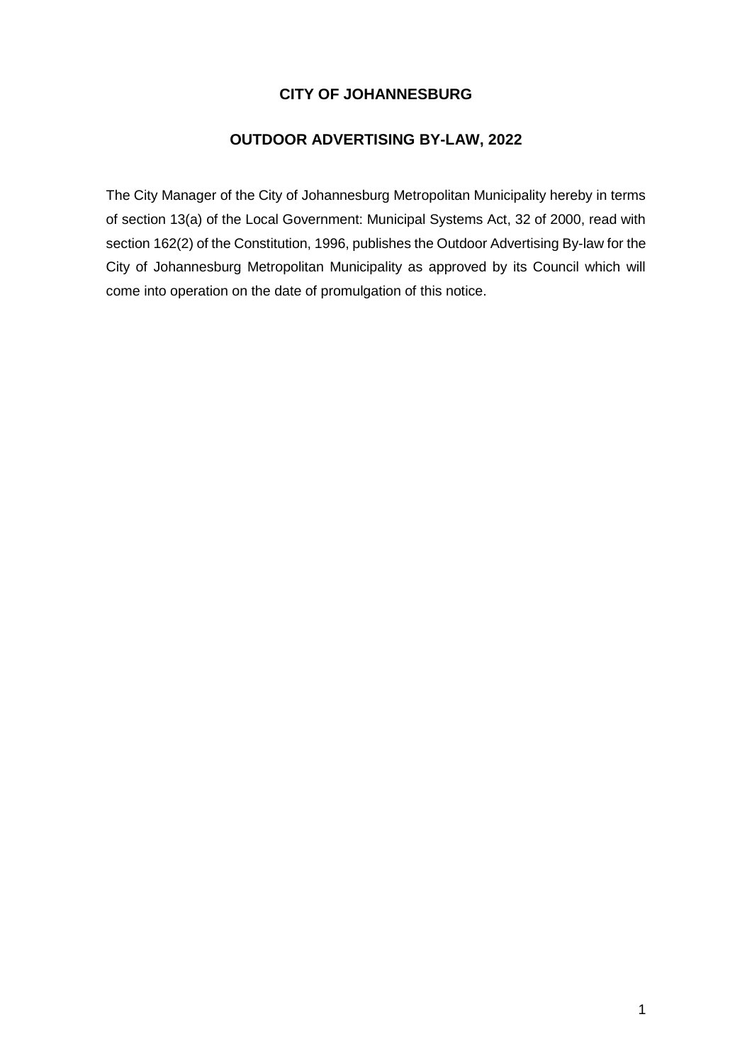# CITY OF JOHANNESBURG

## OUTDOOR ADVERTISING BY-LAW, 2022

The City Manager of the City of Johannesburg Metropolitan Municipality hereby in terms of section 13(a) of the Local Government: Municipal Systems Act, 32 of 2000, read with section 162(2) of the Constitution, 1996, publishes the Outdoor Advertising By-law for the City of Johannesburg Metropolitan Municipality as approved by its Council which will come into operation on the date of promulgation of this notice.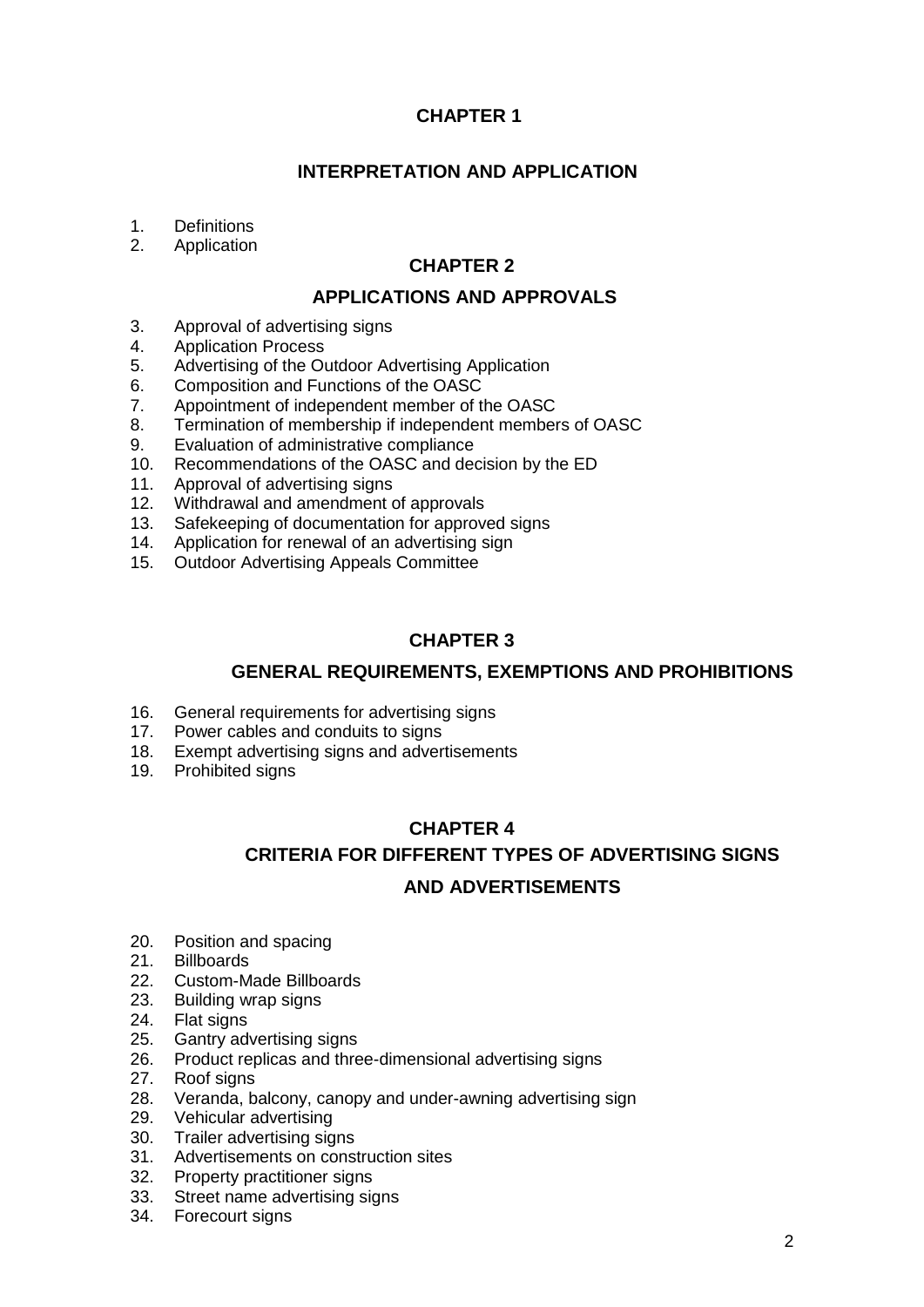## CHAPTER 1

## INTERPRETATION AND APPLICATION

1. Definitions
2. Application

## CHAPTER 2

## APPLICATIONS AND APPROVALS

3. Approval of advertising signs
4. Application Process
5. Advertising of the Outdoor Advertising Application
6. Composition and Functions of the OASC
7. Appointment of independent member of the OASC
8. Termination of membership if independent members of OASC
9. Evaluation of administrative compliance
10. Recommendations of the OASC and decision by the ED
11. Approval of advertising signs
12. Withdrawal and amendment of approvals
13. Safekeeping of documentation for approved signs
14. Application for renewal of an advertising sign
15. Outdoor Advertising Appeals Committee

## CHAPTER 3

## GENERAL REQUIREMENTS, EXEMPTIONS AND PROHIBITIONS

16. General requirements for advertising signs
17. Power cables and conduits to signs
18. Exempt advertising signs and advertisements
19. Prohibited signs

## CHAPTER 4

## CRITERIA FOR DIFFERENT TYPES OF ADVERTISING SIGNS AND ADVERTISEMENTS

20. Position and spacing
21. Billboards
22. Custom-Made Billboards
23. Building wrap signs
24. Flat signs
25. Gantry advertising signs
26. Product replicas and three-dimensional advertising signs
27. Roof signs
28. Veranda, balcony, canopy and under-awning advertising sign
29. Vehicular advertising
30. Trailer advertising signs
31. Advertisements on construction sites
32. Property practitioner signs
33. Street name advertising signs
34. Forecourt signs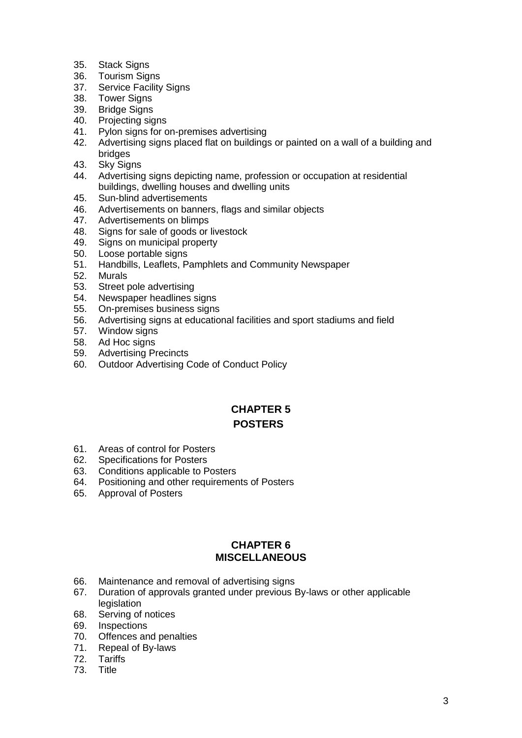35. Stack Signs
36. Tourism Signs
37. Service Facility Signs
38. Tower Signs
39. Bridge Signs
40. Projecting signs
41. Pylon signs for on-premises advertising
42. Advertising signs placed flat on buildings or painted on a wall of a building and bridges
43. Sky Signs
44. Advertising signs depicting name, profession or occupation at residential buildings, dwelling houses and dwelling units
45. Sun-blind advertisements
46. Advertisements on banners, flags and similar objects
47. Advertisements on blimps
48. Signs for sale of goods or livestock
49. Signs on municipal property
50. Loose portable signs
51. Handbills, Leaflets, Pamphlets and Community Newspaper
52. Murals
53. Street pole advertising
54. Newspaper headlines signs
55. On-premises business signs
56. Advertising signs at educational facilities and sport stadiums and field
57. Window signs
58. Ad Hoc signs
59. Advertising Precincts
60. Outdoor Advertising Code of Conduct Policy

## CHAPTER 5
## POSTERS

61. Areas of control for Posters
62. Specifications for Posters
63. Conditions applicable to Posters
64. Positioning and other requirements of Posters
65. Approval of Posters

## CHAPTER 6
## MISCELLANEOUS

66. Maintenance and removal of advertising signs
67. Duration of approvals granted under previous By-laws or other applicable legislation
68. Serving of notices
69. Inspections
70. Offences and penalties
71. Repeal of By-laws
72. Tariffs
73. Title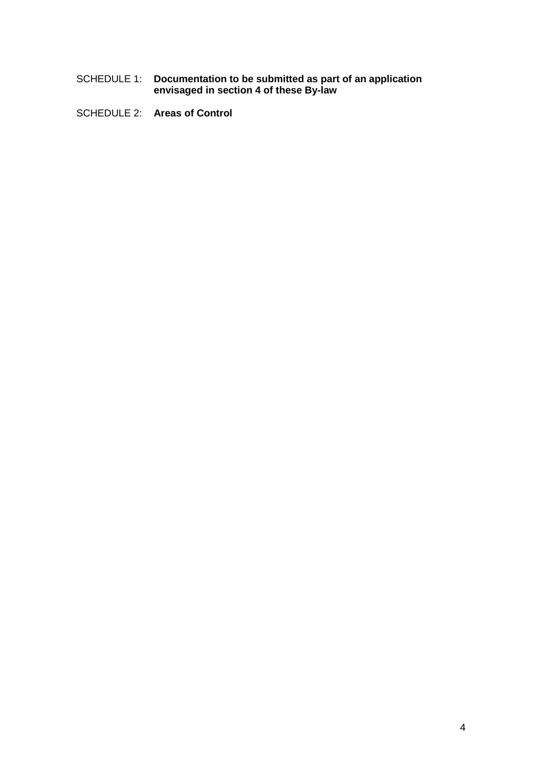SCHEDULE 1: **Documentation to be submitted as part of an application envisaged in section 4 of these By-law**

SCHEDULE 2: **Areas of Control**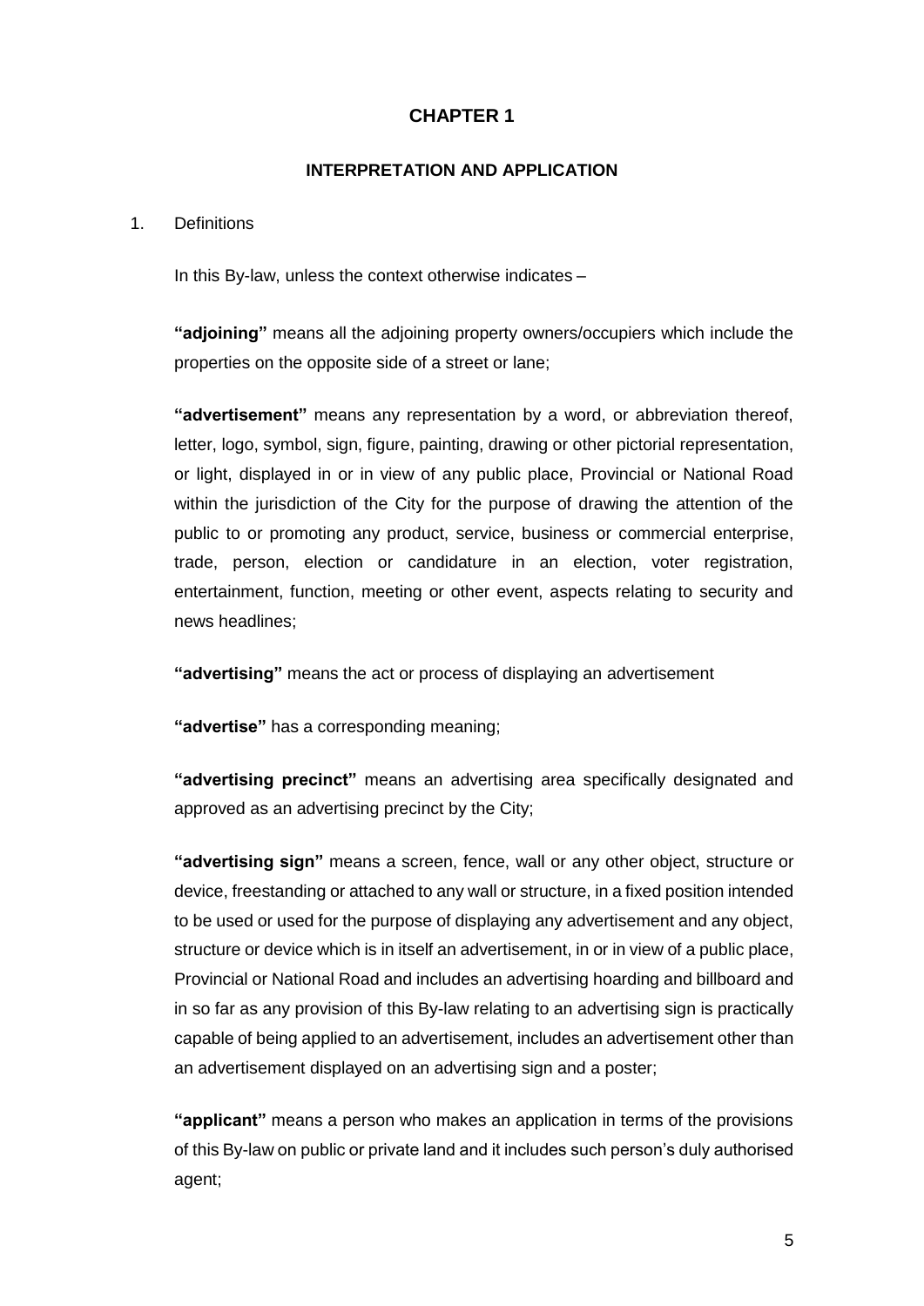# CHAPTER 1

## INTERPRETATION AND APPLICATION

1. Definitions

In this By-law, unless the context otherwise indicates –

**"adjoining"** means all the adjoining property owners/occupiers which include the properties on the opposite side of a street or lane;

**"advertisement"** means any representation by a word, or abbreviation thereof, letter, logo, symbol, sign, figure, painting, drawing or other pictorial representation, or light, displayed in or in view of any public place, Provincial or National Road within the jurisdiction of the City for the purpose of drawing the attention of the public to or promoting any product, service, business or commercial enterprise, trade, person, election or candidature in an election, voter registration, entertainment, function, meeting or other event, aspects relating to security and news headlines;

**"advertising"** means the act or process of displaying an advertisement

**"advertise"** has a corresponding meaning;

**"advertising precinct"** means an advertising area specifically designated and approved as an advertising precinct by the City;

**"advertising sign"** means a screen, fence, wall or any other object, structure or device, freestanding or attached to any wall or structure, in a fixed position intended to be used or used for the purpose of displaying any advertisement and any object, structure or device which is in itself an advertisement, in or in view of a public place, Provincial or National Road and includes an advertising hoarding and billboard and in so far as any provision of this By-law relating to an advertising sign is practically capable of being applied to an advertisement, includes an advertisement other than an advertisement displayed on an advertising sign and a poster;

**"applicant"** means a person who makes an application in terms of the provisions of this By-law on public or private land and it includes such person's duly authorised agent;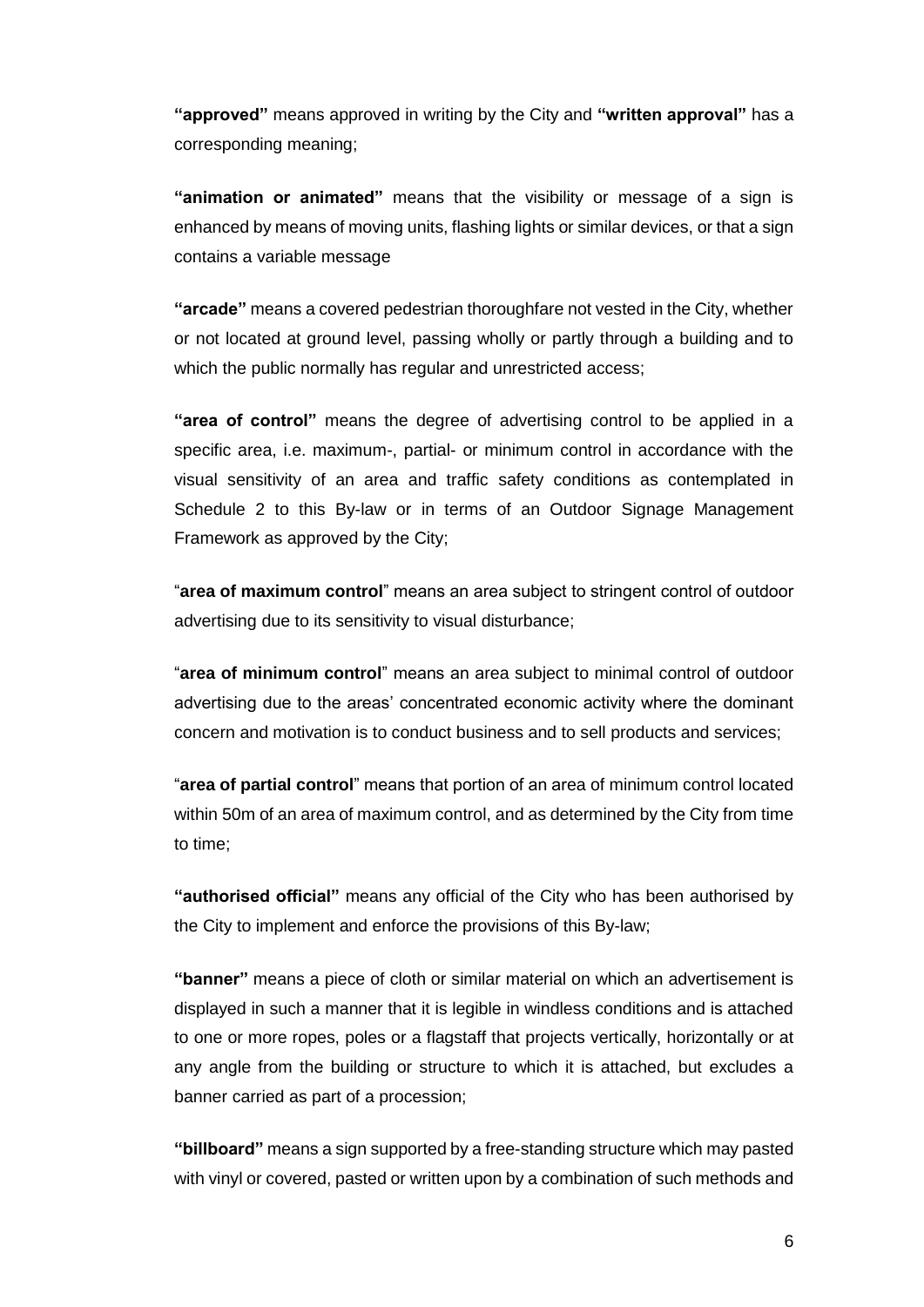**“approved”** means approved in writing by the City and **“written approval”** has a corresponding meaning;

**“animation or animated”** means that the visibility or message of a sign is enhanced by means of moving units, flashing lights or similar devices, or that a sign contains a variable message

**“arcade”** means a covered pedestrian thoroughfare not vested in the City, whether or not located at ground level, passing wholly or partly through a building and to which the public normally has regular and unrestricted access;

**“area of control”** means the degree of advertising control to be applied in a specific area, i.e. maximum-, partial- or minimum control in accordance with the visual sensitivity of an area and traffic safety conditions as contemplated in Schedule 2 to this By-law or in terms of an Outdoor Signage Management Framework as approved by the City;

“**area of maximum control**” means an area subject to stringent control of outdoor advertising due to its sensitivity to visual disturbance;

“**area of minimum control**” means an area subject to minimal control of outdoor advertising due to the areas’ concentrated economic activity where the dominant concern and motivation is to conduct business and to sell products and services;

“**area of partial control**” means that portion of an area of minimum control located within 50m of an area of maximum control, and as determined by the City from time to time;

**“authorised official”** means any official of the City who has been authorised by the City to implement and enforce the provisions of this By-law;

**“banner”** means a piece of cloth or similar material on which an advertisement is displayed in such a manner that it is legible in windless conditions and is attached to one or more ropes, poles or a flagstaff that projects vertically, horizontally or at any angle from the building or structure to which it is attached, but excludes a banner carried as part of a procession;

**“billboard”** means a sign supported by a free-standing structure which may pasted with vinyl or covered, pasted or written upon by a combination of such methods and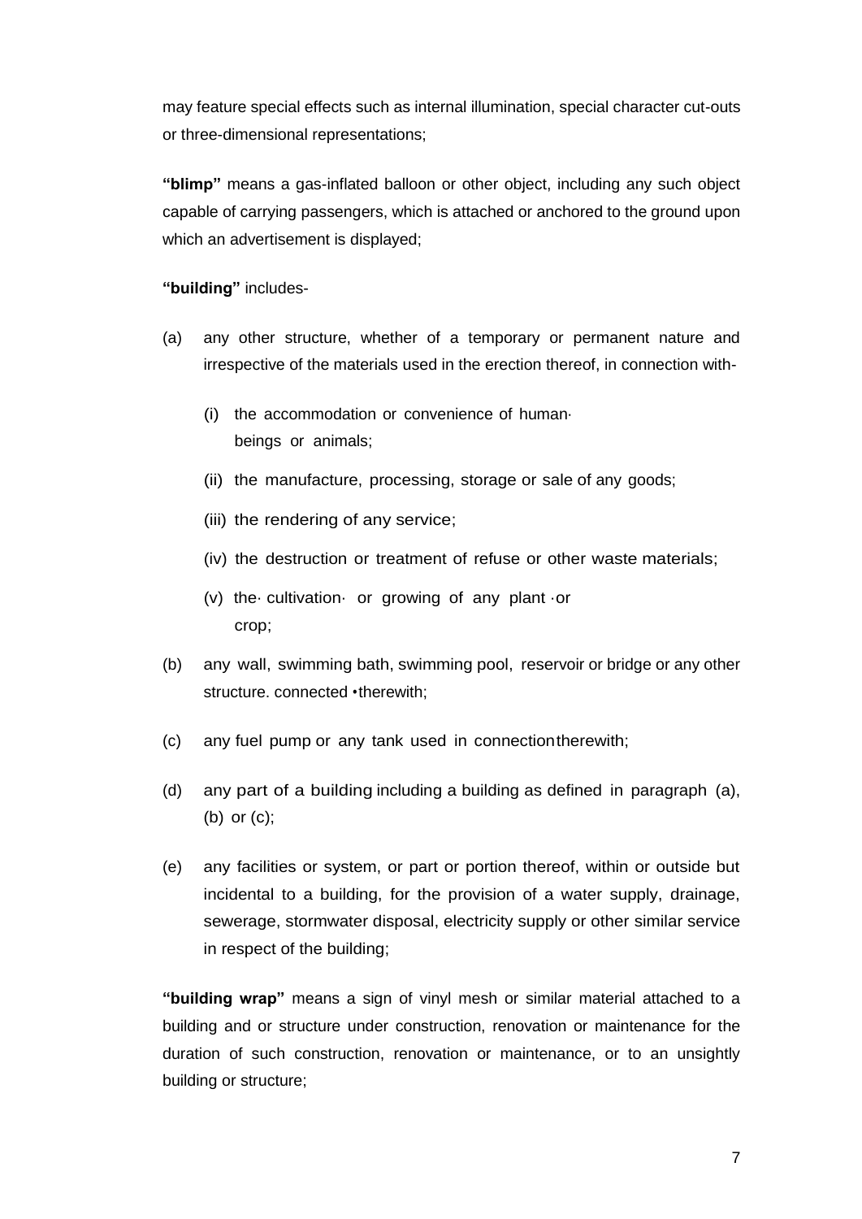may feature special effects such as internal illumination, special character cut-outs or three-dimensional representations;

**"blimp"** means a gas-inflated balloon or other object, including any such object capable of carrying passengers, which is attached or anchored to the ground upon which an advertisement is displayed;

**"building"** includes-

(a) any other structure, whether of a temporary or permanent nature and irrespective of the materials used in the erection thereof, in connection with-

  (i) the accommodation or convenience of human· beings or animals;

  (ii) the manufacture, processing, storage or sale of any goods;

  (iii) the rendering of any service;

  (iv) the destruction or treatment of refuse or other waste materials;

  (v) the· cultivation· or growing of any plant ·or crop;

(b) any wall, swimming bath, swimming pool, reservoir or bridge or any other structure. connected •therewith;

(c) any fuel pump or any tank used in connectiontherewith;

(d) any part of a building including a building as defined in paragraph (a), (b) or (c);

(e) any facilities or system, or part or portion thereof, within or outside but incidental to a building, for the provision of a water supply, drainage, sewerage, stormwater disposal, electricity supply or other similar service in respect of the building;

**"building wrap"** means a sign of vinyl mesh or similar material attached to a building and or structure under construction, renovation or maintenance for the duration of such construction, renovation or maintenance, or to an unsightly building or structure;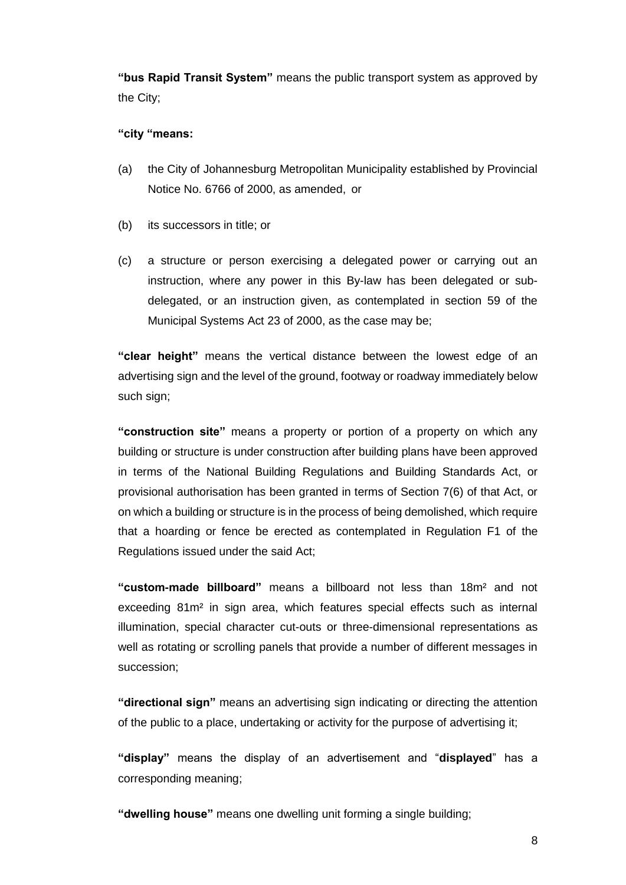**"bus Rapid Transit System"** means the public transport system as approved by the City;

**"city "means:**

(a) the City of Johannesburg Metropolitan Municipality established by Provincial Notice No. 6766 of 2000, as amended, or

(b) its successors in title; or

(c) a structure or person exercising a delegated power or carrying out an instruction, where any power in this By-law has been delegated or sub-delegated, or an instruction given, as contemplated in section 59 of the Municipal Systems Act 23 of 2000, as the case may be;

**"clear height"** means the vertical distance between the lowest edge of an advertising sign and the level of the ground, footway or roadway immediately below such sign;

**"construction site"** means a property or portion of a property on which any building or structure is under construction after building plans have been approved in terms of the National Building Regulations and Building Standards Act, or provisional authorisation has been granted in terms of Section 7(6) of that Act, or on which a building or structure is in the process of being demolished, which require that a hoarding or fence be erected as contemplated in Regulation F1 of the Regulations issued under the said Act;

**"custom-made billboard"** means a billboard not less than 18m² and not exceeding 81m² in sign area, which features special effects such as internal illumination, special character cut-outs or three-dimensional representations as well as rotating or scrolling panels that provide a number of different messages in succession;

**"directional sign"** means an advertising sign indicating or directing the attention of the public to a place, undertaking or activity for the purpose of advertising it;

**"display"** means the display of an advertisement and "**displayed**" has a corresponding meaning;

**"dwelling house"** means one dwelling unit forming a single building;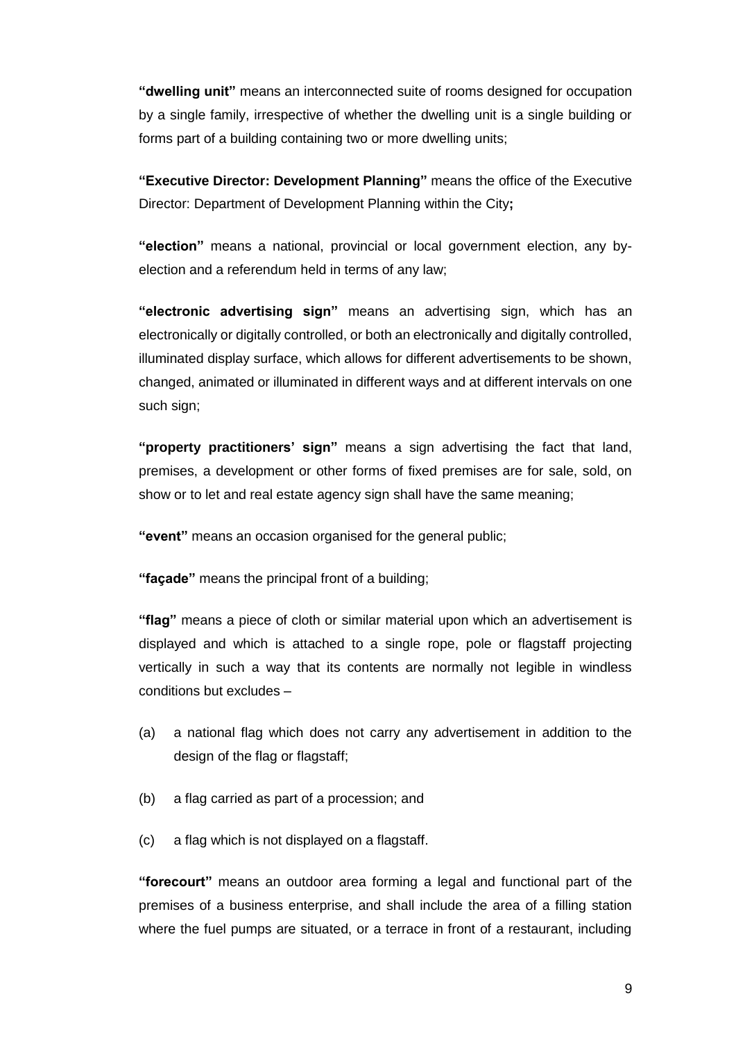**"dwelling unit"** means an interconnected suite of rooms designed for occupation by a single family, irrespective of whether the dwelling unit is a single building or forms part of a building containing two or more dwelling units;

**"Executive Director: Development Planning"** means the office of the Executive Director: Department of Development Planning within the City**;**

**"election"** means a national, provincial or local government election, any by-election and a referendum held in terms of any law;

**"electronic advertising sign"** means an advertising sign, which has an electronically or digitally controlled, or both an electronically and digitally controlled, illuminated display surface, which allows for different advertisements to be shown, changed, animated or illuminated in different ways and at different intervals on one such sign;

**"property practitioners' sign"** means a sign advertising the fact that land, premises, a development or other forms of fixed premises are for sale, sold, on show or to let and real estate agency sign shall have the same meaning;

**"event"** means an occasion organised for the general public;

**"façade"** means the principal front of a building;

**"flag"** means a piece of cloth or similar material upon which an advertisement is displayed and which is attached to a single rope, pole or flagstaff projecting vertically in such a way that its contents are normally not legible in windless conditions but excludes –

(a) a national flag which does not carry any advertisement in addition to the design of the flag or flagstaff;

(b) a flag carried as part of a procession; and

(c) a flag which is not displayed on a flagstaff.

**"forecourt"** means an outdoor area forming a legal and functional part of the premises of a business enterprise, and shall include the area of a filling station where the fuel pumps are situated, or a terrace in front of a restaurant, including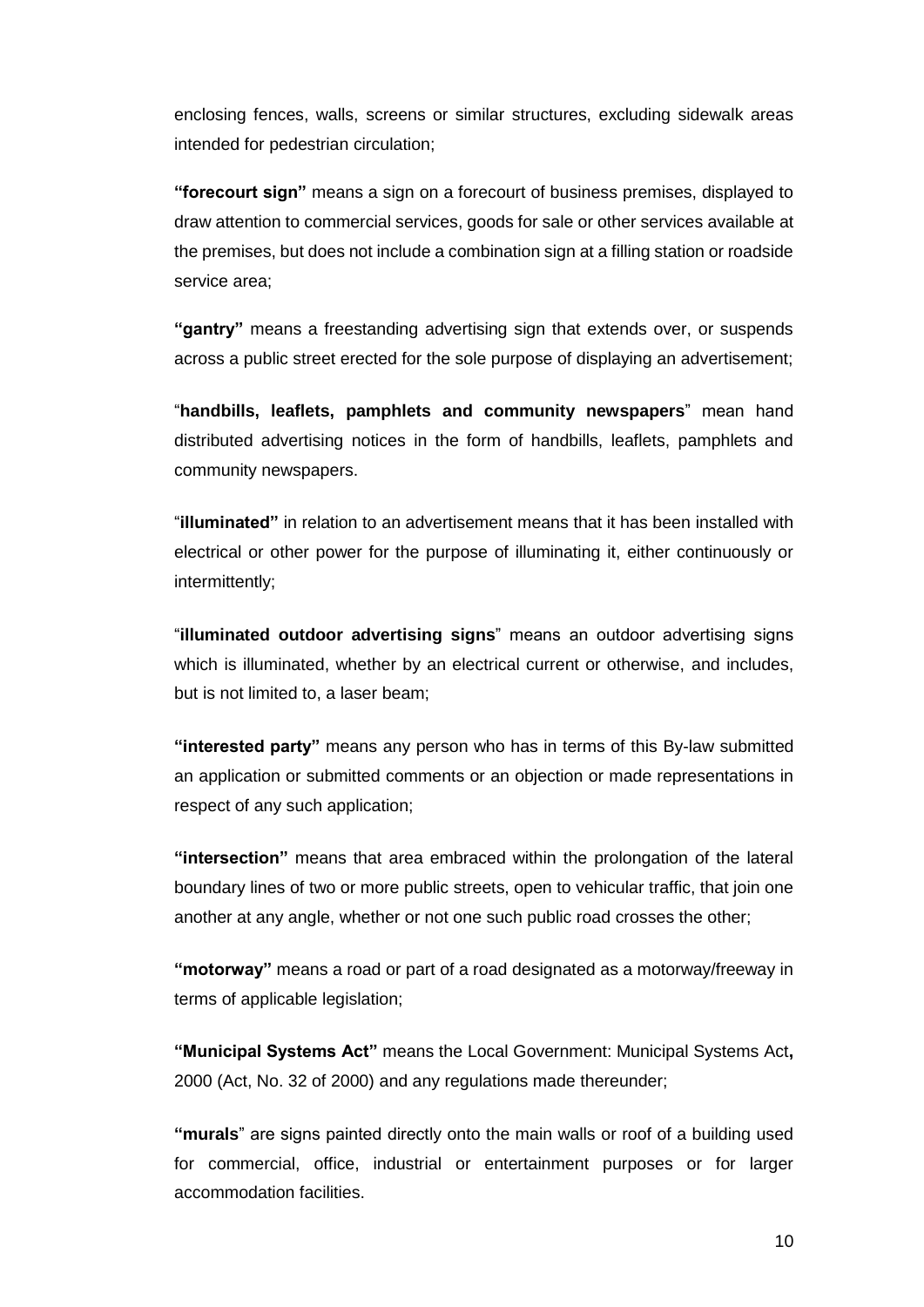enclosing fences, walls, screens or similar structures, excluding sidewalk areas intended for pedestrian circulation;

**"forecourt sign"** means a sign on a forecourt of business premises, displayed to draw attention to commercial services, goods for sale or other services available at the premises, but does not include a combination sign at a filling station or roadside service area;

**"gantry"** means a freestanding advertising sign that extends over, or suspends across a public street erected for the sole purpose of displaying an advertisement;

"**handbills, leaflets, pamphlets and community newspapers**" mean hand distributed advertising notices in the form of handbills, leaflets, pamphlets and community newspapers.

"**illuminated"** in relation to an advertisement means that it has been installed with electrical or other power for the purpose of illuminating it, either continuously or intermittently;

"**illuminated outdoor advertising signs**" means an outdoor advertising signs which is illuminated, whether by an electrical current or otherwise, and includes, but is not limited to, a laser beam;

**"interested party"** means any person who has in terms of this By-law submitted an application or submitted comments or an objection or made representations in respect of any such application;

**"intersection"** means that area embraced within the prolongation of the lateral boundary lines of two or more public streets, open to vehicular traffic, that join one another at any angle, whether or not one such public road crosses the other;

**"motorway"** means a road or part of a road designated as a motorway/freeway in terms of applicable legislation;

**"Municipal Systems Act"** means the Local Government: Municipal Systems Act**,** 2000 (Act, No. 32 of 2000) and any regulations made thereunder;

**"murals**" are signs painted directly onto the main walls or roof of a building used for commercial, office, industrial or entertainment purposes or for larger accommodation facilities.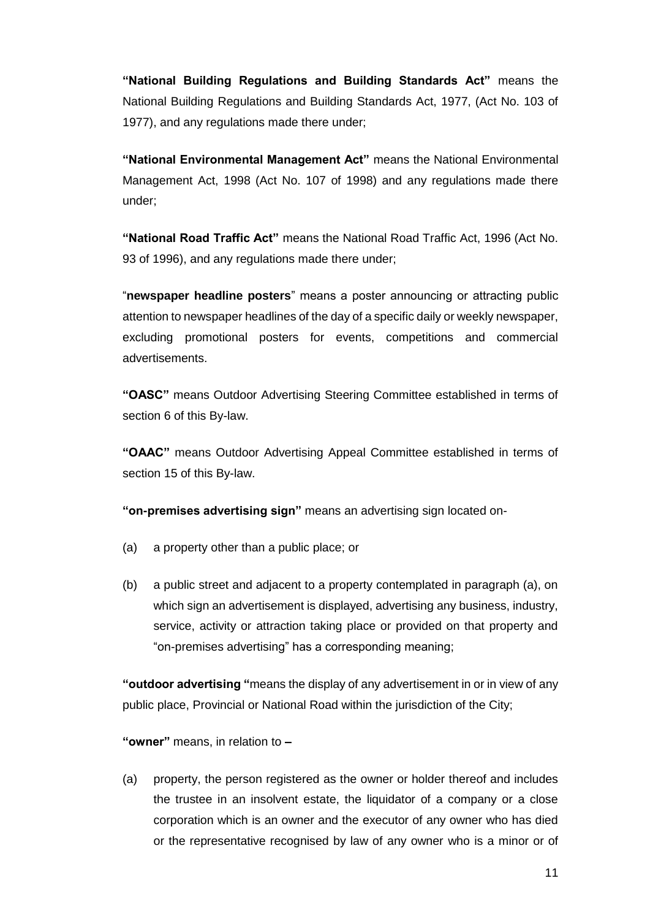**"National Building Regulations and Building Standards Act"** means the National Building Regulations and Building Standards Act, 1977, (Act No. 103 of 1977), and any regulations made there under;

**"National Environmental Management Act"** means the National Environmental Management Act, 1998 (Act No. 107 of 1998) and any regulations made there under;

**"National Road Traffic Act"** means the National Road Traffic Act, 1996 (Act No. 93 of 1996), and any regulations made there under;

"**newspaper headline posters**" means a poster announcing or attracting public attention to newspaper headlines of the day of a specific daily or weekly newspaper, excluding promotional posters for events, competitions and commercial advertisements.

**"OASC"** means Outdoor Advertising Steering Committee established in terms of section 6 of this By-law.

**"OAAC"** means Outdoor Advertising Appeal Committee established in terms of section 15 of this By-law.

**"on-premises advertising sign"** means an advertising sign located on-

(a) a property other than a public place; or

(b) a public street and adjacent to a property contemplated in paragraph (a), on which sign an advertisement is displayed, advertising any business, industry, service, activity or attraction taking place or provided on that property and "on-premises advertising" has a corresponding meaning;

**"outdoor advertising "**means the display of any advertisement in or in view of any public place, Provincial or National Road within the jurisdiction of the City;

**"owner"** means, in relation to **–**

(a) property, the person registered as the owner or holder thereof and includes the trustee in an insolvent estate, the liquidator of a company or a close corporation which is an owner and the executor of any owner who has died or the representative recognised by law of any owner who is a minor or of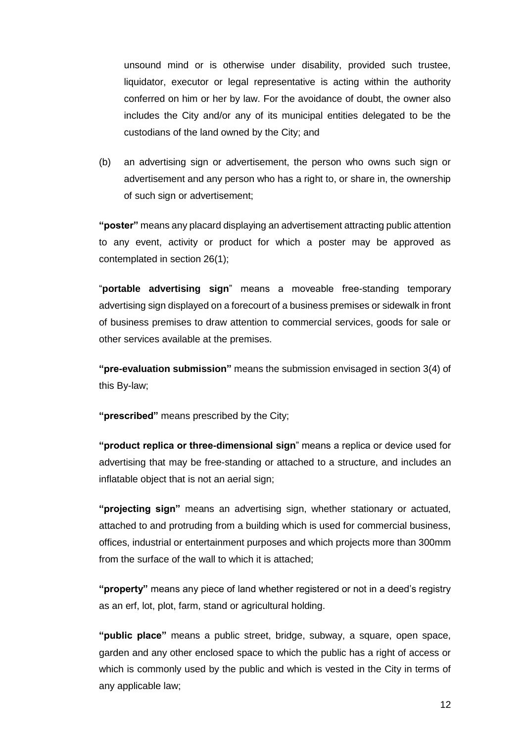unsound mind or is otherwise under disability, provided such trustee, liquidator, executor or legal representative is acting within the authority conferred on him or her by law. For the avoidance of doubt, the owner also includes the City and/or any of its municipal entities delegated to be the custodians of the land owned by the City; and

(b) an advertising sign or advertisement, the person who owns such sign or advertisement and any person who has a right to, or share in, the ownership of such sign or advertisement;

**"poster"** means any placard displaying an advertisement attracting public attention to any event, activity or product for which a poster may be approved as contemplated in section 26(1);

"**portable advertising sign**" means a moveable free-standing temporary advertising sign displayed on a forecourt of a business premises or sidewalk in front of business premises to draw attention to commercial services, goods for sale or other services available at the premises.

**"pre-evaluation submission"** means the submission envisaged in section 3(4) of this By-law;

**"prescribed"** means prescribed by the City;

**"product replica or three-dimensional sign**" means a replica or device used for advertising that may be free-standing or attached to a structure, and includes an inflatable object that is not an aerial sign;

**"projecting sign"** means an advertising sign, whether stationary or actuated, attached to and protruding from a building which is used for commercial business, offices, industrial or entertainment purposes and which projects more than 300mm from the surface of the wall to which it is attached;

**"property"** means any piece of land whether registered or not in a deed's registry as an erf, lot, plot, farm, stand or agricultural holding.

**"public place"** means a public street, bridge, subway, a square, open space, garden and any other enclosed space to which the public has a right of access or which is commonly used by the public and which is vested in the City in terms of any applicable law;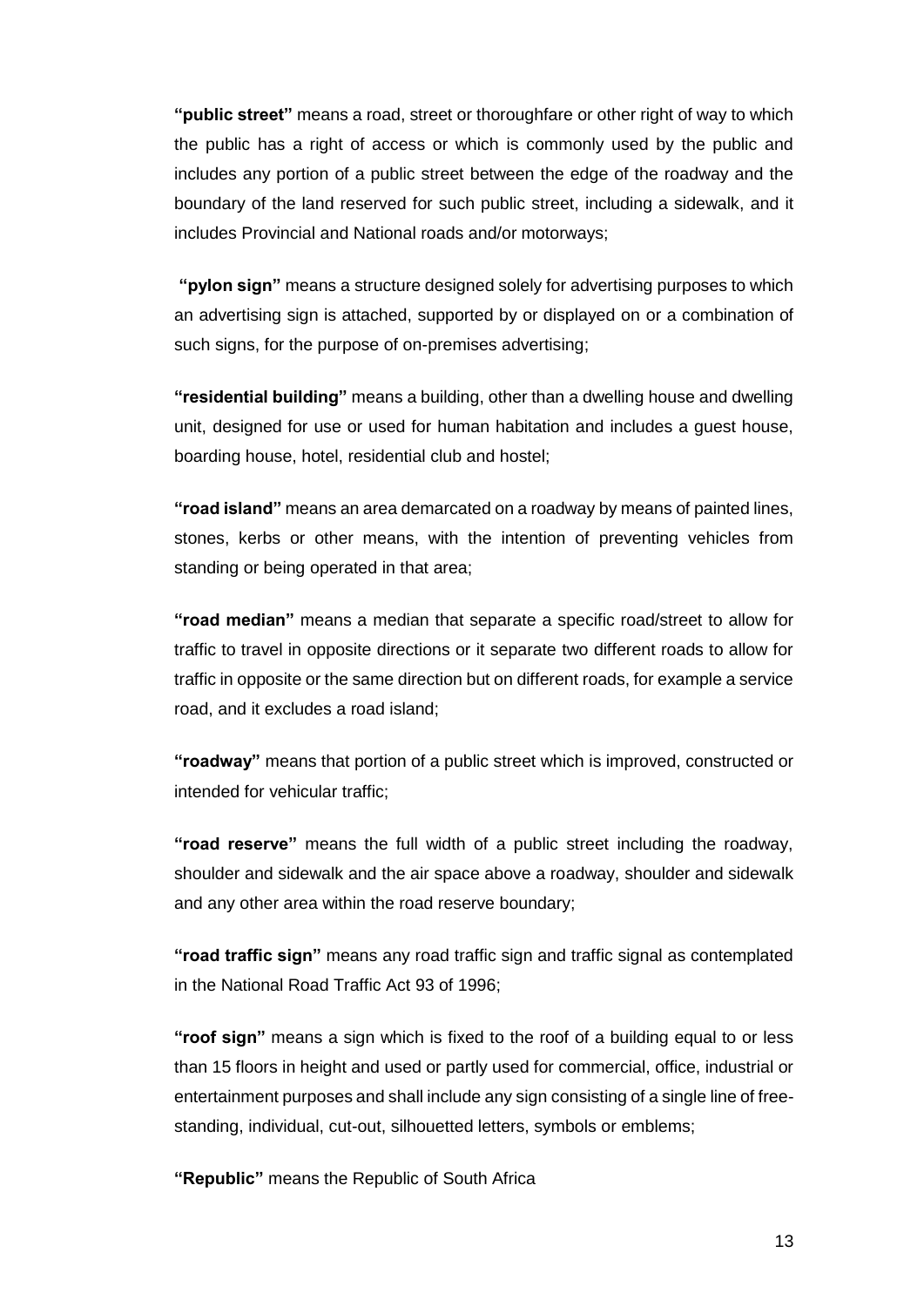**"public street"** means a road, street or thoroughfare or other right of way to which the public has a right of access or which is commonly used by the public and includes any portion of a public street between the edge of the roadway and the boundary of the land reserved for such public street, including a sidewalk, and it includes Provincial and National roads and/or motorways;

**"pylon sign"** means a structure designed solely for advertising purposes to which an advertising sign is attached, supported by or displayed on or a combination of such signs, for the purpose of on-premises advertising;

**"residential building"** means a building, other than a dwelling house and dwelling unit, designed for use or used for human habitation and includes a guest house, boarding house, hotel, residential club and hostel;

**"road island"** means an area demarcated on a roadway by means of painted lines, stones, kerbs or other means, with the intention of preventing vehicles from standing or being operated in that area;

**"road median"** means a median that separate a specific road/street to allow for traffic to travel in opposite directions or it separate two different roads to allow for traffic in opposite or the same direction but on different roads, for example a service road, and it excludes a road island;

**"roadway"** means that portion of a public street which is improved, constructed or intended for vehicular traffic;

**"road reserve"** means the full width of a public street including the roadway, shoulder and sidewalk and the air space above a roadway, shoulder and sidewalk and any other area within the road reserve boundary;

**"road traffic sign"** means any road traffic sign and traffic signal as contemplated in the National Road Traffic Act 93 of 1996;

**"roof sign"** means a sign which is fixed to the roof of a building equal to or less than 15 floors in height and used or partly used for commercial, office, industrial or entertainment purposes and shall include any sign consisting of a single line of free-standing, individual, cut-out, silhouetted letters, symbols or emblems;

**"Republic"** means the Republic of South Africa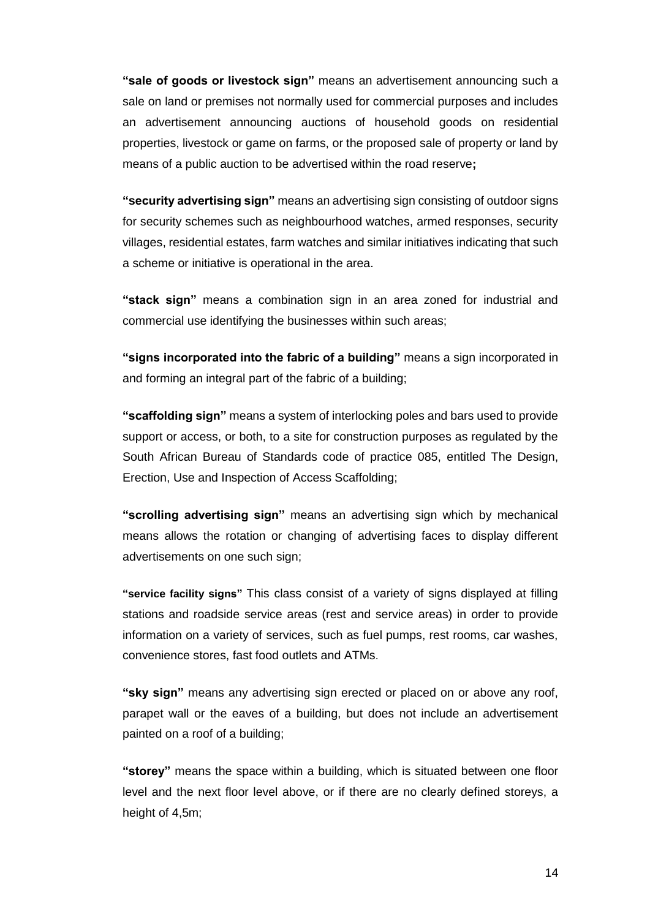**"sale of goods or livestock sign"** means an advertisement announcing such a sale on land or premises not normally used for commercial purposes and includes an advertisement announcing auctions of household goods on residential properties, livestock or game on farms, or the proposed sale of property or land by means of a public auction to be advertised within the road reserve**;**

**"security advertising sign"** means an advertising sign consisting of outdoor signs for security schemes such as neighbourhood watches, armed responses, security villages, residential estates, farm watches and similar initiatives indicating that such a scheme or initiative is operational in the area.

**"stack sign"** means a combination sign in an area zoned for industrial and commercial use identifying the businesses within such areas;

**"signs incorporated into the fabric of a building"** means a sign incorporated in and forming an integral part of the fabric of a building;

**"scaffolding sign"** means a system of interlocking poles and bars used to provide support or access, or both, to a site for construction purposes as regulated by the South African Bureau of Standards code of practice 085, entitled The Design, Erection, Use and Inspection of Access Scaffolding;

**"scrolling advertising sign"** means an advertising sign which by mechanical means allows the rotation or changing of advertising faces to display different advertisements on one such sign;

**"service facility signs"** This class consist of a variety of signs displayed at filling stations and roadside service areas (rest and service areas) in order to provide information on a variety of services, such as fuel pumps, rest rooms, car washes, convenience stores, fast food outlets and ATMs.

**"sky sign"** means any advertising sign erected or placed on or above any roof, parapet wall or the eaves of a building, but does not include an advertisement painted on a roof of a building;

**"storey"** means the space within a building, which is situated between one floor level and the next floor level above, or if there are no clearly defined storeys, a height of 4,5m;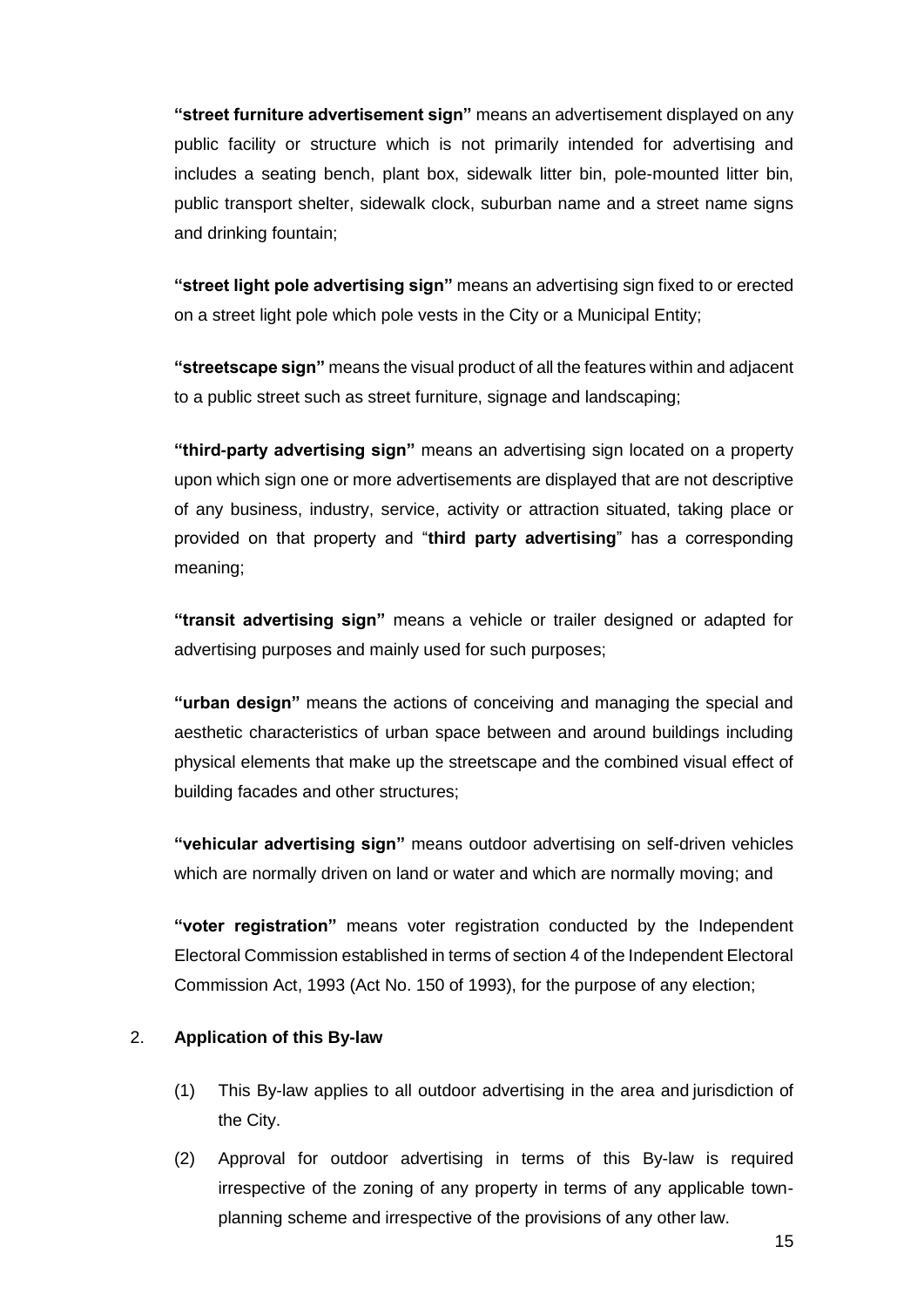**"street furniture advertisement sign"** means an advertisement displayed on any public facility or structure which is not primarily intended for advertising and includes a seating bench, plant box, sidewalk litter bin, pole-mounted litter bin, public transport shelter, sidewalk clock, suburban name and a street name signs and drinking fountain;

**"street light pole advertising sign"** means an advertising sign fixed to or erected on a street light pole which pole vests in the City or a Municipal Entity;

**"streetscape sign"** means the visual product of all the features within and adjacent to a public street such as street furniture, signage and landscaping;

**"third-party advertising sign"** means an advertising sign located on a property upon which sign one or more advertisements are displayed that are not descriptive of any business, industry, service, activity or attraction situated, taking place or provided on that property and "**third party advertising**" has a corresponding meaning;

**"transit advertising sign"** means a vehicle or trailer designed or adapted for advertising purposes and mainly used for such purposes;

**"urban design"** means the actions of conceiving and managing the special and aesthetic characteristics of urban space between and around buildings including physical elements that make up the streetscape and the combined visual effect of building facades and other structures;

**"vehicular advertising sign"** means outdoor advertising on self-driven vehicles which are normally driven on land or water and which are normally moving; and

**"voter registration"** means voter registration conducted by the Independent Electoral Commission established in terms of section 4 of the Independent Electoral Commission Act, 1993 (Act No. 150 of 1993), for the purpose of any election;

2. **Application of this By-law**

(1) This By-law applies to all outdoor advertising in the area and jurisdiction of the City.

(2) Approval for outdoor advertising in terms of this By-law is required irrespective of the zoning of any property in terms of any applicable town-planning scheme and irrespective of the provisions of any other law.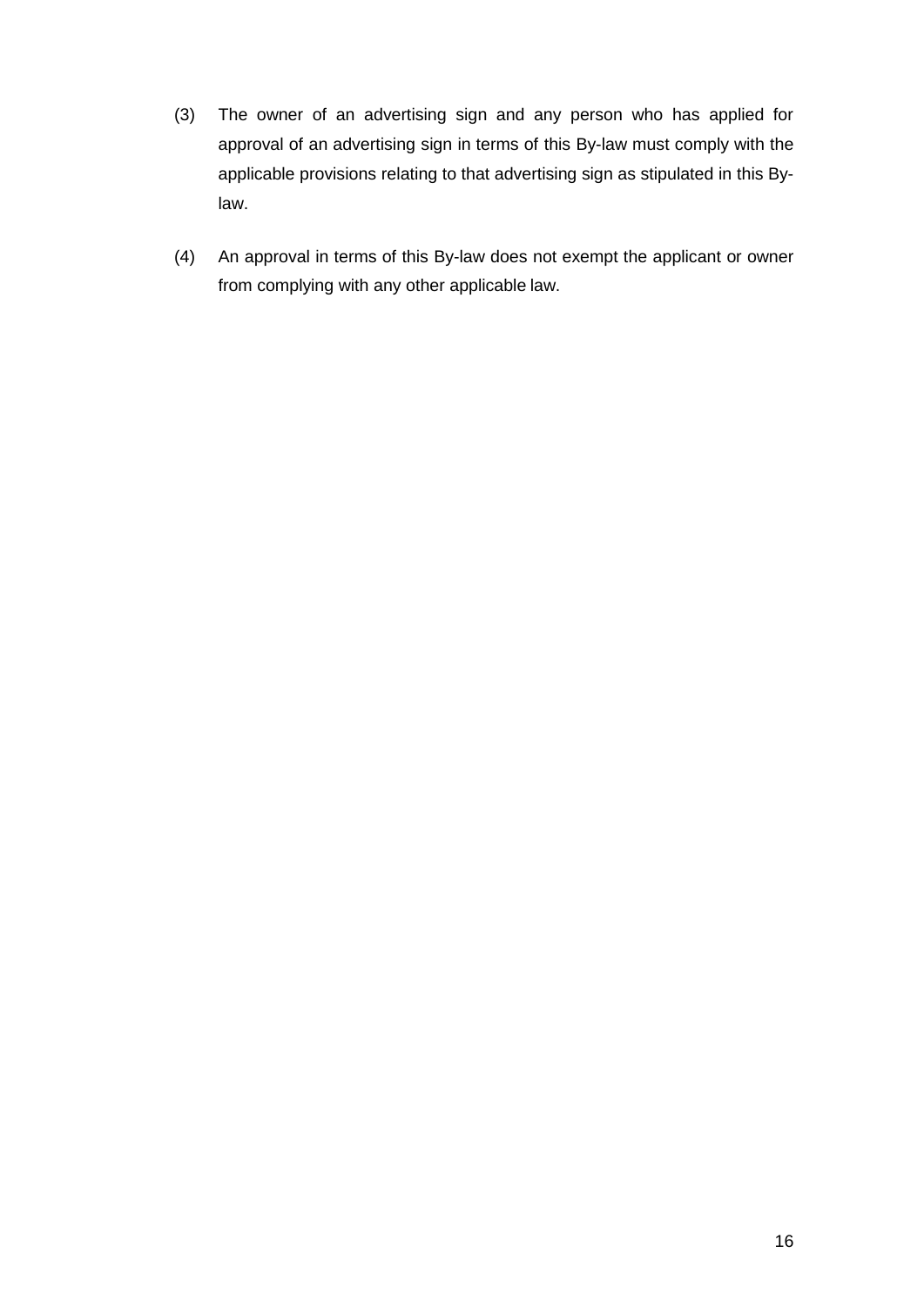(3) The owner of an advertising sign and any person who has applied for approval of an advertising sign in terms of this By-law must comply with the applicable provisions relating to that advertising sign as stipulated in this By-law.

(4) An approval in terms of this By-law does not exempt the applicant or owner from complying with any other applicable law.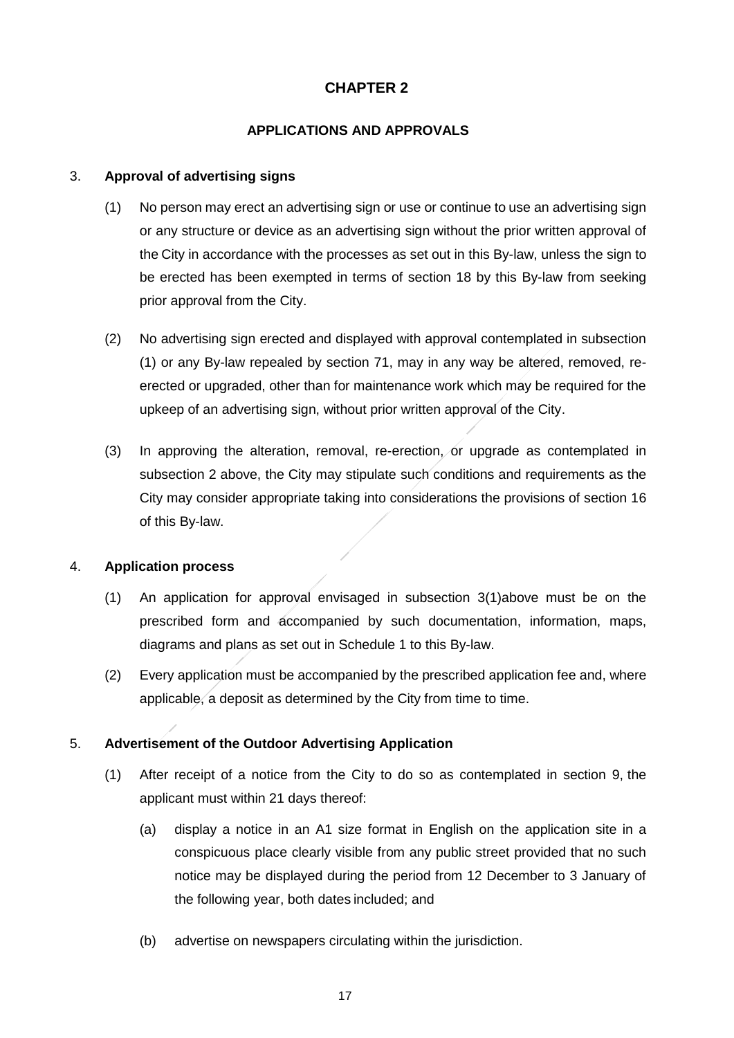# CHAPTER 2

## APPLICATIONS AND APPROVALS

3. **Approval of advertising signs**

(1) No person may erect an advertising sign or use or continue to use an advertising sign or any structure or device as an advertising sign without the prior written approval of the City in accordance with the processes as set out in this By-law, unless the sign to be erected has been exempted in terms of section 18 by this By-law from seeking prior approval from the City.

(2) No advertising sign erected and displayed with approval contemplated in subsection (1) or any By-law repealed by section 71, may in any way be altered, removed, re-erected or upgraded, other than for maintenance work which may be required for the upkeep of an advertising sign, without prior written approval of the City.

(3) In approving the alteration, removal, re-erection, or upgrade as contemplated in subsection 2 above, the City may stipulate such conditions and requirements as the City may consider appropriate taking into considerations the provisions of section 16 of this By-law.

4. **Application process**

(1) An application for approval envisaged in subsection 3(1)above must be on the prescribed form and accompanied by such documentation, information, maps, diagrams and plans as set out in Schedule 1 to this By-law.

(2) Every application must be accompanied by the prescribed application fee and, where applicable, a deposit as determined by the City from time to time.

5. **Advertisement of the Outdoor Advertising Application**

(1) After receipt of a notice from the City to do so as contemplated in section 9, the applicant must within 21 days thereof:

(a) display a notice in an A1 size format in English on the application site in a conspicuous place clearly visible from any public street provided that no such notice may be displayed during the period from 12 December to 3 January of the following year, both dates included; and

(b) advertise on newspapers circulating within the jurisdiction.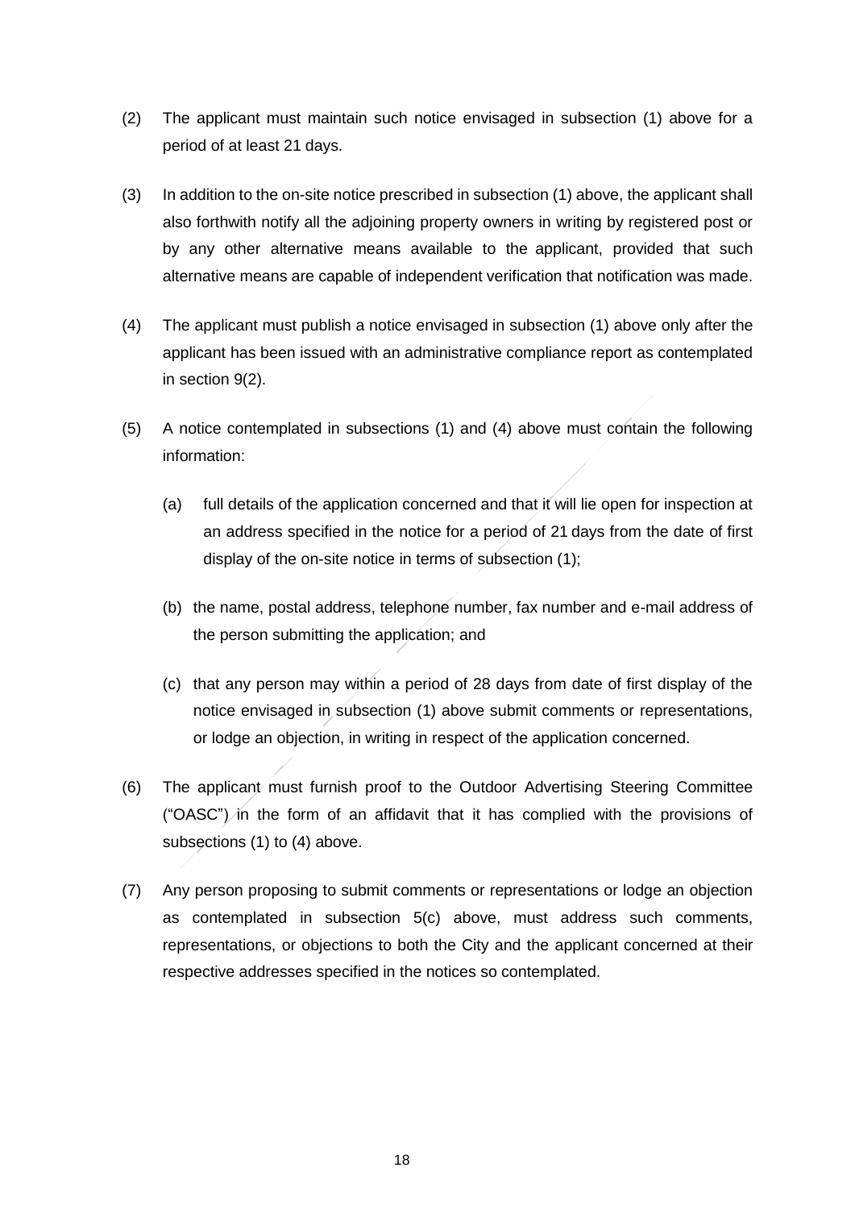(2) The applicant must maintain such notice envisaged in subsection (1) above for a period of at least 21 days.

(3) In addition to the on-site notice prescribed in subsection (1) above, the applicant shall also forthwith notify all the adjoining property owners in writing by registered post or by any other alternative means available to the applicant, provided that such alternative means are capable of independent verification that notification was made.

(4) The applicant must publish a notice envisaged in subsection (1) above only after the applicant has been issued with an administrative compliance report as contemplated in section 9(2).

(5) A notice contemplated in subsections (1) and (4) above must contain the following information:

(a) full details of the application concerned and that it will lie open for inspection at an address specified in the notice for a period of 21 days from the date of first display of the on-site notice in terms of subsection (1);

(b) the name, postal address, telephone number, fax number and e-mail address of the person submitting the application; and

(c) that any person may within a period of 28 days from date of first display of the notice envisaged in subsection (1) above submit comments or representations, or lodge an objection, in writing in respect of the application concerned.

(6) The applicant must furnish proof to the Outdoor Advertising Steering Committee ("OASC") in the form of an affidavit that it has complied with the provisions of subsections (1) to (4) above.

(7) Any person proposing to submit comments or representations or lodge an objection as contemplated in subsection 5(c) above, must address such comments, representations, or objections to both the City and the applicant concerned at their respective addresses specified in the notices so contemplated.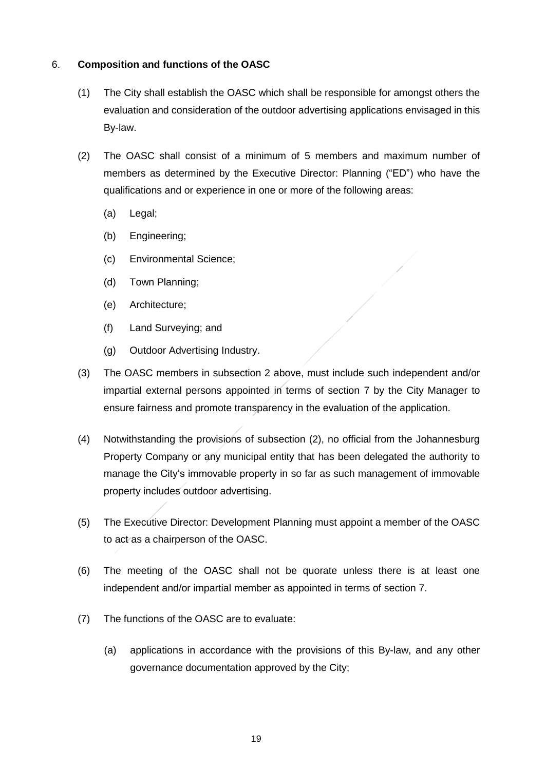6. **Composition and functions of the OASC**

(1) The City shall establish the OASC which shall be responsible for amongst others the evaluation and consideration of the outdoor advertising applications envisaged in this By-law.

(2) The OASC shall consist of a minimum of 5 members and maximum number of members as determined by the Executive Director: Planning ("ED") who have the qualifications and or experience in one or more of the following areas:

(a) Legal;

(b) Engineering;

(c) Environmental Science;

(d) Town Planning;

(e) Architecture;

(f) Land Surveying; and

(g) Outdoor Advertising Industry.

(3) The OASC members in subsection 2 above, must include such independent and/or impartial external persons appointed in terms of section 7 by the City Manager to ensure fairness and promote transparency in the evaluation of the application.

(4) Notwithstanding the provisions of subsection (2), no official from the Johannesburg Property Company or any municipal entity that has been delegated the authority to manage the City's immovable property in so far as such management of immovable property includes outdoor advertising.

(5) The Executive Director: Development Planning must appoint a member of the OASC to act as a chairperson of the OASC.

(6) The meeting of the OASC shall not be quorate unless there is at least one independent and/or impartial member as appointed in terms of section 7.

(7) The functions of the OASC are to evaluate:

(a) applications in accordance with the provisions of this By-law, and any other governance documentation approved by the City;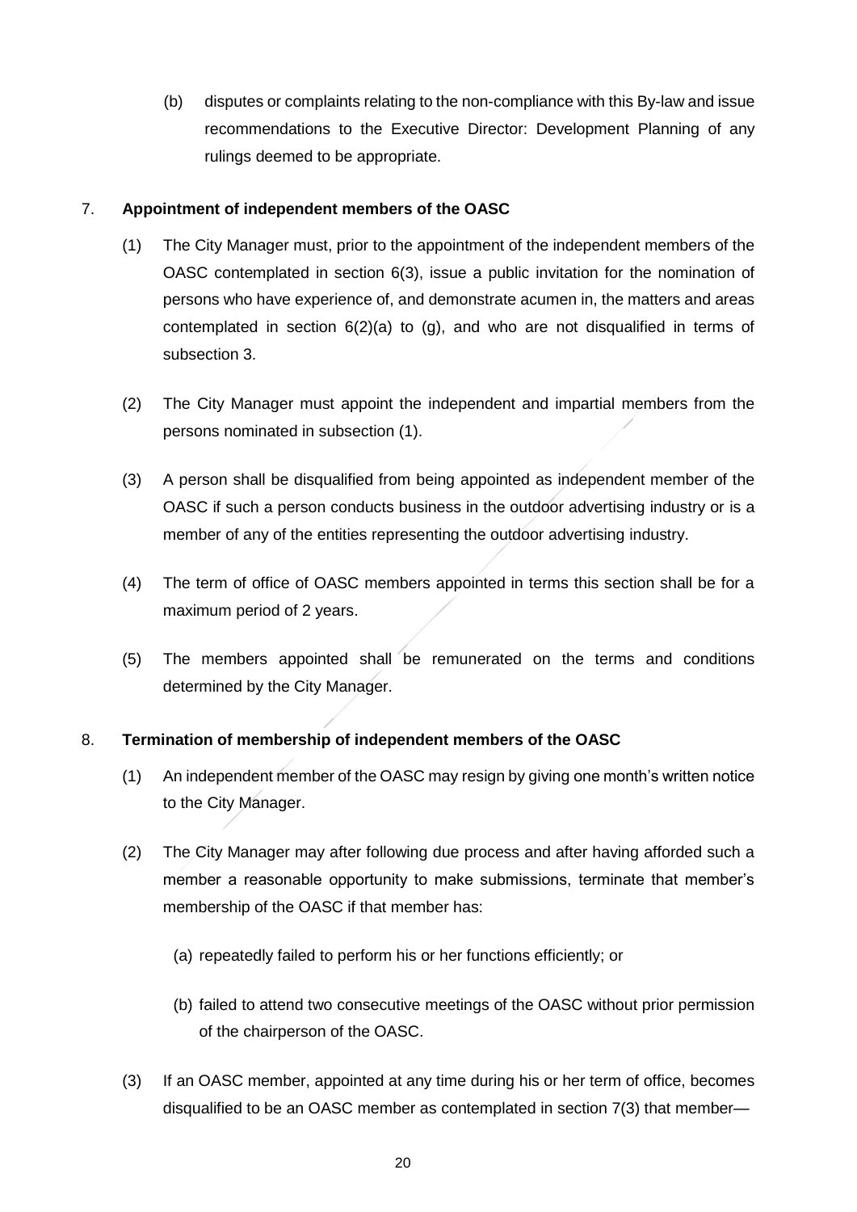(b) disputes or complaints relating to the non-compliance with this By-law and issue recommendations to the Executive Director: Development Planning of any rulings deemed to be appropriate.

7. **Appointment of independent members of the OASC**

(1) The City Manager must, prior to the appointment of the independent members of the OASC contemplated in section 6(3), issue a public invitation for the nomination of persons who have experience of, and demonstrate acumen in, the matters and areas contemplated in section 6(2)(a) to (g), and who are not disqualified in terms of subsection 3.

(2) The City Manager must appoint the independent and impartial members from the persons nominated in subsection (1).

(3) A person shall be disqualified from being appointed as independent member of the OASC if such a person conducts business in the outdoor advertising industry or is a member of any of the entities representing the outdoor advertising industry.

(4) The term of office of OASC members appointed in terms this section shall be for a maximum period of 2 years.

(5) The members appointed shall be remunerated on the terms and conditions determined by the City Manager.

8. **Termination of membership of independent members of the OASC**

(1) An independent member of the OASC may resign by giving one month's written notice to the City Manager.

(2) The City Manager may after following due process and after having afforded such a member a reasonable opportunity to make submissions, terminate that member's membership of the OASC if that member has:

(a) repeatedly failed to perform his or her functions efficiently; or

(b) failed to attend two consecutive meetings of the OASC without prior permission of the chairperson of the OASC.

(3) If an OASC member, appointed at any time during his or her term of office, becomes disqualified to be an OASC member as contemplated in section 7(3) that member—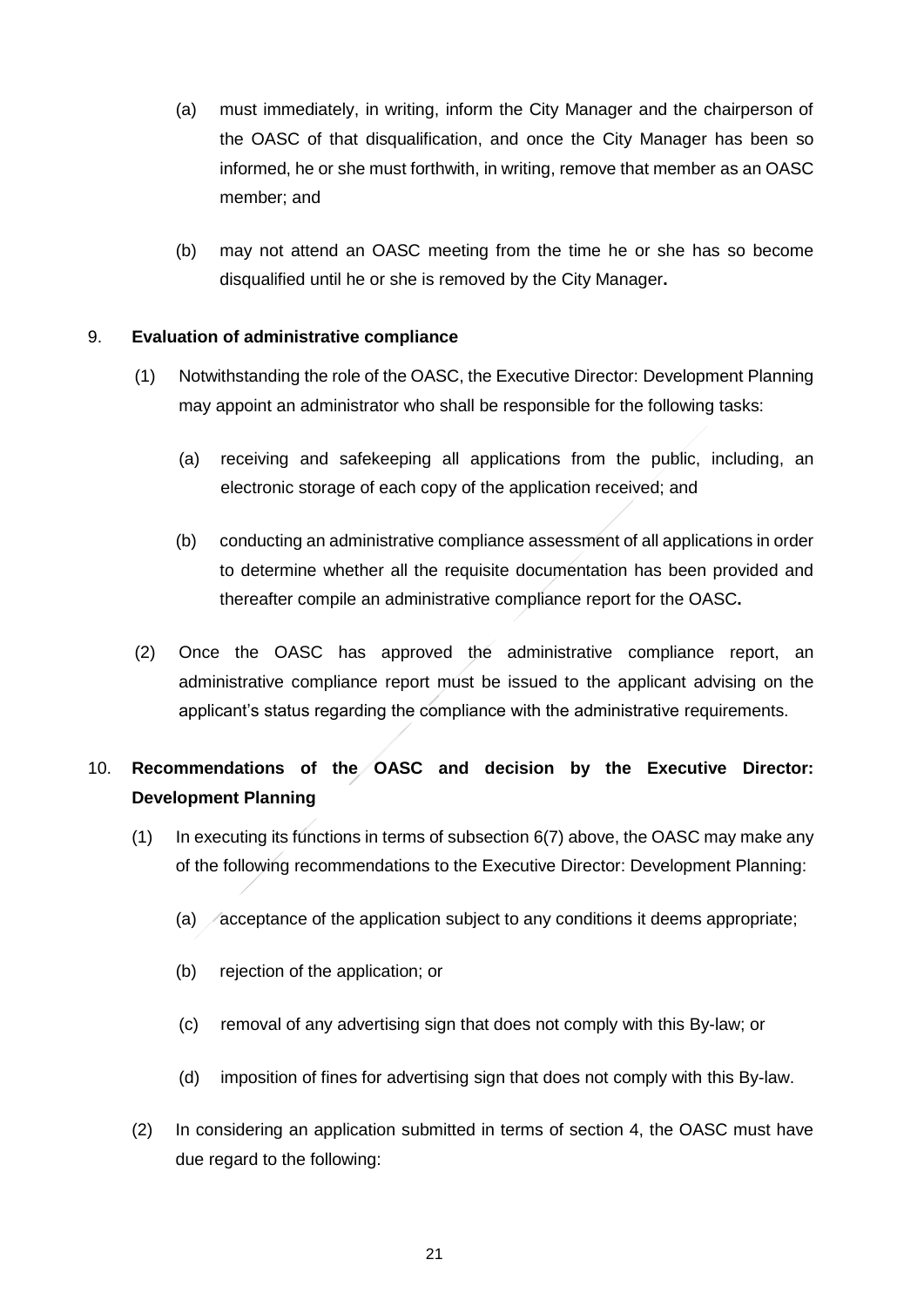(a) must immediately, in writing, inform the City Manager and the chairperson of the OASC of that disqualification, and once the City Manager has been so informed, he or she must forthwith, in writing, remove that member as an OASC member; and

(b) may not attend an OASC meeting from the time he or she has so become disqualified until he or she is removed by the City Manager**.**

9. **Evaluation of administrative compliance**

(1) Notwithstanding the role of the OASC, the Executive Director: Development Planning may appoint an administrator who shall be responsible for the following tasks:

(a) receiving and safekeeping all applications from the public, including, an electronic storage of each copy of the application received; and

(b) conducting an administrative compliance assessment of all applications in order to determine whether all the requisite documentation has been provided and thereafter compile an administrative compliance report for the OASC**.**

(2) Once the OASC has approved the administrative compliance report, an administrative compliance report must be issued to the applicant advising on the applicant's status regarding the compliance with the administrative requirements.

10. **Recommendations of the OASC and decision by the Executive Director: Development Planning**

(1) In executing its functions in terms of subsection 6(7) above, the OASC may make any of the following recommendations to the Executive Director: Development Planning:

(a) acceptance of the application subject to any conditions it deems appropriate;

(b) rejection of the application; or

(c) removal of any advertising sign that does not comply with this By-law; or

(d) imposition of fines for advertising sign that does not comply with this By-law.

(2) In considering an application submitted in terms of section 4, the OASC must have due regard to the following: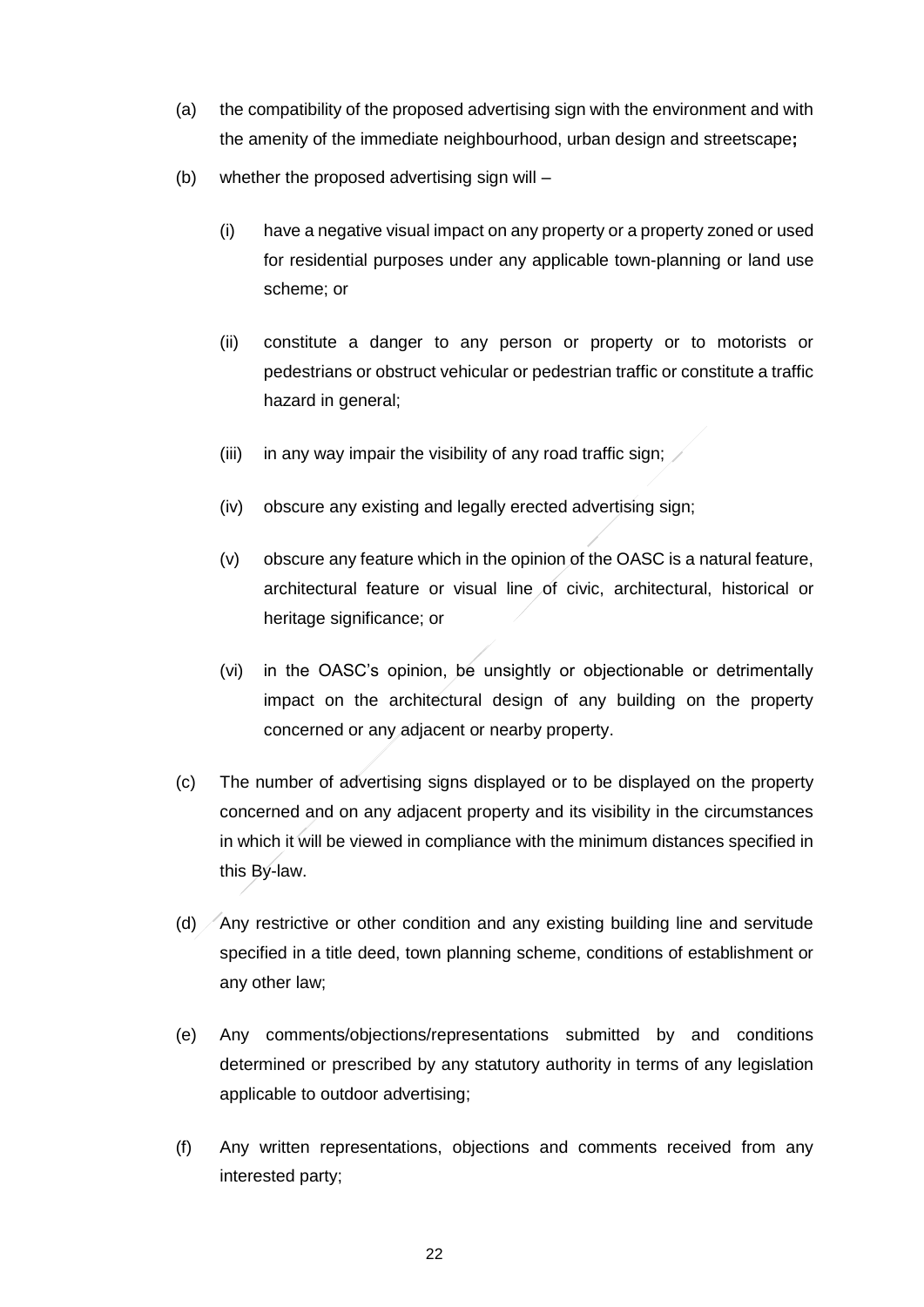(a) the compatibility of the proposed advertising sign with the environment and with the amenity of the immediate neighbourhood, urban design and streetscape**;**

(b) whether the proposed advertising sign will –

  (i) have a negative visual impact on any property or a property zoned or used for residential purposes under any applicable town-planning or land use scheme; or

  (ii) constitute a danger to any person or property or to motorists or pedestrians or obstruct vehicular or pedestrian traffic or constitute a traffic hazard in general;

  (iii) in any way impair the visibility of any road traffic sign;

  (iv) obscure any existing and legally erected advertising sign;

  (v) obscure any feature which in the opinion of the OASC is a natural feature, architectural feature or visual line of civic, architectural, historical or heritage significance; or

  (vi) in the OASC's opinion, be unsightly or objectionable or detrimentally impact on the architectural design of any building on the property concerned or any adjacent or nearby property.

(c) The number of advertising signs displayed or to be displayed on the property concerned and on any adjacent property and its visibility in the circumstances in which it will be viewed in compliance with the minimum distances specified in this By-law.

(d) Any restrictive or other condition and any existing building line and servitude specified in a title deed, town planning scheme, conditions of establishment or any other law;

(e) Any comments/objections/representations submitted by and conditions determined or prescribed by any statutory authority in terms of any legislation applicable to outdoor advertising;

(f) Any written representations, objections and comments received from any interested party;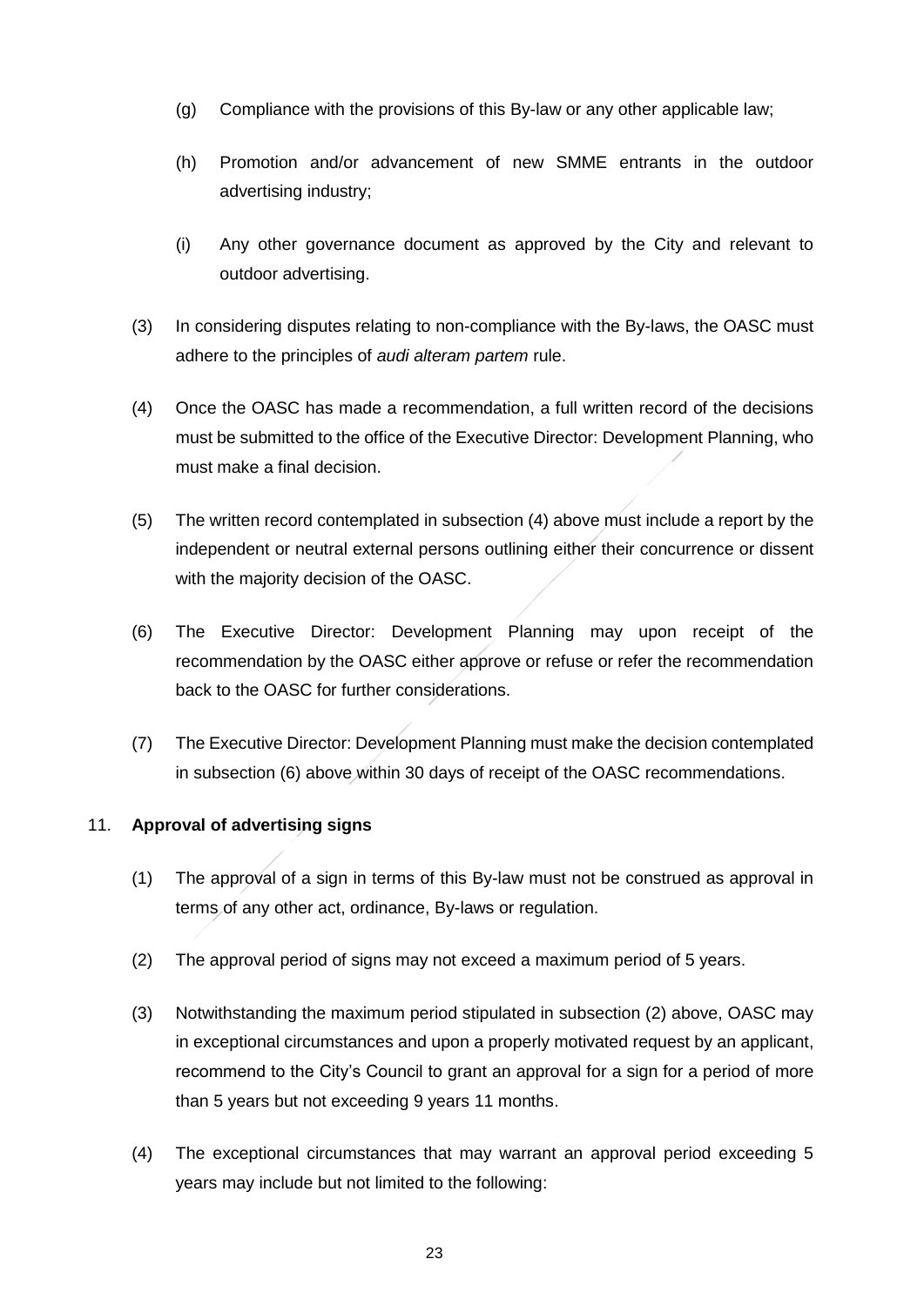(g) Compliance with the provisions of this By-law or any other applicable law;

(h) Promotion and/or advancement of new SMME entrants in the outdoor advertising industry;

(i) Any other governance document as approved by the City and relevant to outdoor advertising.

(3) In considering disputes relating to non-compliance with the By-laws, the OASC must adhere to the principles of *audi alteram partem* rule.

(4) Once the OASC has made a recommendation, a full written record of the decisions must be submitted to the office of the Executive Director: Development Planning, who must make a final decision.

(5) The written record contemplated in subsection (4) above must include a report by the independent or neutral external persons outlining either their concurrence or dissent with the majority decision of the OASC.

(6) The Executive Director: Development Planning may upon receipt of the recommendation by the OASC either approve or refuse or refer the recommendation back to the OASC for further considerations.

(7) The Executive Director: Development Planning must make the decision contemplated in subsection (6) above within 30 days of receipt of the OASC recommendations.

11. **Approval of advertising signs**

(1) The approval of a sign in terms of this By-law must not be construed as approval in terms of any other act, ordinance, By-laws or regulation.

(2) The approval period of signs may not exceed a maximum period of 5 years.

(3) Notwithstanding the maximum period stipulated in subsection (2) above, OASC may in exceptional circumstances and upon a properly motivated request by an applicant, recommend to the City's Council to grant an approval for a sign for a period of more than 5 years but not exceeding 9 years 11 months.

(4) The exceptional circumstances that may warrant an approval period exceeding 5 years may include but not limited to the following: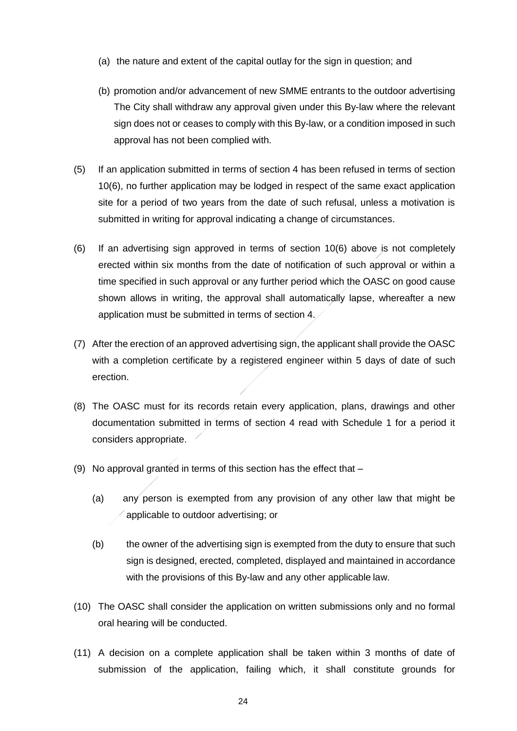(a) the nature and extent of the capital outlay for the sign in question; and

(b) promotion and/or advancement of new SMME entrants to the outdoor advertising The City shall withdraw any approval given under this By-law where the relevant sign does not or ceases to comply with this By-law, or a condition imposed in such approval has not been complied with.

(5) If an application submitted in terms of section 4 has been refused in terms of section 10(6), no further application may be lodged in respect of the same exact application site for a period of two years from the date of such refusal, unless a motivation is submitted in writing for approval indicating a change of circumstances.

(6) If an advertising sign approved in terms of section 10(6) above is not completely erected within six months from the date of notification of such approval or within a time specified in such approval or any further period which the OASC on good cause shown allows in writing, the approval shall automatically lapse, whereafter a new application must be submitted in terms of section 4.

(7) After the erection of an approved advertising sign, the applicant shall provide the OASC with a completion certificate by a registered engineer within 5 days of date of such erection.

(8) The OASC must for its records retain every application, plans, drawings and other documentation submitted in terms of section 4 read with Schedule 1 for a period it considers appropriate.

(9) No approval granted in terms of this section has the effect that –

(a) any person is exempted from any provision of any other law that might be applicable to outdoor advertising; or

(b) the owner of the advertising sign is exempted from the duty to ensure that such sign is designed, erected, completed, displayed and maintained in accordance with the provisions of this By-law and any other applicable law.

(10) The OASC shall consider the application on written submissions only and no formal oral hearing will be conducted.

(11) A decision on a complete application shall be taken within 3 months of date of submission of the application, failing which, it shall constitute grounds for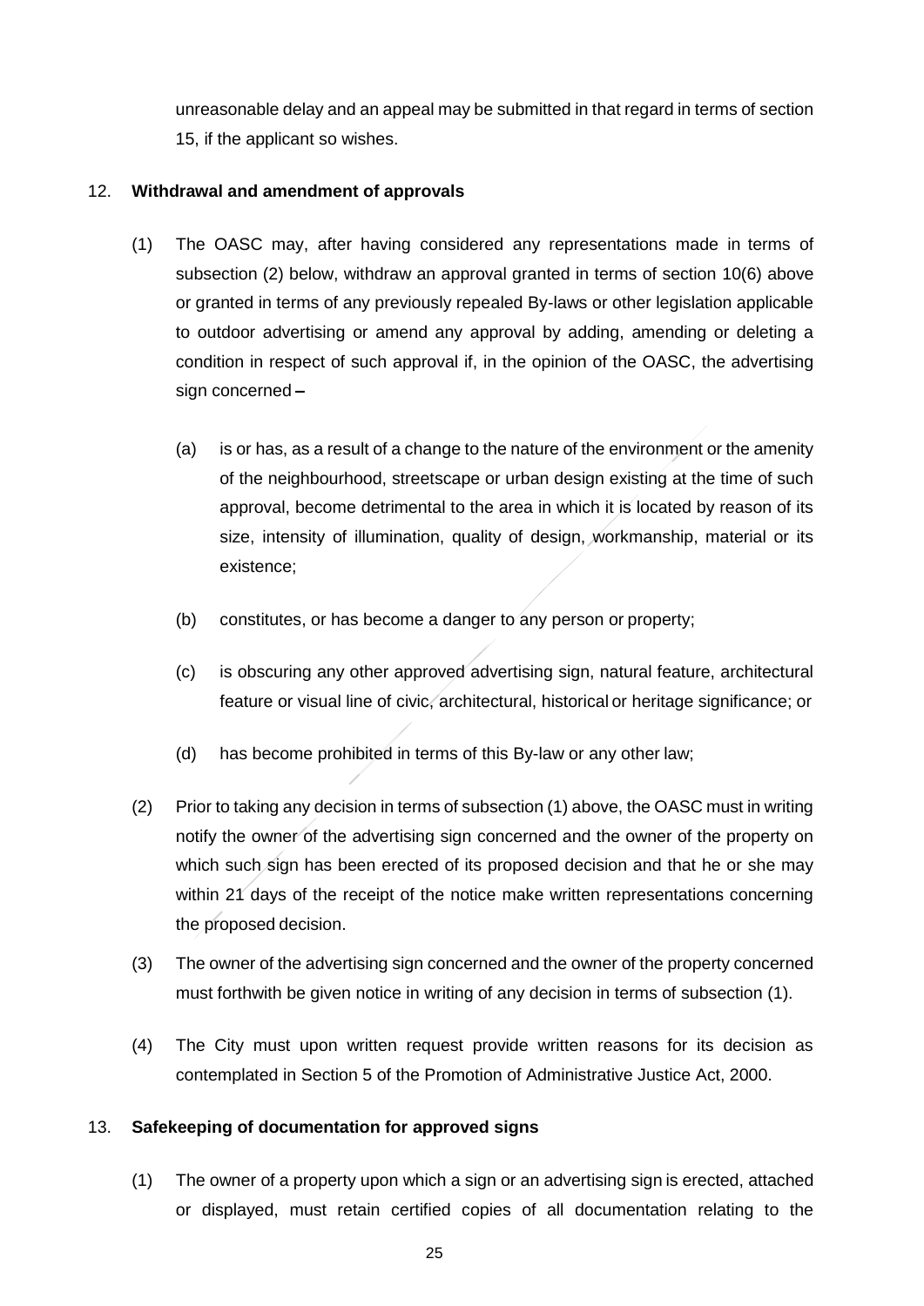unreasonable delay and an appeal may be submitted in that regard in terms of section 15, if the applicant so wishes.

12. **Withdrawal and amendment of approvals**

(1) The OASC may, after having considered any representations made in terms of subsection (2) below, withdraw an approval granted in terms of section 10(6) above or granted in terms of any previously repealed By-laws or other legislation applicable to outdoor advertising or amend any approval by adding, amending or deleting a condition in respect of such approval if, in the opinion of the OASC, the advertising sign concerned –

(a) is or has, as a result of a change to the nature of the environment or the amenity of the neighbourhood, streetscape or urban design existing at the time of such approval, become detrimental to the area in which it is located by reason of its size, intensity of illumination, quality of design, workmanship, material or its existence;

(b) constitutes, or has become a danger to any person or property;

(c) is obscuring any other approved advertising sign, natural feature, architectural feature or visual line of civic, architectural, historical or heritage significance; or

(d) has become prohibited in terms of this By-law or any other law;

(2) Prior to taking any decision in terms of subsection (1) above, the OASC must in writing notify the owner of the advertising sign concerned and the owner of the property on which such sign has been erected of its proposed decision and that he or she may within 21 days of the receipt of the notice make written representations concerning the proposed decision.

(3) The owner of the advertising sign concerned and the owner of the property concerned must forthwith be given notice in writing of any decision in terms of subsection (1).

(4) The City must upon written request provide written reasons for its decision as contemplated in Section 5 of the Promotion of Administrative Justice Act, 2000.

13. **Safekeeping of documentation for approved signs**

(1) The owner of a property upon which a sign or an advertising sign is erected, attached or displayed, must retain certified copies of all documentation relating to the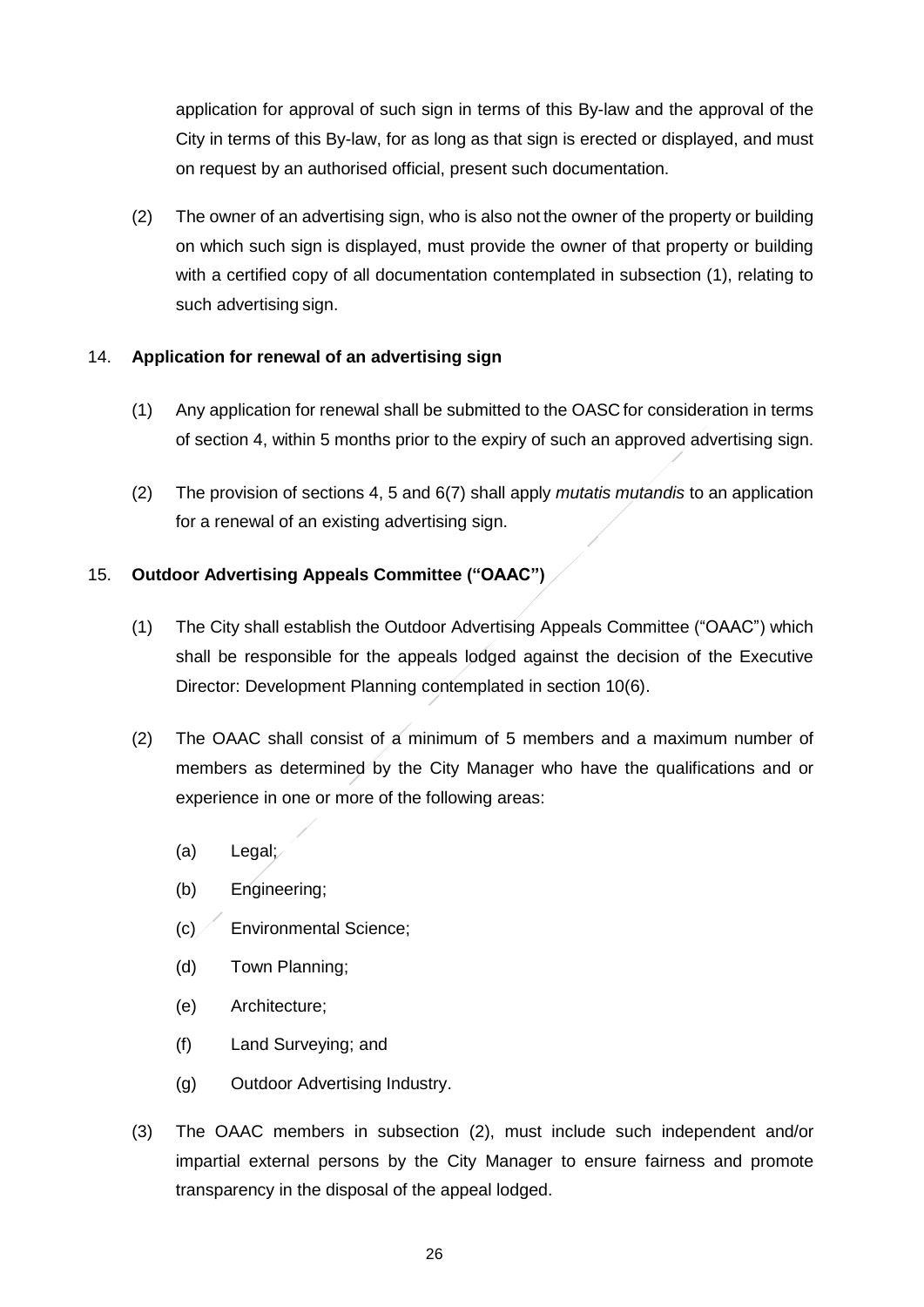application for approval of such sign in terms of this By-law and the approval of the City in terms of this By-law, for as long as that sign is erected or displayed, and must on request by an authorised official, present such documentation.

(2) The owner of an advertising sign, who is also not the owner of the property or building on which such sign is displayed, must provide the owner of that property or building with a certified copy of all documentation contemplated in subsection (1), relating to such advertising sign.

14. **Application for renewal of an advertising sign**

(1) Any application for renewal shall be submitted to the OASC for consideration in terms of section 4, within 5 months prior to the expiry of such an approved advertising sign.

(2) The provision of sections 4, 5 and 6(7) shall apply *mutatis mutandis* to an application for a renewal of an existing advertising sign.

15. **Outdoor Advertising Appeals Committee ("OAAC")**

(1) The City shall establish the Outdoor Advertising Appeals Committee ("OAAC") which shall be responsible for the appeals lodged against the decision of the Executive Director: Development Planning contemplated in section 10(6).

(2) The OAAC shall consist of a minimum of 5 members and a maximum number of members as determined by the City Manager who have the qualifications and or experience in one or more of the following areas:

(a) Legal;

(b) Engineering;

(c) Environmental Science;

(d) Town Planning;

(e) Architecture;

(f) Land Surveying; and

(g) Outdoor Advertising Industry.

(3) The OAAC members in subsection (2), must include such independent and/or impartial external persons by the City Manager to ensure fairness and promote transparency in the disposal of the appeal lodged.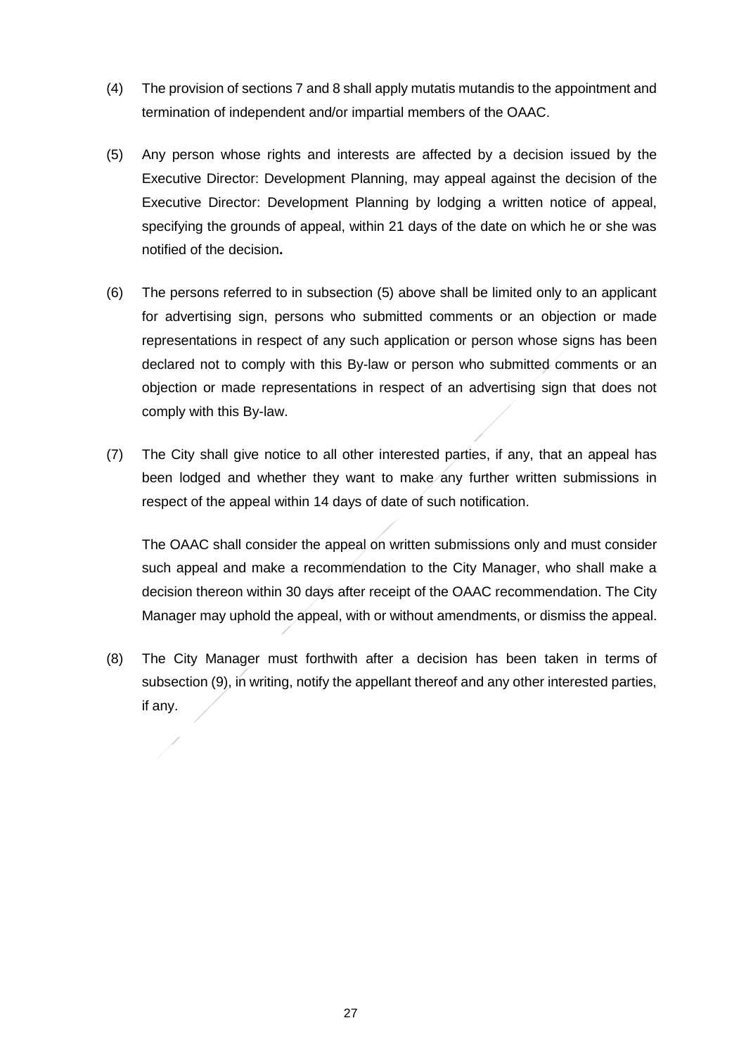(4) The provision of sections 7 and 8 shall apply mutatis mutandis to the appointment and termination of independent and/or impartial members of the OAAC.

(5) Any person whose rights and interests are affected by a decision issued by the Executive Director: Development Planning, may appeal against the decision of the Executive Director: Development Planning by lodging a written notice of appeal, specifying the grounds of appeal, within 21 days of the date on which he or she was notified of the decision**.**

(6) The persons referred to in subsection (5) above shall be limited only to an applicant for advertising sign, persons who submitted comments or an objection or made representations in respect of any such application or person whose signs has been declared not to comply with this By-law or person who submitted comments or an objection or made representations in respect of an advertising sign that does not comply with this By-law.

(7) The City shall give notice to all other interested parties, if any, that an appeal has been lodged and whether they want to make any further written submissions in respect of the appeal within 14 days of date of such notification.

The OAAC shall consider the appeal on written submissions only and must consider such appeal and make a recommendation to the City Manager, who shall make a decision thereon within 30 days after receipt of the OAAC recommendation. The City Manager may uphold the appeal, with or without amendments, or dismiss the appeal.

(8) The City Manager must forthwith after a decision has been taken in terms of subsection (9), in writing, notify the appellant thereof and any other interested parties, if any.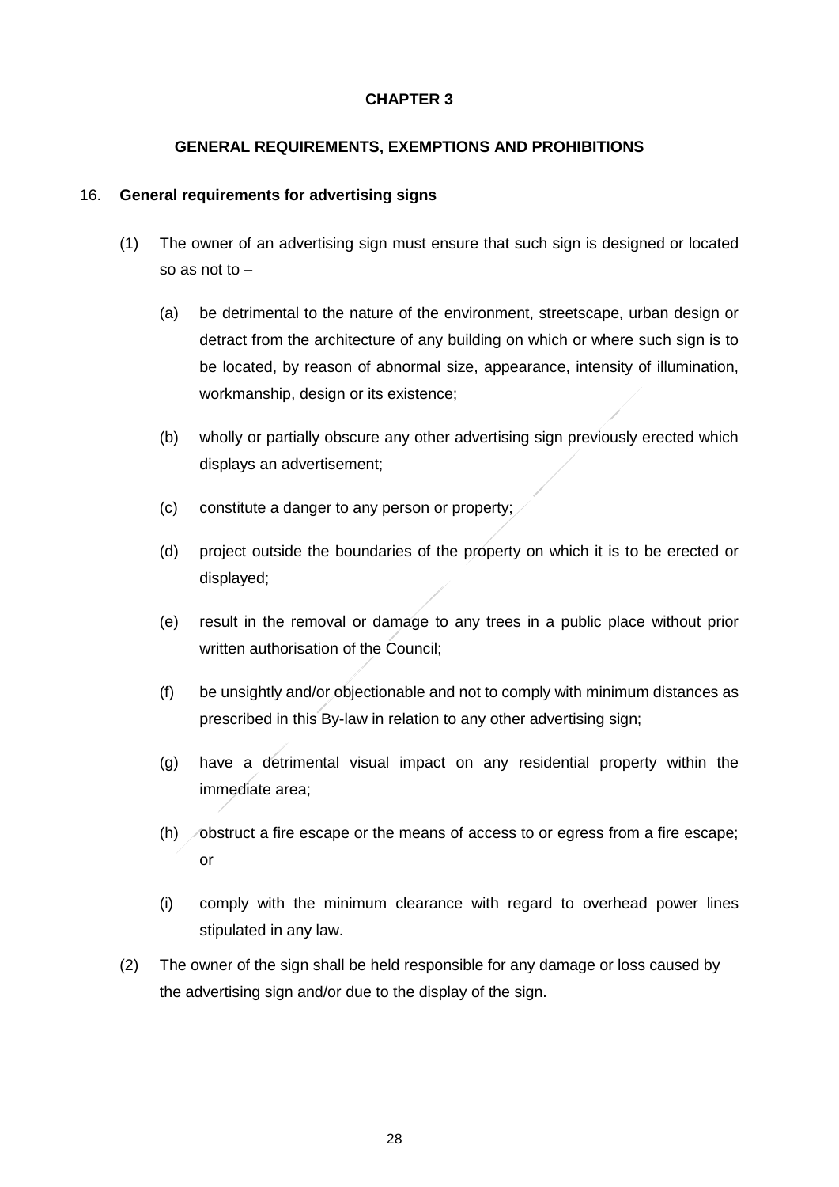# CHAPTER 3

## GENERAL REQUIREMENTS, EXEMPTIONS AND PROHIBITIONS

16. **General requirements for advertising signs**

(1) The owner of an advertising sign must ensure that such sign is designed or located so as not to –

(a) be detrimental to the nature of the environment, streetscape, urban design or detract from the architecture of any building on which or where such sign is to be located, by reason of abnormal size, appearance, intensity of illumination, workmanship, design or its existence;

(b) wholly or partially obscure any other advertising sign previously erected which displays an advertisement;

(c) constitute a danger to any person or property;

(d) project outside the boundaries of the property on which it is to be erected or displayed;

(e) result in the removal or damage to any trees in a public place without prior written authorisation of the Council;

(f) be unsightly and/or objectionable and not to comply with minimum distances as prescribed in this By-law in relation to any other advertising sign;

(g) have a detrimental visual impact on any residential property within the immediate area;

(h) obstruct a fire escape or the means of access to or egress from a fire escape; or

(i) comply with the minimum clearance with regard to overhead power lines stipulated in any law.

(2) The owner of the sign shall be held responsible for any damage or loss caused by the advertising sign and/or due to the display of the sign.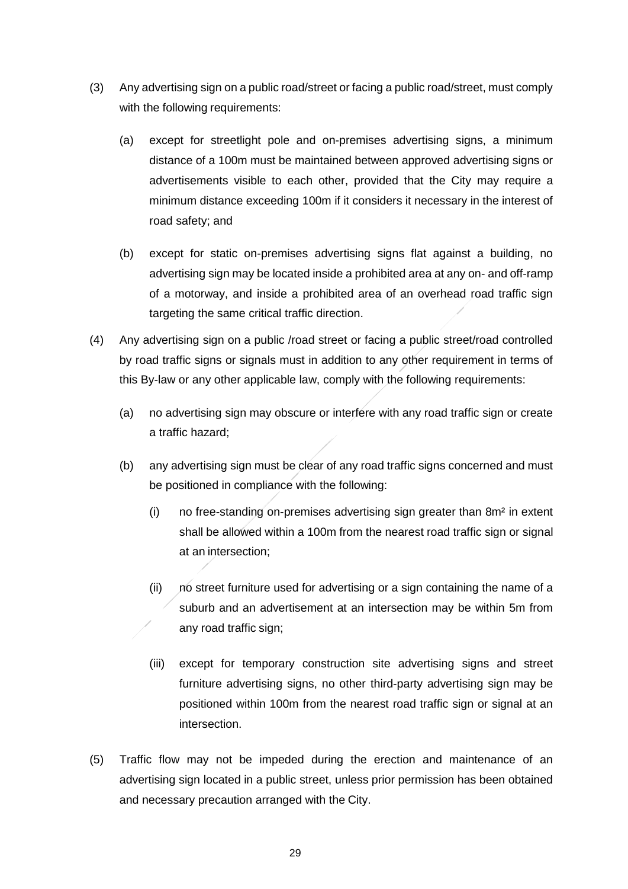(3) Any advertising sign on a public road/street or facing a public road/street, must comply with the following requirements:

   (a) except for streetlight pole and on-premises advertising signs, a minimum distance of a 100m must be maintained between approved advertising signs or advertisements visible to each other, provided that the City may require a minimum distance exceeding 100m if it considers it necessary in the interest of road safety; and

   (b) except for static on-premises advertising signs flat against a building, no advertising sign may be located inside a prohibited area at any on- and off-ramp of a motorway, and inside a prohibited area of an overhead road traffic sign targeting the same critical traffic direction.

(4) Any advertising sign on a public /road street or facing a public street/road controlled by road traffic signs or signals must in addition to any other requirement in terms of this By-law or any other applicable law, comply with the following requirements:

   (a) no advertising sign may obscure or interfere with any road traffic sign or create a traffic hazard;

   (b) any advertising sign must be clear of any road traffic signs concerned and must be positioned in compliance with the following:

      (i) no free-standing on-premises advertising sign greater than 8m² in extent shall be allowed within a 100m from the nearest road traffic sign or signal at an intersection;

      (ii) no street furniture used for advertising or a sign containing the name of a suburb and an advertisement at an intersection may be within 5m from any road traffic sign;

      (iii) except for temporary construction site advertising signs and street furniture advertising signs, no other third-party advertising sign may be positioned within 100m from the nearest road traffic sign or signal at an intersection.

(5) Traffic flow may not be impeded during the erection and maintenance of an advertising sign located in a public street, unless prior permission has been obtained and necessary precaution arranged with the City.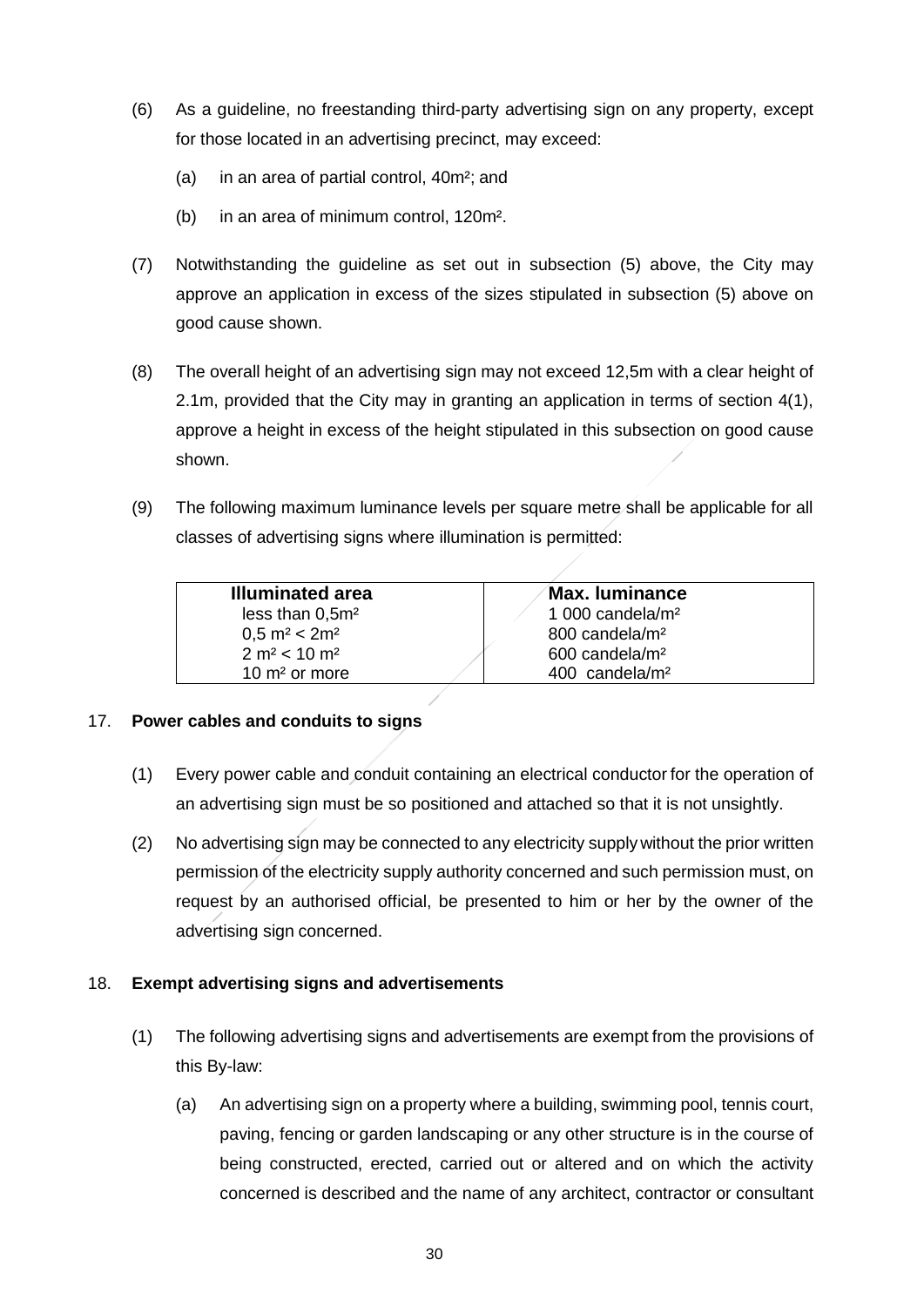(6) As a guideline, no freestanding third-party advertising sign on any property, except for those located in an advertising precinct, may exceed:

(a) in an area of partial control, 40m²; and

(b) in an area of minimum control, 120m².

(7) Notwithstanding the guideline as set out in subsection (5) above, the City may approve an application in excess of the sizes stipulated in subsection (5) above on good cause shown.

(8) The overall height of an advertising sign may not exceed 12,5m with a clear height of 2.1m, provided that the City may in granting an application in terms of section 4(1), approve a height in excess of the height stipulated in this subsection on good cause shown.

(9) The following maximum luminance levels per square metre shall be applicable for all classes of advertising signs where illumination is permitted:

| Illuminated area | Max. luminance |
|---|---|
| less than 0,5m² | 1 000 candela/m² |
| 0,5 m² < 2m² | 800 candela/m² |
| 2 m² < 10 m² | 600 candela/m² |
| 10 m² or more | 400 candela/m² |

## 17. Power cables and conduits to signs

(1) Every power cable and conduit containing an electrical conductor for the operation of an advertising sign must be so positioned and attached so that it is not unsightly.

(2) No advertising sign may be connected to any electricity supply without the prior written permission of the electricity supply authority concerned and such permission must, on request by an authorised official, be presented to him or her by the owner of the advertising sign concerned.

## 18. Exempt advertising signs and advertisements

(1) The following advertising signs and advertisements are exempt from the provisions of this By-law:

(a) An advertising sign on a property where a building, swimming pool, tennis court, paving, fencing or garden landscaping or any other structure is in the course of being constructed, erected, carried out or altered and on which the activity concerned is described and the name of any architect, contractor or consultant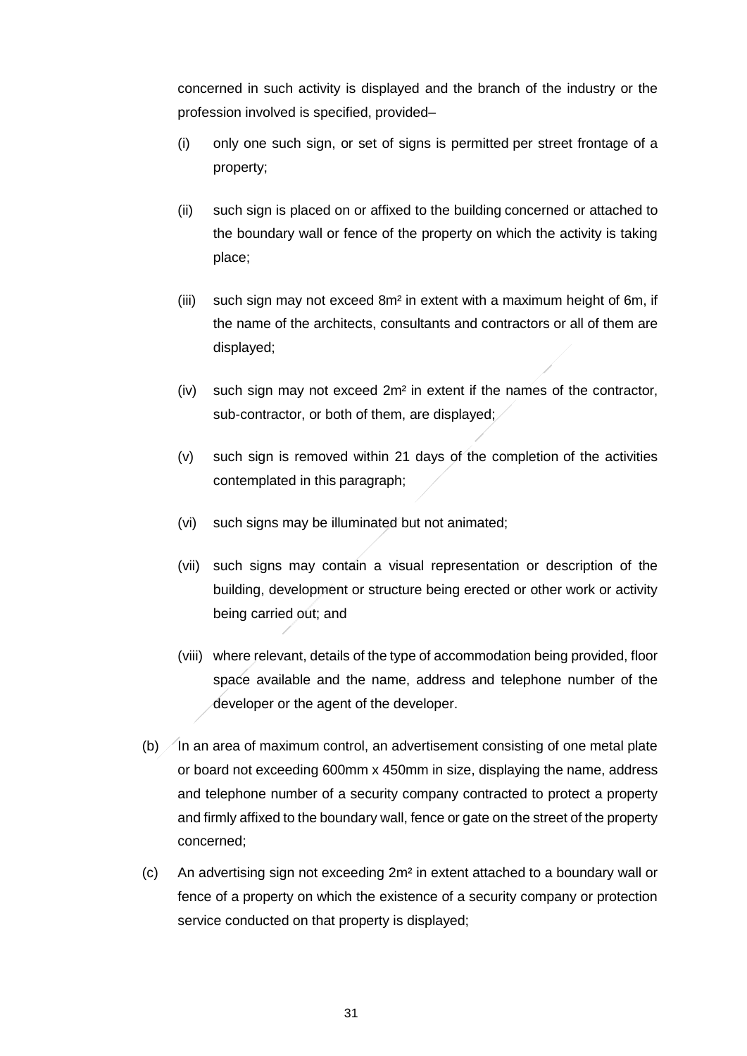concerned in such activity is displayed and the branch of the industry or the profession involved is specified, provided–

(i) only one such sign, or set of signs is permitted per street frontage of a property;

(ii) such sign is placed on or affixed to the building concerned or attached to the boundary wall or fence of the property on which the activity is taking place;

(iii) such sign may not exceed 8m² in extent with a maximum height of 6m, if the name of the architects, consultants and contractors or all of them are displayed;

(iv) such sign may not exceed 2m² in extent if the names of the contractor, sub-contractor, or both of them, are displayed;

(v) such sign is removed within 21 days of the completion of the activities contemplated in this paragraph;

(vi) such signs may be illuminated but not animated;

(vii) such signs may contain a visual representation or description of the building, development or structure being erected or other work or activity being carried out; and

(viii) where relevant, details of the type of accommodation being provided, floor space available and the name, address and telephone number of the developer or the agent of the developer.

(b) In an area of maximum control, an advertisement consisting of one metal plate or board not exceeding 600mm x 450mm in size, displaying the name, address and telephone number of a security company contracted to protect a property and firmly affixed to the boundary wall, fence or gate on the street of the property concerned;

(c) An advertising sign not exceeding 2m² in extent attached to a boundary wall or fence of a property on which the existence of a security company or protection service conducted on that property is displayed;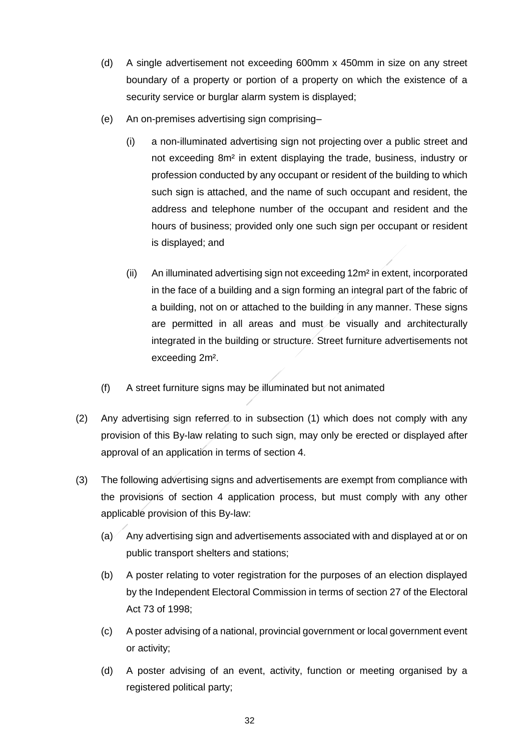(d) A single advertisement not exceeding 600mm x 450mm in size on any street boundary of a property or portion of a property on which the existence of a security service or burglar alarm system is displayed;

(e) An on-premises advertising sign comprising–

(i) a non-illuminated advertising sign not projecting over a public street and not exceeding 8m² in extent displaying the trade, business, industry or profession conducted by any occupant or resident of the building to which such sign is attached, and the name of such occupant and resident, the address and telephone number of the occupant and resident and the hours of business; provided only one such sign per occupant or resident is displayed; and

(ii) An illuminated advertising sign not exceeding 12m² in extent, incorporated in the face of a building and a sign forming an integral part of the fabric of a building, not on or attached to the building in any manner. These signs are permitted in all areas and must be visually and architecturally integrated in the building or structure. Street furniture advertisements not exceeding 2m².

(f) A street furniture signs may be illuminated but not animated

(2) Any advertising sign referred to in subsection (1) which does not comply with any provision of this By-law relating to such sign, may only be erected or displayed after approval of an application in terms of section 4.

(3) The following advertising signs and advertisements are exempt from compliance with the provisions of section 4 application process, but must comply with any other applicable provision of this By-law:

(a) Any advertising sign and advertisements associated with and displayed at or on public transport shelters and stations;

(b) A poster relating to voter registration for the purposes of an election displayed by the Independent Electoral Commission in terms of section 27 of the Electoral Act 73 of 1998;

(c) A poster advising of a national, provincial government or local government event or activity;

(d) A poster advising of an event, activity, function or meeting organised by a registered political party;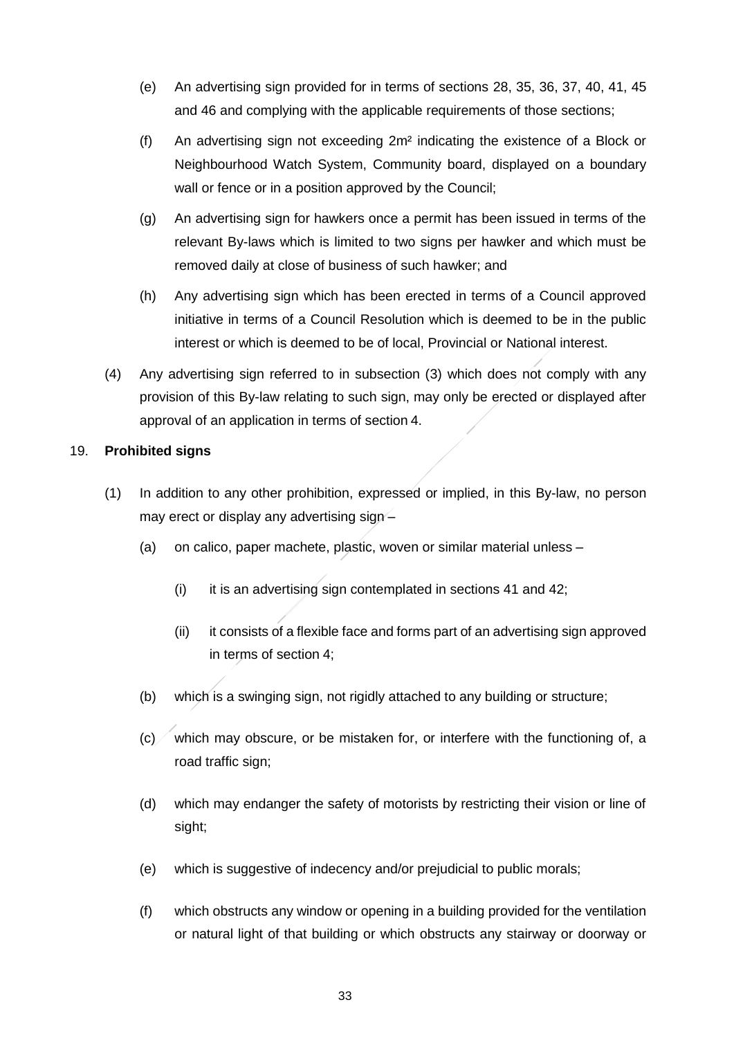(e) An advertising sign provided for in terms of sections 28, 35, 36, 37, 40, 41, 45 and 46 and complying with the applicable requirements of those sections;

(f) An advertising sign not exceeding 2m² indicating the existence of a Block or Neighbourhood Watch System, Community board, displayed on a boundary wall or fence or in a position approved by the Council;

(g) An advertising sign for hawkers once a permit has been issued in terms of the relevant By-laws which is limited to two signs per hawker and which must be removed daily at close of business of such hawker; and

(h) Any advertising sign which has been erected in terms of a Council approved initiative in terms of a Council Resolution which is deemed to be in the public interest or which is deemed to be of local, Provincial or National interest.

(4) Any advertising sign referred to in subsection (3) which does not comply with any provision of this By-law relating to such sign, may only be erected or displayed after approval of an application in terms of section 4.

19. **Prohibited signs**

(1) In addition to any other prohibition, expressed or implied, in this By-law, no person may erect or display any advertising sign –

(a) on calico, paper machete, plastic, woven or similar material unless –

(i) it is an advertising sign contemplated in sections 41 and 42;

(ii) it consists of a flexible face and forms part of an advertising sign approved in terms of section 4;

(b) which is a swinging sign, not rigidly attached to any building or structure;

(c) which may obscure, or be mistaken for, or interfere with the functioning of, a road traffic sign;

(d) which may endanger the safety of motorists by restricting their vision or line of sight;

(e) which is suggestive of indecency and/or prejudicial to public morals;

(f) which obstructs any window or opening in a building provided for the ventilation or natural light of that building or which obstructs any stairway or doorway or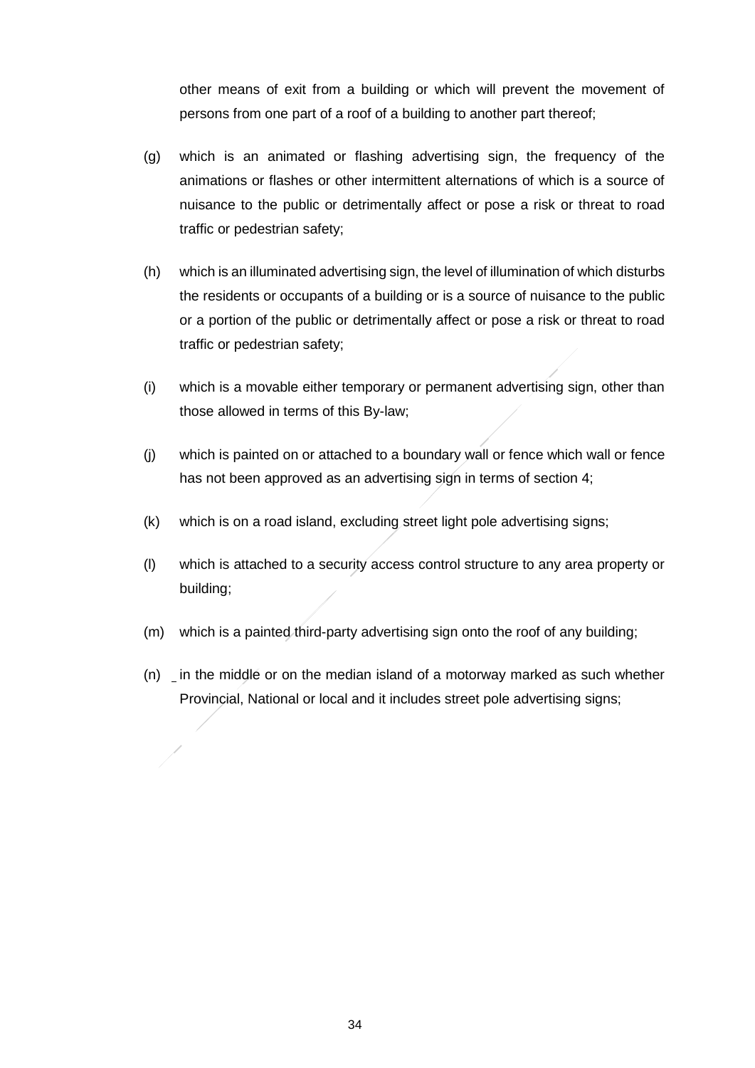other means of exit from a building or which will prevent the movement of persons from one part of a roof of a building to another part thereof;

(g) which is an animated or flashing advertising sign, the frequency of the animations or flashes or other intermittent alternations of which is a source of nuisance to the public or detrimentally affect or pose a risk or threat to road traffic or pedestrian safety;

(h) which is an illuminated advertising sign, the level of illumination of which disturbs the residents or occupants of a building or is a source of nuisance to the public or a portion of the public or detrimentally affect or pose a risk or threat to road traffic or pedestrian safety;

(i) which is a movable either temporary or permanent advertising sign, other than those allowed in terms of this By-law;

(j) which is painted on or attached to a boundary wall or fence which wall or fence has not been approved as an advertising sign in terms of section 4;

(k) which is on a road island, excluding street light pole advertising signs;

(l) which is attached to a security access control structure to any area property or building;

(m) which is a painted third-party advertising sign onto the roof of any building;

(n) in the middle or on the median island of a motorway marked as such whether Provincial, National or local and it includes street pole advertising signs;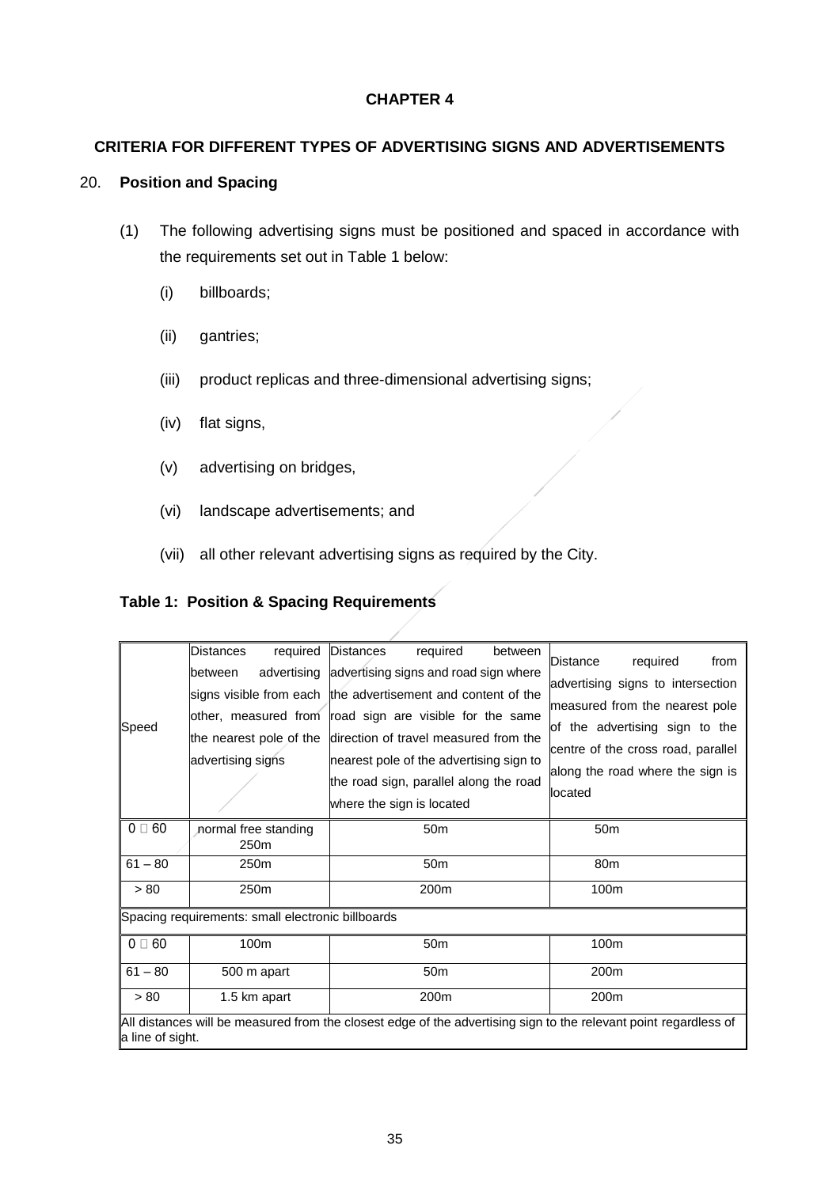## CHAPTER 4

## CRITERIA FOR DIFFERENT TYPES OF ADVERTISING SIGNS AND ADVERTISEMENTS

### 20. Position and Spacing

(1) The following advertising signs must be positioned and spaced in accordance with the requirements set out in Table 1 below:

(i) billboards;

(ii) gantries;

(iii) product replicas and three-dimensional advertising signs;

(iv) flat signs,

(v) advertising on bridges,

(vi) landscape advertisements; and

(vii) all other relevant advertising signs as required by the City.

**Table 1: Position & Spacing Requirements**

| Speed | Distances required between advertising signs visible from each other, measured from the nearest pole of the advertising signs | Distances required between advertising signs and road sign where the advertisement and content of the road sign are visible for the same direction of travel measured from the nearest pole of the advertising sign to the road sign, parallel along the road where the sign is located | Distance required from advertising signs to intersection measured from the nearest pole of the advertising sign to the centre of the cross road, parallel along the road where the sign is located |
|---|---|---|---|
| 0  60 | normal free standing 250m | 50m | 50m |
| 61 – 80 | 250m | 50m | 80m |
| > 80 | 250m | 200m | 100m |
| Spacing requirements: small electronic billboards | | | |
| 0  60 | 100m | 50m | 100m |
| 61 – 80 | 500 m apart | 50m | 200m |
| > 80 | 1.5 km apart | 200m | 200m |
| All distances will be measured from the closest edge of the advertising sign to the relevant point regardless of a line of sight. | | | |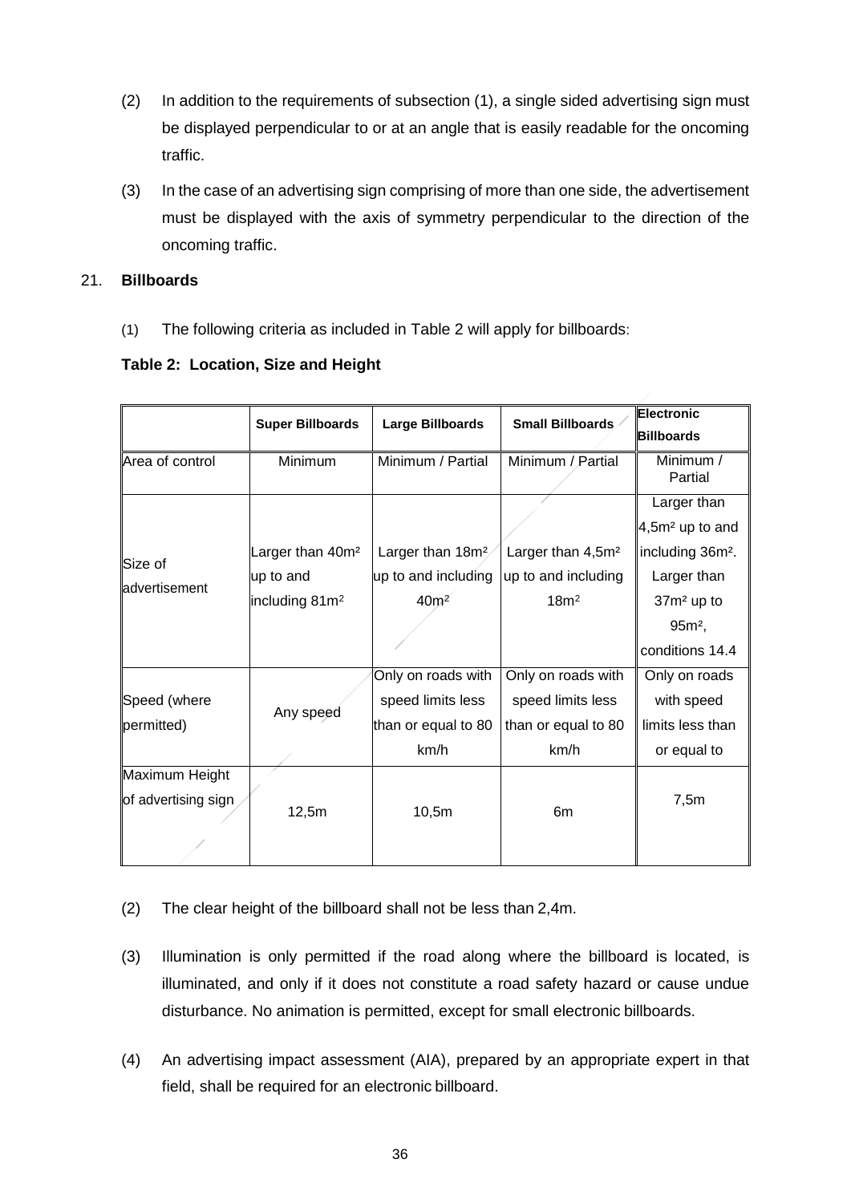(2) In addition to the requirements of subsection (1), a single sided advertising sign must be displayed perpendicular to or at an angle that is easily readable for the oncoming traffic.

(3) In the case of an advertising sign comprising of more than one side, the advertisement must be displayed with the axis of symmetry perpendicular to the direction of the oncoming traffic.

## 21. Billboards

(1) The following criteria as included in Table 2 will apply for billboards:

**Table 2: Location, Size and Height**

| | Super Billboards | Large Billboards | Small Billboards | Electronic Billboards |
|---|---|---|---|---|
| Area of control | Minimum | Minimum / Partial | Minimum / Partial | Minimum / Partial |
| Size of advertisement | Larger than 40m² up to and including 81m² | Larger than 18m² up to and including 40m² | Larger than 4,5m² up to and including 18m² | Larger than 4,5m² up to and including 36m². Larger than 37m² up to 95m², conditions 14.4 |
| Speed (where permitted) | Any speed | Only on roads with speed limits less than or equal to 80 km/h | Only on roads with speed limits less than or equal to 80 km/h | Only on roads with speed limits less than or equal to |
| Maximum Height of advertising sign | 12,5m | 10,5m | 6m | 7,5m |

(2) The clear height of the billboard shall not be less than 2,4m.

(3) Illumination is only permitted if the road along where the billboard is located, is illuminated, and only if it does not constitute a road safety hazard or cause undue disturbance. No animation is permitted, except for small electronic billboards.

(4) An advertising impact assessment (AIA), prepared by an appropriate expert in that field, shall be required for an electronic billboard.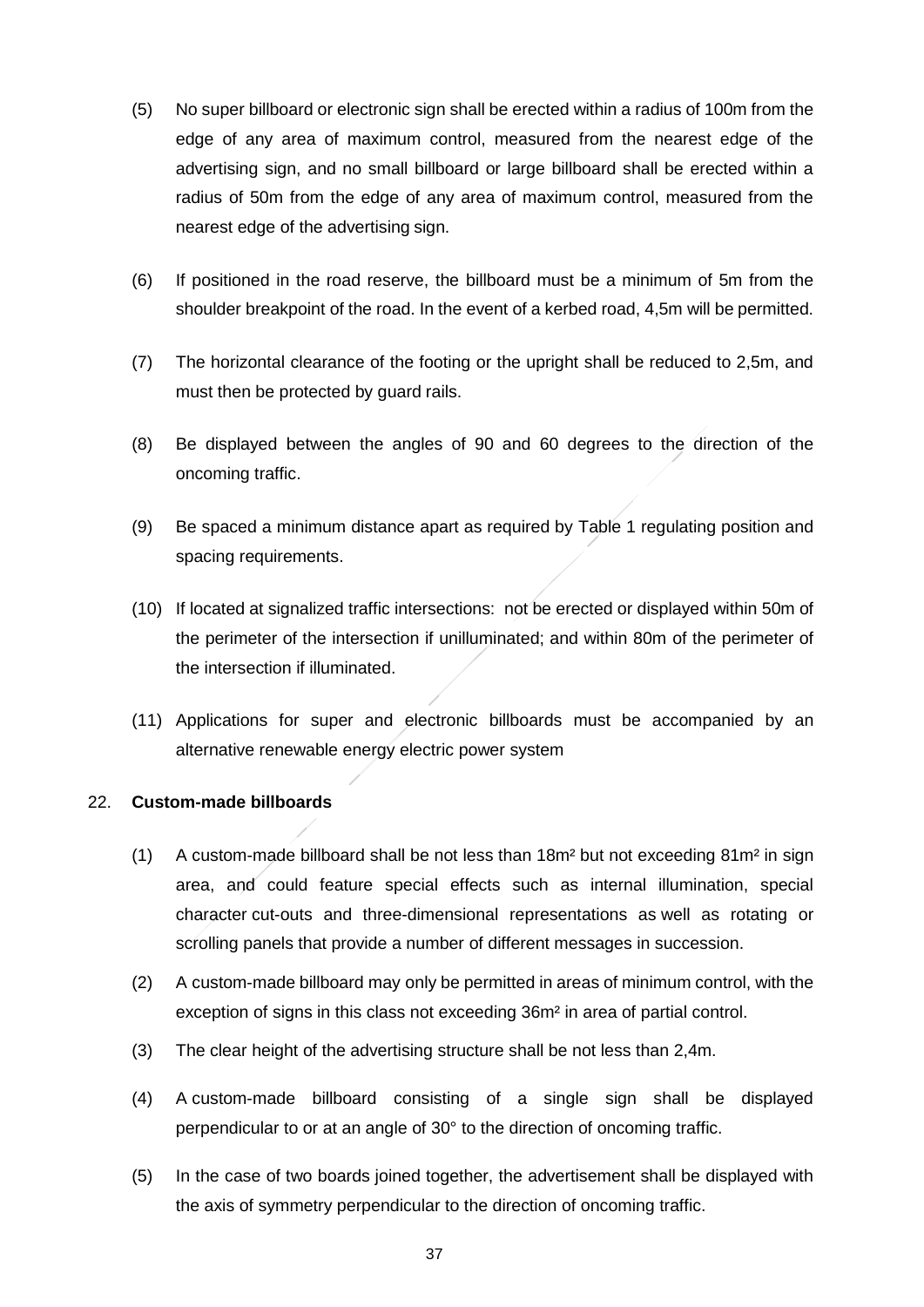(5) No super billboard or electronic sign shall be erected within a radius of 100m from the edge of any area of maximum control, measured from the nearest edge of the advertising sign, and no small billboard or large billboard shall be erected within a radius of 50m from the edge of any area of maximum control, measured from the nearest edge of the advertising sign.

(6) If positioned in the road reserve, the billboard must be a minimum of 5m from the shoulder breakpoint of the road. In the event of a kerbed road, 4,5m will be permitted.

(7) The horizontal clearance of the footing or the upright shall be reduced to 2,5m, and must then be protected by guard rails.

(8) Be displayed between the angles of 90 and 60 degrees to the direction of the oncoming traffic.

(9) Be spaced a minimum distance apart as required by Table 1 regulating position and spacing requirements.

(10) If located at signalized traffic intersections: not be erected or displayed within 50m of the perimeter of the intersection if unilluminated; and within 80m of the perimeter of the intersection if illuminated.

(11) Applications for super and electronic billboards must be accompanied by an alternative renewable energy electric power system

## 22. **Custom-made billboards**

(1) A custom-made billboard shall be not less than 18m² but not exceeding 81m² in sign area, and could feature special effects such as internal illumination, special character cut-outs and three-dimensional representations as well as rotating or scrolling panels that provide a number of different messages in succession.

(2) A custom-made billboard may only be permitted in areas of minimum control, with the exception of signs in this class not exceeding 36m² in area of partial control.

(3) The clear height of the advertising structure shall be not less than 2,4m.

(4) A custom-made billboard consisting of a single sign shall be displayed perpendicular to or at an angle of 30° to the direction of oncoming traffic.

(5) In the case of two boards joined together, the advertisement shall be displayed with the axis of symmetry perpendicular to the direction of oncoming traffic.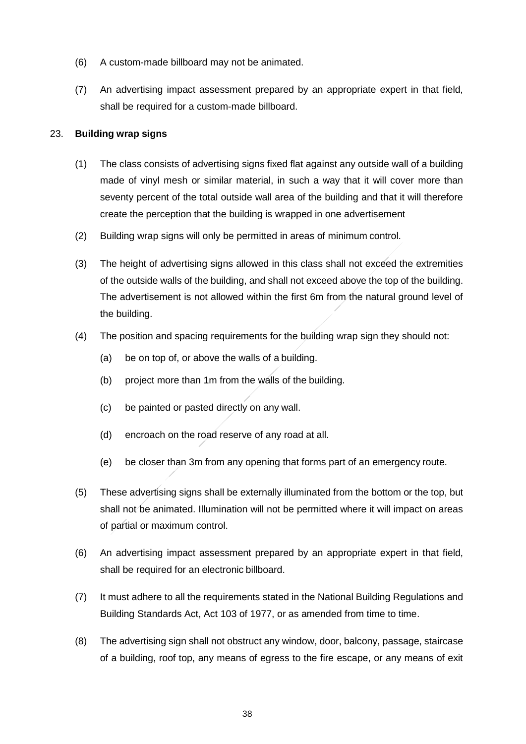(6) A custom-made billboard may not be animated.

(7) An advertising impact assessment prepared by an appropriate expert in that field, shall be required for a custom-made billboard.

23. **Building wrap signs**

(1) The class consists of advertising signs fixed flat against any outside wall of a building made of vinyl mesh or similar material, in such a way that it will cover more than seventy percent of the total outside wall area of the building and that it will therefore create the perception that the building is wrapped in one advertisement

(2) Building wrap signs will only be permitted in areas of minimum control.

(3) The height of advertising signs allowed in this class shall not exceed the extremities of the outside walls of the building, and shall not exceed above the top of the building. The advertisement is not allowed within the first 6m from the natural ground level of the building.

(4) The position and spacing requirements for the building wrap sign they should not:

(a) be on top of, or above the walls of a building.

(b) project more than 1m from the walls of the building.

(c) be painted or pasted directly on any wall.

(d) encroach on the road reserve of any road at all.

(e) be closer than 3m from any opening that forms part of an emergency route.

(5) These advertising signs shall be externally illuminated from the bottom or the top, but shall not be animated. Illumination will not be permitted where it will impact on areas of partial or maximum control.

(6) An advertising impact assessment prepared by an appropriate expert in that field, shall be required for an electronic billboard.

(7) It must adhere to all the requirements stated in the National Building Regulations and Building Standards Act, Act 103 of 1977, or as amended from time to time.

(8) The advertising sign shall not obstruct any window, door, balcony, passage, staircase of a building, roof top, any means of egress to the fire escape, or any means of exit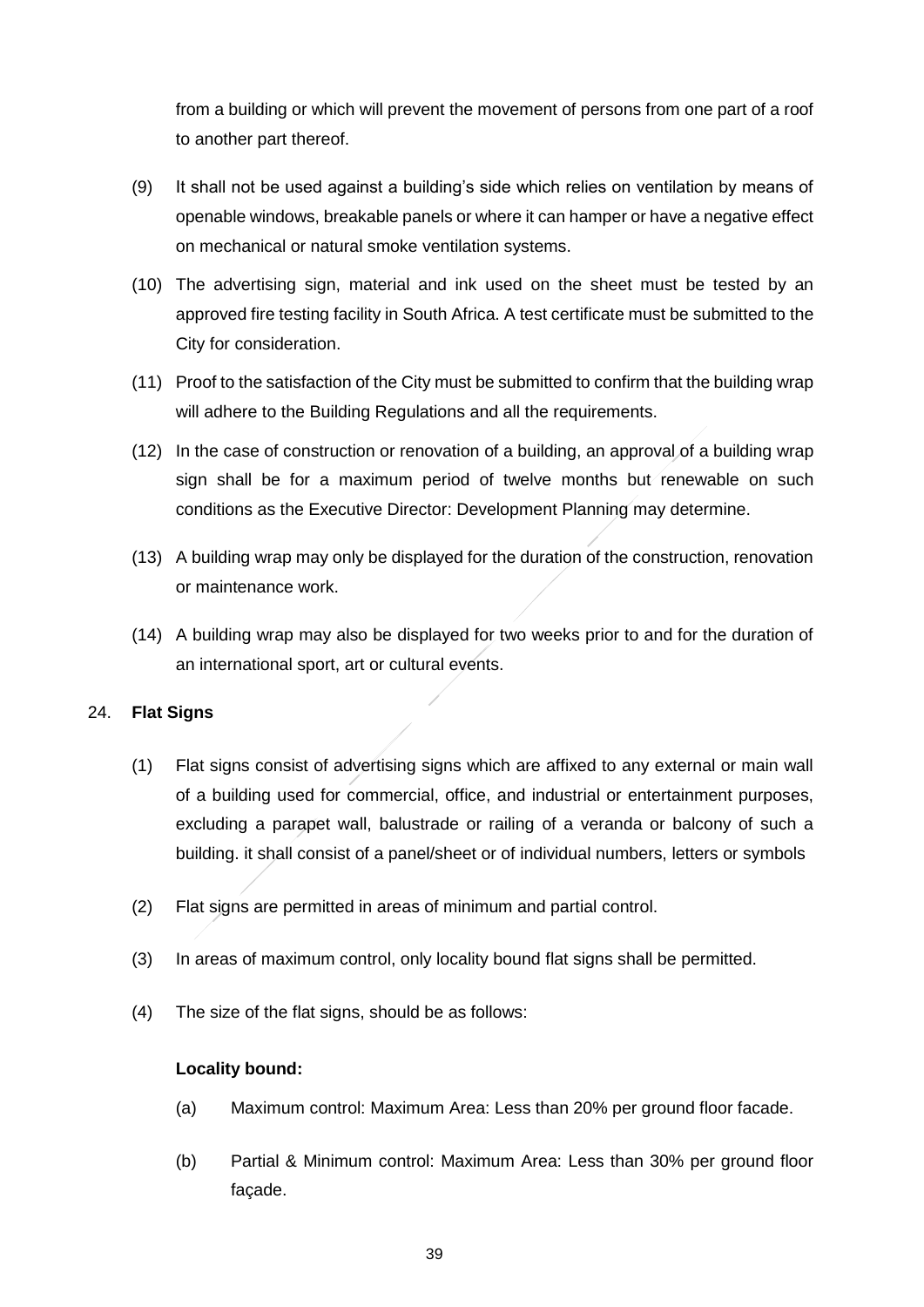from a building or which will prevent the movement of persons from one part of a roof to another part thereof.

(9) It shall not be used against a building's side which relies on ventilation by means of openable windows, breakable panels or where it can hamper or have a negative effect on mechanical or natural smoke ventilation systems.

(10) The advertising sign, material and ink used on the sheet must be tested by an approved fire testing facility in South Africa. A test certificate must be submitted to the City for consideration.

(11) Proof to the satisfaction of the City must be submitted to confirm that the building wrap will adhere to the Building Regulations and all the requirements.

(12) In the case of construction or renovation of a building, an approval of a building wrap sign shall be for a maximum period of twelve months but renewable on such conditions as the Executive Director: Development Planning may determine.

(13) A building wrap may only be displayed for the duration of the construction, renovation or maintenance work.

(14) A building wrap may also be displayed for two weeks prior to and for the duration of an international sport, art or cultural events.

24. **Flat Signs**

(1) Flat signs consist of advertising signs which are affixed to any external or main wall of a building used for commercial, office, and industrial or entertainment purposes, excluding a parapet wall, balustrade or railing of a veranda or balcony of such a building. it shall consist of a panel/sheet or of individual numbers, letters or symbols

(2) Flat signs are permitted in areas of minimum and partial control.

(3) In areas of maximum control, only locality bound flat signs shall be permitted.

(4) The size of the flat signs, should be as follows:

**Locality bound:**

(a) Maximum control: Maximum Area: Less than 20% per ground floor facade.

(b) Partial & Minimum control: Maximum Area: Less than 30% per ground floor façade.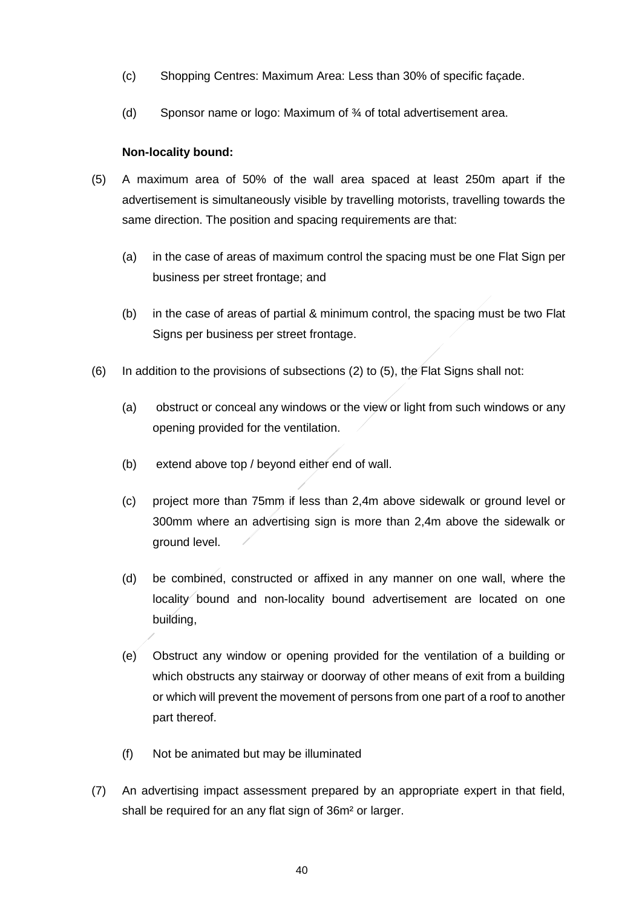(c) Shopping Centres: Maximum Area: Less than 30% of specific façade.

(d) Sponsor name or logo: Maximum of ¾ of total advertisement area.

**Non-locality bound:**

(5) A maximum area of 50% of the wall area spaced at least 250m apart if the advertisement is simultaneously visible by travelling motorists, travelling towards the same direction. The position and spacing requirements are that:

(a) in the case of areas of maximum control the spacing must be one Flat Sign per business per street frontage; and

(b) in the case of areas of partial & minimum control, the spacing must be two Flat Signs per business per street frontage.

(6) In addition to the provisions of subsections (2) to (5), the Flat Signs shall not:

(a) obstruct or conceal any windows or the view or light from such windows or any opening provided for the ventilation.

(b) extend above top / beyond either end of wall.

(c) project more than 75mm if less than 2,4m above sidewalk or ground level or 300mm where an advertising sign is more than 2,4m above the sidewalk or ground level.

(d) be combined, constructed or affixed in any manner on one wall, where the locality bound and non-locality bound advertisement are located on one building,

(e) Obstruct any window or opening provided for the ventilation of a building or which obstructs any stairway or doorway of other means of exit from a building or which will prevent the movement of persons from one part of a roof to another part thereof.

(f) Not be animated but may be illuminated

(7) An advertising impact assessment prepared by an appropriate expert in that field, shall be required for an any flat sign of 36m² or larger.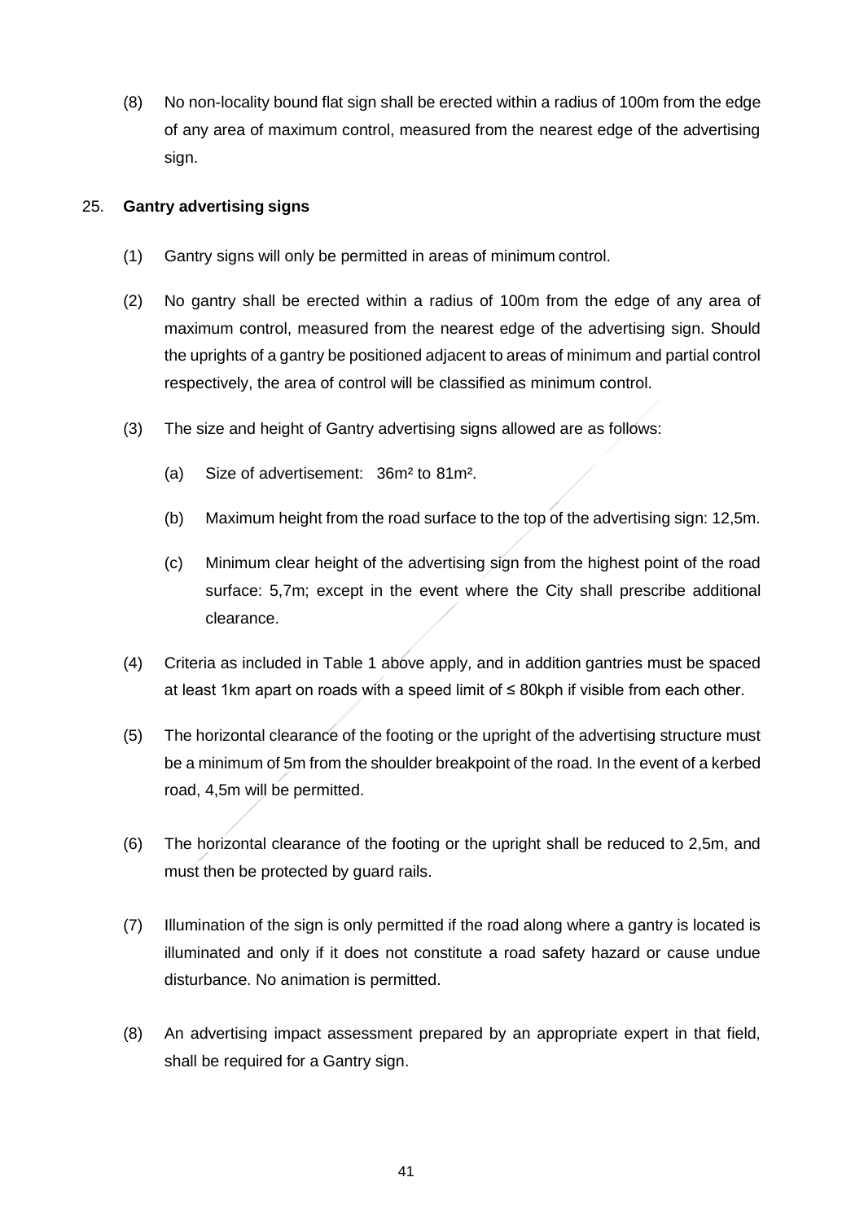(8) No non-locality bound flat sign shall be erected within a radius of 100m from the edge of any area of maximum control, measured from the nearest edge of the advertising sign.

25. **Gantry advertising signs**

(1) Gantry signs will only be permitted in areas of minimum control.

(2) No gantry shall be erected within a radius of 100m from the edge of any area of maximum control, measured from the nearest edge of the advertising sign. Should the uprights of a gantry be positioned adjacent to areas of minimum and partial control respectively, the area of control will be classified as minimum control.

(3) The size and height of Gantry advertising signs allowed are as follows:

(a) Size of advertisement: 36m² to 81m².

(b) Maximum height from the road surface to the top of the advertising sign: 12,5m.

(c) Minimum clear height of the advertising sign from the highest point of the road surface: 5,7m; except in the event where the City shall prescribe additional clearance.

(4) Criteria as included in Table 1 above apply, and in addition gantries must be spaced at least 1km apart on roads with a speed limit of ≤ 80kph if visible from each other.

(5) The horizontal clearance of the footing or the upright of the advertising structure must be a minimum of 5m from the shoulder breakpoint of the road. In the event of a kerbed road, 4,5m will be permitted.

(6) The horizontal clearance of the footing or the upright shall be reduced to 2,5m, and must then be protected by guard rails.

(7) Illumination of the sign is only permitted if the road along where a gantry is located is illuminated and only if it does not constitute a road safety hazard or cause undue disturbance. No animation is permitted.

(8) An advertising impact assessment prepared by an appropriate expert in that field, shall be required for a Gantry sign.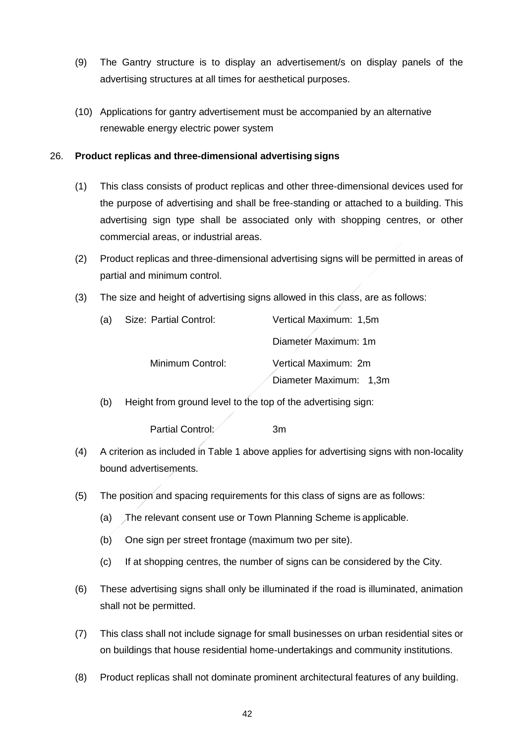(9) The Gantry structure is to display an advertisement/s on display panels of the advertising structures at all times for aesthetical purposes.

(10) Applications for gantry advertisement must be accompanied by an alternative renewable energy electric power system

26. **Product replicas and three-dimensional advertising signs**

(1) This class consists of product replicas and other three-dimensional devices used for the purpose of advertising and shall be free-standing or attached to a building. This advertising sign type shall be associated only with shopping centres, or other commercial areas, or industrial areas.

(2) Product replicas and three-dimensional advertising signs will be permitted in areas of partial and minimum control.

(3) The size and height of advertising signs allowed in this class, are as follows:

(a) Size: Partial Control: Vertical Maximum: 1,5m

Diameter Maximum: 1m

Minimum Control: Vertical Maximum: 2m

Diameter Maximum: 1,3m

(b) Height from ground level to the top of the advertising sign:

Partial Control: 3m

(4) A criterion as included in Table 1 above applies for advertising signs with non-locality bound advertisements.

(5) The position and spacing requirements for this class of signs are as follows:

(a) The relevant consent use or Town Planning Scheme is applicable.

(b) One sign per street frontage (maximum two per site).

(c) If at shopping centres, the number of signs can be considered by the City.

(6) These advertising signs shall only be illuminated if the road is illuminated, animation shall not be permitted.

(7) This class shall not include signage for small businesses on urban residential sites or on buildings that house residential home-undertakings and community institutions.

(8) Product replicas shall not dominate prominent architectural features of any building.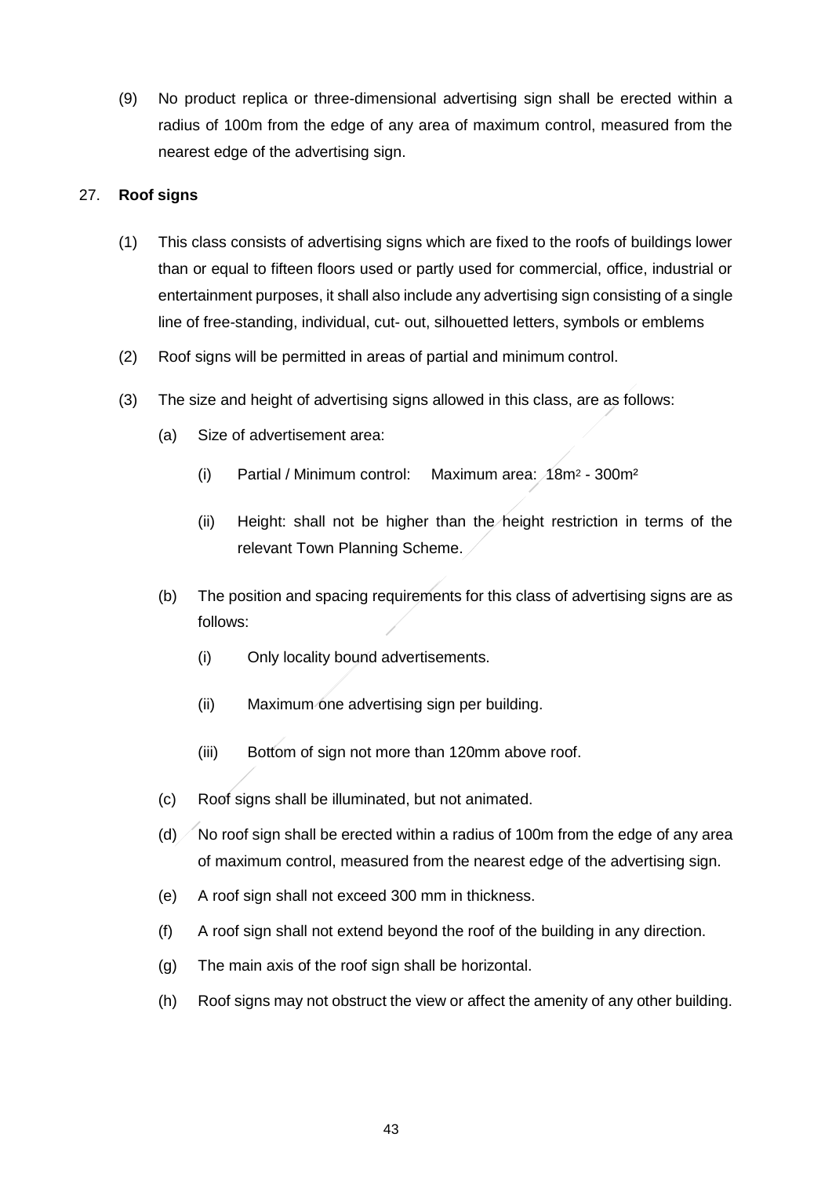(9) No product replica or three-dimensional advertising sign shall be erected within a radius of 100m from the edge of any area of maximum control, measured from the nearest edge of the advertising sign.

27. **Roof signs**

(1) This class consists of advertising signs which are fixed to the roofs of buildings lower than or equal to fifteen floors used or partly used for commercial, office, industrial or entertainment purposes, it shall also include any advertising sign consisting of a single line of free-standing, individual, cut- out, silhouetted letters, symbols or emblems

(2) Roof signs will be permitted in areas of partial and minimum control.

(3) The size and height of advertising signs allowed in this class, are as follows:

(a) Size of advertisement area:

(i) Partial / Minimum control: Maximum area: $18m^2$ - $300m^2$

(ii) Height: shall not be higher than the height restriction in terms of the relevant Town Planning Scheme.

(b) The position and spacing requirements for this class of advertising signs are as follows:

(i) Only locality bound advertisements.

(ii) Maximum one advertising sign per building.

(iii) Bottom of sign not more than 120mm above roof.

(c) Roof signs shall be illuminated, but not animated.

(d) No roof sign shall be erected within a radius of 100m from the edge of any area of maximum control, measured from the nearest edge of the advertising sign.

(e) A roof sign shall not exceed 300 mm in thickness.

(f) A roof sign shall not extend beyond the roof of the building in any direction.

(g) The main axis of the roof sign shall be horizontal.

(h) Roof signs may not obstruct the view or affect the amenity of any other building.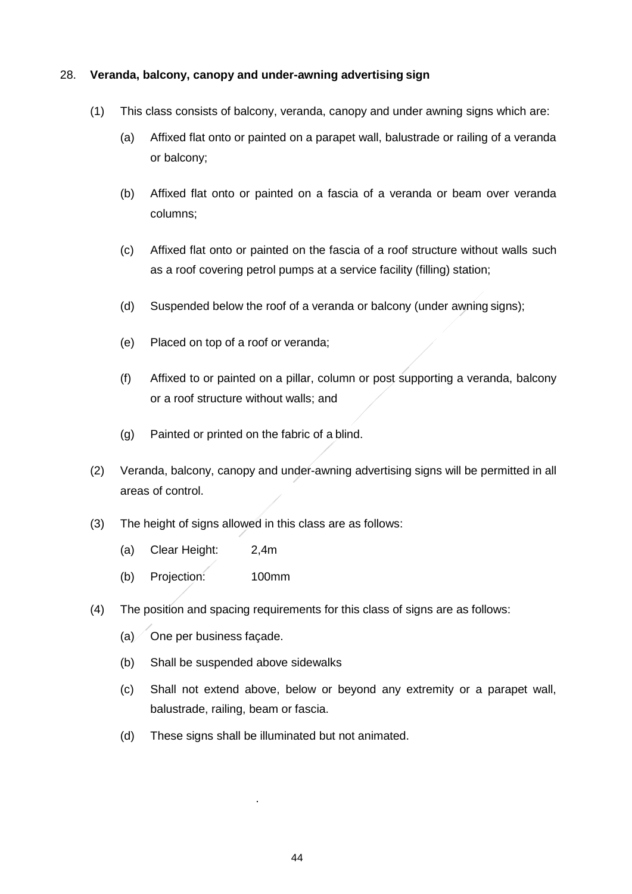28. **Veranda, balcony, canopy and under-awning advertising sign**

(1) This class consists of balcony, veranda, canopy and under awning signs which are:

(a) Affixed flat onto or painted on a parapet wall, balustrade or railing of a veranda or balcony;

(b) Affixed flat onto or painted on a fascia of a veranda or beam over veranda columns;

(c) Affixed flat onto or painted on the fascia of a roof structure without walls such as a roof covering petrol pumps at a service facility (filling) station;

(d) Suspended below the roof of a veranda or balcony (under awning signs);

(e) Placed on top of a roof or veranda;

(f) Affixed to or painted on a pillar, column or post supporting a veranda, balcony or a roof structure without walls; and

(g) Painted or printed on the fabric of a blind.

(2) Veranda, balcony, canopy and under-awning advertising signs will be permitted in all areas of control.

(3) The height of signs allowed in this class are as follows:

(a) Clear Height: 2,4m

(b) Projection: 100mm

(4) The position and spacing requirements for this class of signs are as follows:

(a) One per business façade.

(b) Shall be suspended above sidewalks

(c) Shall not extend above, below or beyond any extremity or a parapet wall, balustrade, railing, beam or fascia.

(d) These signs shall be illuminated but not animated.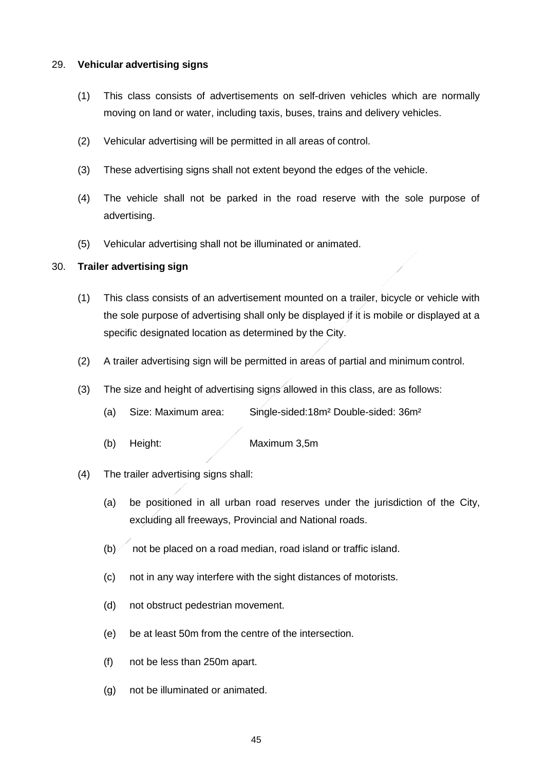29. **Vehicular advertising signs**

(1) This class consists of advertisements on self-driven vehicles which are normally moving on land or water, including taxis, buses, trains and delivery vehicles.

(2) Vehicular advertising will be permitted in all areas of control.

(3) These advertising signs shall not extent beyond the edges of the vehicle.

(4) The vehicle shall not be parked in the road reserve with the sole purpose of advertising.

(5) Vehicular advertising shall not be illuminated or animated.

30. **Trailer advertising sign**

(1) This class consists of an advertisement mounted on a trailer, bicycle or vehicle with the sole purpose of advertising shall only be displayed if it is mobile or displayed at a specific designated location as determined by the City.

(2) A trailer advertising sign will be permitted in areas of partial and minimum control.

(3) The size and height of advertising signs allowed in this class, are as follows:

   (a) Size: Maximum area: Single-sided:18m² Double-sided: 36m²

   (b) Height: Maximum 3,5m

(4) The trailer advertising signs shall:

   (a) be positioned in all urban road reserves under the jurisdiction of the City, excluding all freeways, Provincial and National roads.

   (b) not be placed on a road median, road island or traffic island.

   (c) not in any way interfere with the sight distances of motorists.

   (d) not obstruct pedestrian movement.

   (e) be at least 50m from the centre of the intersection.

   (f) not be less than 250m apart.

   (g) not be illuminated or animated.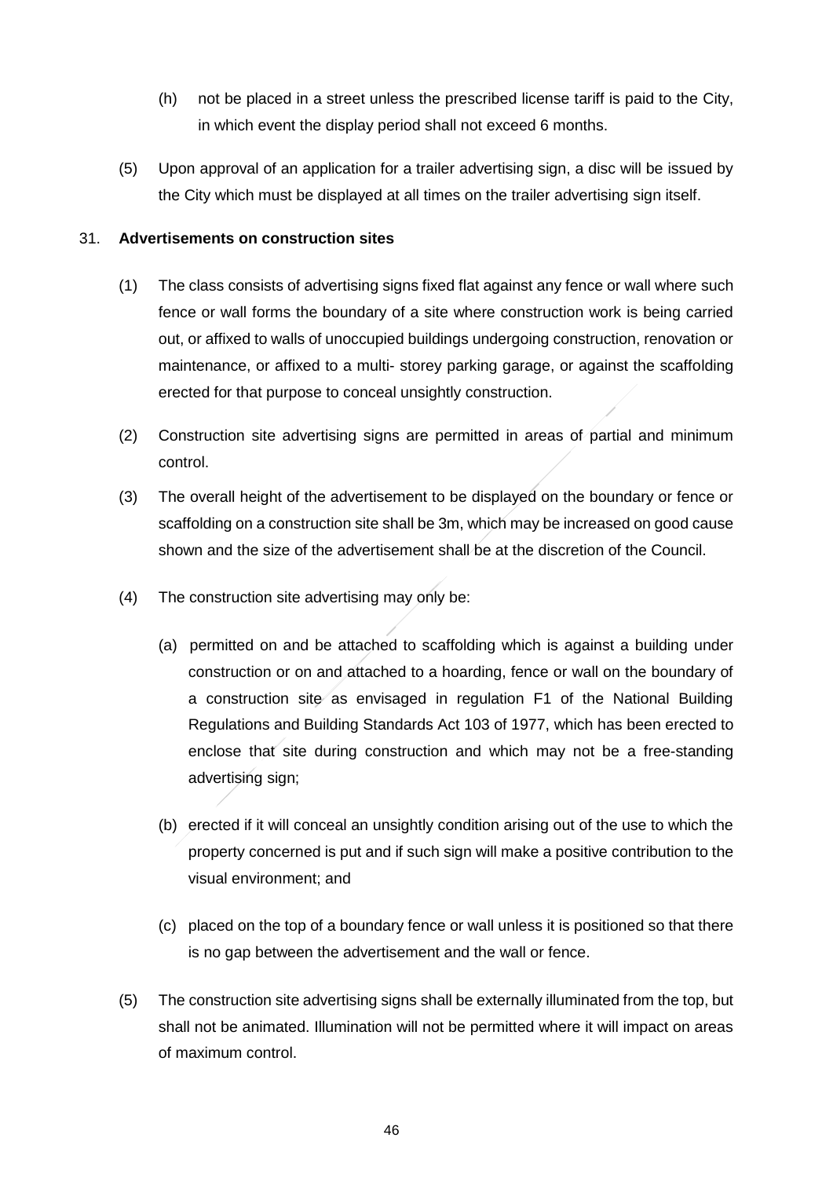(h) not be placed in a street unless the prescribed license tariff is paid to the City, in which event the display period shall not exceed 6 months.

(5) Upon approval of an application for a trailer advertising sign, a disc will be issued by the City which must be displayed at all times on the trailer advertising sign itself.

31. **Advertisements on construction sites**

(1) The class consists of advertising signs fixed flat against any fence or wall where such fence or wall forms the boundary of a site where construction work is being carried out, or affixed to walls of unoccupied buildings undergoing construction, renovation or maintenance, or affixed to a multi- storey parking garage, or against the scaffolding erected for that purpose to conceal unsightly construction.

(2) Construction site advertising signs are permitted in areas of partial and minimum control.

(3) The overall height of the advertisement to be displayed on the boundary or fence or scaffolding on a construction site shall be 3m, which may be increased on good cause shown and the size of the advertisement shall be at the discretion of the Council.

(4) The construction site advertising may only be:

(a) permitted on and be attached to scaffolding which is against a building under construction or on and attached to a hoarding, fence or wall on the boundary of a construction site as envisaged in regulation F1 of the National Building Regulations and Building Standards Act 103 of 1977, which has been erected to enclose that site during construction and which may not be a free-standing advertising sign;

(b) erected if it will conceal an unsightly condition arising out of the use to which the property concerned is put and if such sign will make a positive contribution to the visual environment; and

(c) placed on the top of a boundary fence or wall unless it is positioned so that there is no gap between the advertisement and the wall or fence.

(5) The construction site advertising signs shall be externally illuminated from the top, but shall not be animated. Illumination will not be permitted where it will impact on areas of maximum control.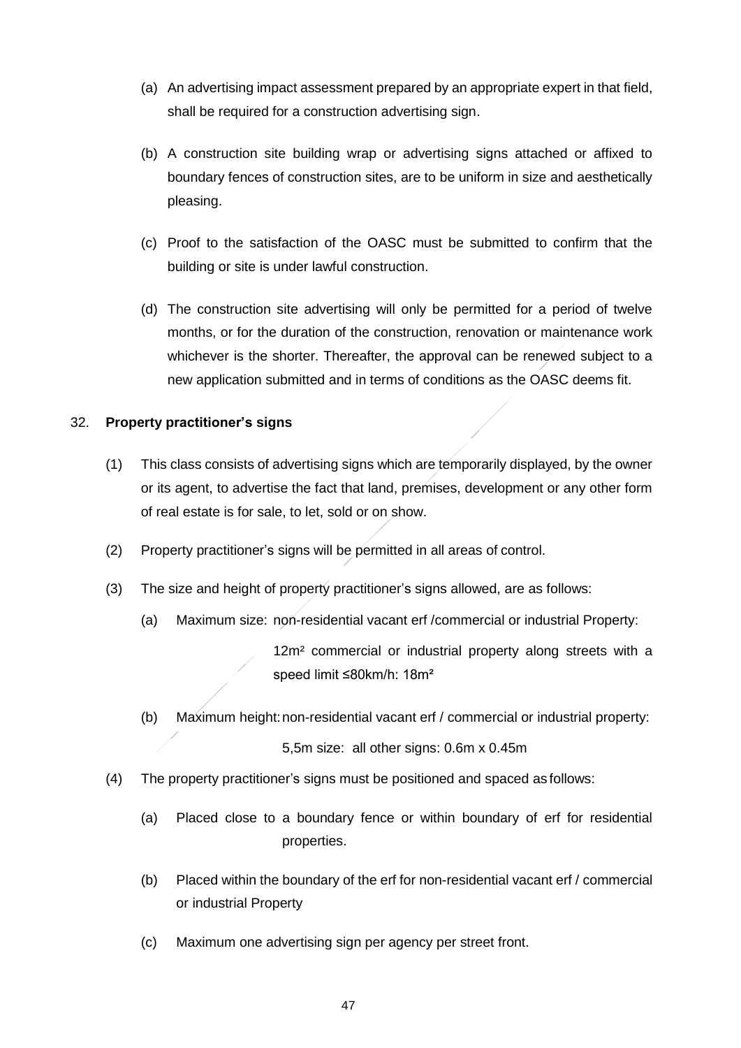(a) An advertising impact assessment prepared by an appropriate expert in that field, shall be required for a construction advertising sign.

(b) A construction site building wrap or advertising signs attached or affixed to boundary fences of construction sites, are to be uniform in size and aesthetically pleasing.

(c) Proof to the satisfaction of the OASC must be submitted to confirm that the building or site is under lawful construction.

(d) The construction site advertising will only be permitted for a period of twelve months, or for the duration of the construction, renovation or maintenance work whichever is the shorter. Thereafter, the approval can be renewed subject to a new application submitted and in terms of conditions as the OASC deems fit.

32. **Property practitioner's signs**

(1) This class consists of advertising signs which are temporarily displayed, by the owner or its agent, to advertise the fact that land, premises, development or any other form of real estate is for sale, to let, sold or on show.

(2) Property practitioner's signs will be permitted in all areas of control.

(3) The size and height of property practitioner's signs allowed, are as follows:

(a) Maximum size: non-residential vacant erf /commercial or industrial Property:

12m² commercial or industrial property along streets with a speed limit ≤80km/h: 18m²

(b) Maximum height: non-residential vacant erf / commercial or industrial property:

5,5m size: all other signs: 0.6m x 0.45m

(4) The property practitioner's signs must be positioned and spaced as follows:

(a) Placed close to a boundary fence or within boundary of erf for residential properties.

(b) Placed within the boundary of the erf for non-residential vacant erf / commercial or industrial Property

(c) Maximum one advertising sign per agency per street front.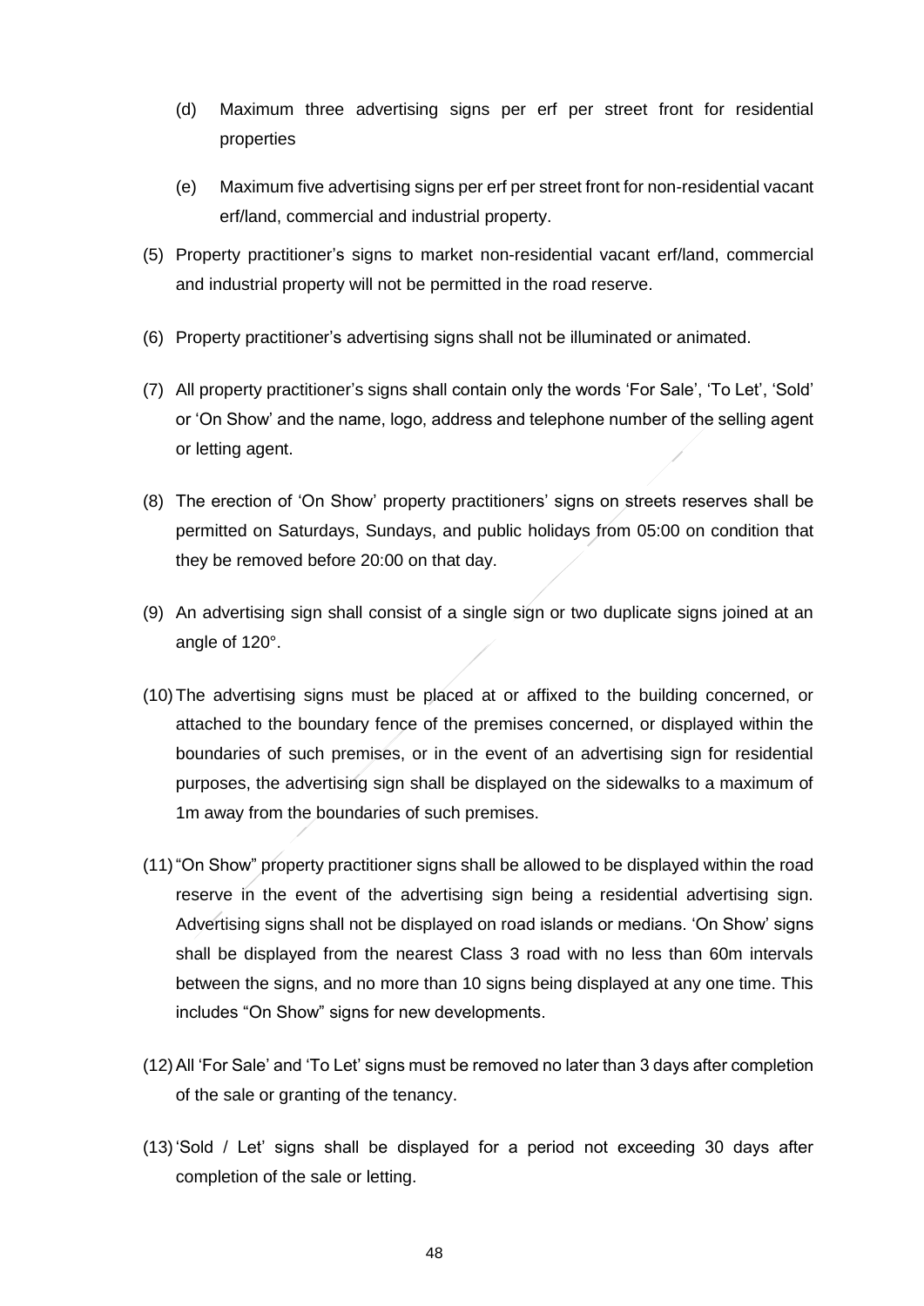(d) Maximum three advertising signs per erf per street front for residential properties

(e) Maximum five advertising signs per erf per street front for non-residential vacant erf/land, commercial and industrial property.

(5) Property practitioner's signs to market non-residential vacant erf/land, commercial and industrial property will not be permitted in the road reserve.

(6) Property practitioner's advertising signs shall not be illuminated or animated.

(7) All property practitioner's signs shall contain only the words 'For Sale', 'To Let', 'Sold' or 'On Show' and the name, logo, address and telephone number of the selling agent or letting agent.

(8) The erection of 'On Show' property practitioners' signs on streets reserves shall be permitted on Saturdays, Sundays, and public holidays from 05:00 on condition that they be removed before 20:00 on that day.

(9) An advertising sign shall consist of a single sign or two duplicate signs joined at an angle of 120°.

(10) The advertising signs must be placed at or affixed to the building concerned, or attached to the boundary fence of the premises concerned, or displayed within the boundaries of such premises, or in the event of an advertising sign for residential purposes, the advertising sign shall be displayed on the sidewalks to a maximum of 1m away from the boundaries of such premises.

(11) "On Show" property practitioner signs shall be allowed to be displayed within the road reserve in the event of the advertising sign being a residential advertising sign. Advertising signs shall not be displayed on road islands or medians. 'On Show' signs shall be displayed from the nearest Class 3 road with no less than 60m intervals between the signs, and no more than 10 signs being displayed at any one time. This includes "On Show" signs for new developments.

(12) All 'For Sale' and 'To Let' signs must be removed no later than 3 days after completion of the sale or granting of the tenancy.

(13) 'Sold / Let' signs shall be displayed for a period not exceeding 30 days after completion of the sale or letting.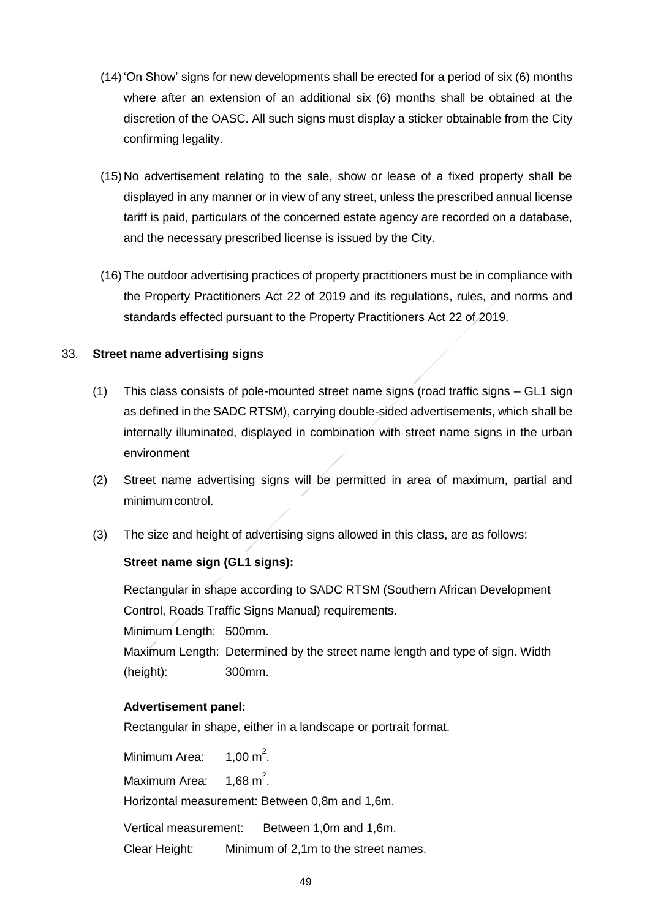(14) 'On Show' signs for new developments shall be erected for a period of six (6) months where after an extension of an additional six (6) months shall be obtained at the discretion of the OASC. All such signs must display a sticker obtainable from the City confirming legality.

(15) No advertisement relating to the sale, show or lease of a fixed property shall be displayed in any manner or in view of any street, unless the prescribed annual license tariff is paid, particulars of the concerned estate agency are recorded on a database, and the necessary prescribed license is issued by the City.

(16) The outdoor advertising practices of property practitioners must be in compliance with the Property Practitioners Act 22 of 2019 and its regulations, rules, and norms and standards effected pursuant to the Property Practitioners Act 22 of 2019.

33. **Street name advertising signs**

(1) This class consists of pole-mounted street name signs (road traffic signs – GL1 sign as defined in the SADC RTSM), carrying double-sided advertisements, which shall be internally illuminated, displayed in combination with street name signs in the urban environment

(2) Street name advertising signs will be permitted in area of maximum, partial and minimum control.

(3) The size and height of advertising signs allowed in this class, are as follows:

**Street name sign (GL1 signs):**

Rectangular in shape according to SADC RTSM (Southern African Development Control, Roads Traffic Signs Manual) requirements.

Minimum Length: 500mm.

Maximum Length: Determined by the street name length and type of sign. Width (height): 300mm.

**Advertisement panel:**

Rectangular in shape, either in a landscape or portrait format.

Minimum Area: 1,00 $m^2$.

Maximum Area: 1,68 $m^2$.

Horizontal measurement: Between 0,8m and 1,6m.

Vertical measurement: Between 1,0m and 1,6m.

Clear Height: Minimum of 2,1m to the street names.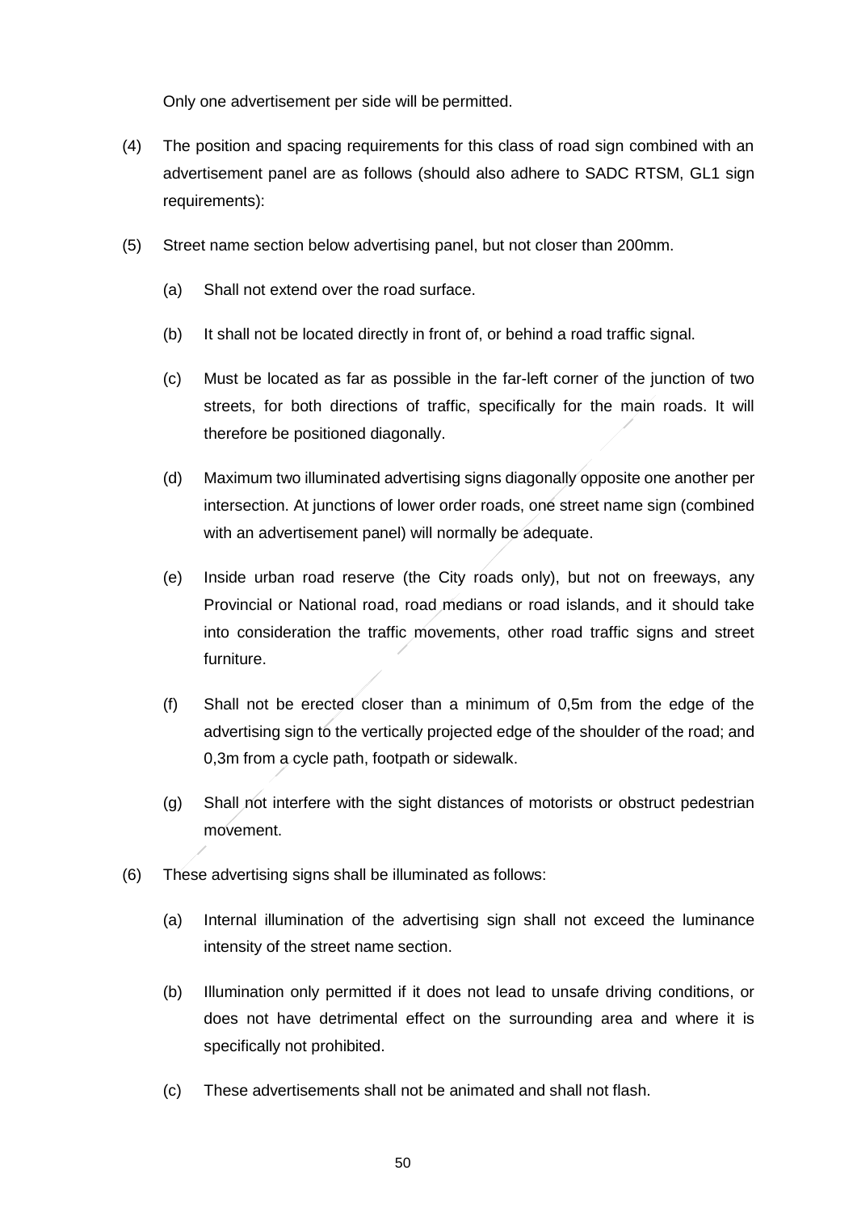Only one advertisement per side will be permitted.

(4) The position and spacing requirements for this class of road sign combined with an advertisement panel are as follows (should also adhere to SADC RTSM, GL1 sign requirements):

(5) Street name section below advertising panel, but not closer than 200mm.

  (a) Shall not extend over the road surface.

  (b) It shall not be located directly in front of, or behind a road traffic signal.

  (c) Must be located as far as possible in the far-left corner of the junction of two streets, for both directions of traffic, specifically for the main roads. It will therefore be positioned diagonally.

  (d) Maximum two illuminated advertising signs diagonally opposite one another per intersection. At junctions of lower order roads, one street name sign (combined with an advertisement panel) will normally be adequate.

  (e) Inside urban road reserve (the City roads only), but not on freeways, any Provincial or National road, road medians or road islands, and it should take into consideration the traffic movements, other road traffic signs and street furniture.

  (f) Shall not be erected closer than a minimum of 0,5m from the edge of the advertising sign to the vertically projected edge of the shoulder of the road; and 0,3m from a cycle path, footpath or sidewalk.

  (g) Shall not interfere with the sight distances of motorists or obstruct pedestrian movement.

(6) These advertising signs shall be illuminated as follows:

  (a) Internal illumination of the advertising sign shall not exceed the luminance intensity of the street name section.

  (b) Illumination only permitted if it does not lead to unsafe driving conditions, or does not have detrimental effect on the surrounding area and where it is specifically not prohibited.

  (c) These advertisements shall not be animated and shall not flash.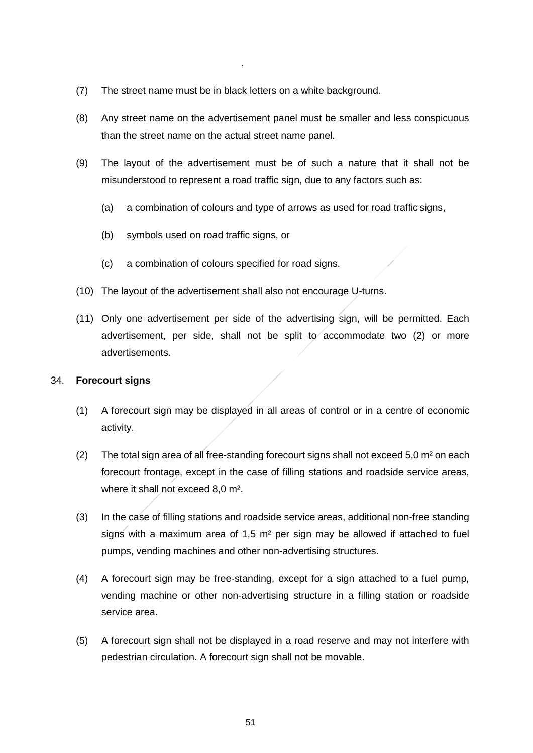(7) The street name must be in black letters on a white background.

(8) Any street name on the advertisement panel must be smaller and less conspicuous than the street name on the actual street name panel.

(9) The layout of the advertisement must be of such a nature that it shall not be misunderstood to represent a road traffic sign, due to any factors such as:

  (a) a combination of colours and type of arrows as used for road traffic signs,

  (b) symbols used on road traffic signs, or

  (c) a combination of colours specified for road signs.

(10) The layout of the advertisement shall also not encourage U-turns.

(11) Only one advertisement per side of the advertising sign, will be permitted. Each advertisement, per side, shall not be split to accommodate two (2) or more advertisements.

34. **Forecourt signs**

(1) A forecourt sign may be displayed in all areas of control or in a centre of economic activity.

(2) The total sign area of all free-standing forecourt signs shall not exceed 5,0 m² on each forecourt frontage, except in the case of filling stations and roadside service areas, where it shall not exceed 8,0 m².

(3) In the case of filling stations and roadside service areas, additional non-free standing signs with a maximum area of 1,5 m² per sign may be allowed if attached to fuel pumps, vending machines and other non-advertising structures.

(4) A forecourt sign may be free-standing, except for a sign attached to a fuel pump, vending machine or other non-advertising structure in a filling station or roadside service area.

(5) A forecourt sign shall not be displayed in a road reserve and may not interfere with pedestrian circulation. A forecourt sign shall not be movable.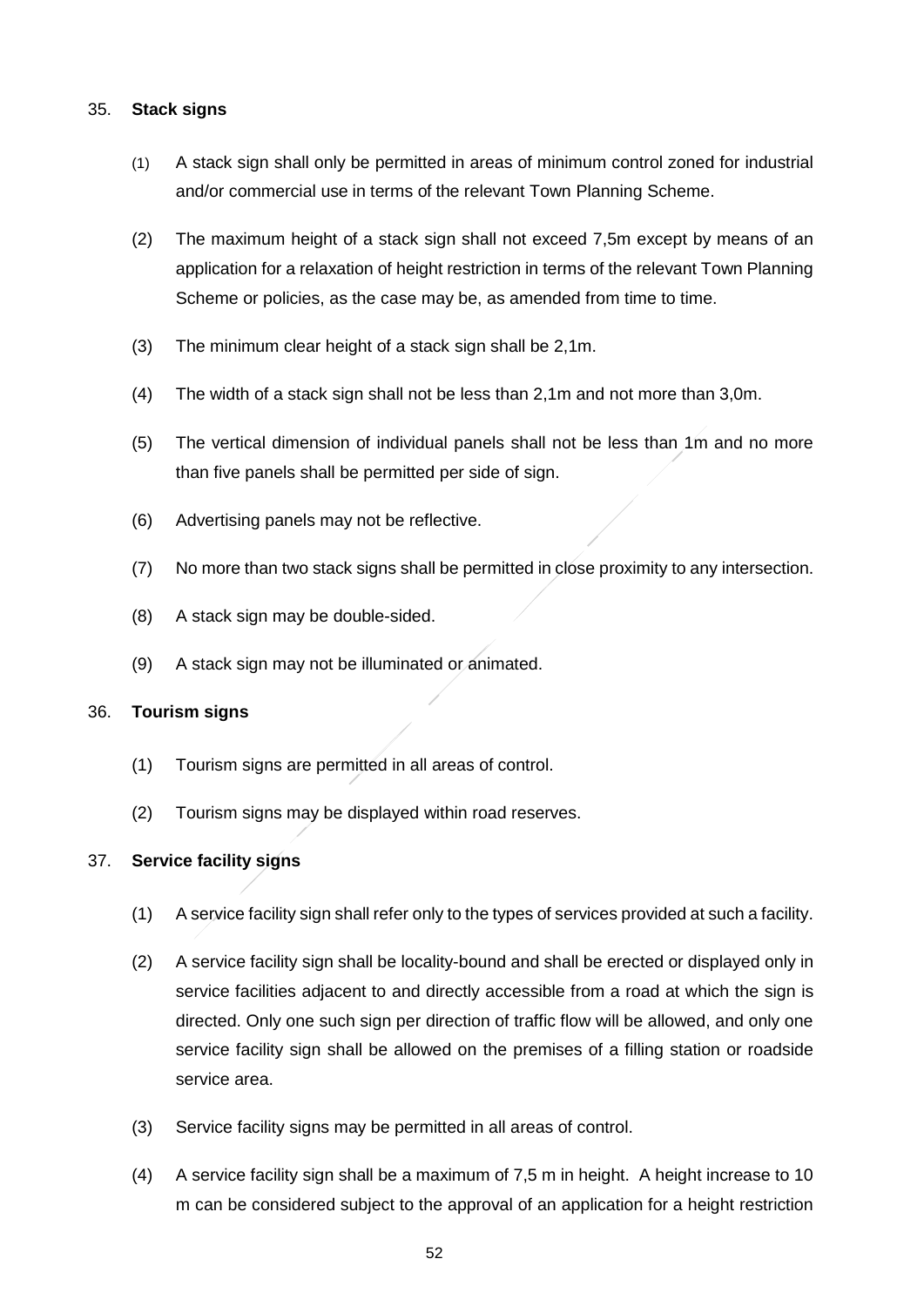35. **Stack signs**

(1) A stack sign shall only be permitted in areas of minimum control zoned for industrial and/or commercial use in terms of the relevant Town Planning Scheme.

(2) The maximum height of a stack sign shall not exceed 7,5m except by means of an application for a relaxation of height restriction in terms of the relevant Town Planning Scheme or policies, as the case may be, as amended from time to time.

(3) The minimum clear height of a stack sign shall be 2,1m.

(4) The width of a stack sign shall not be less than 2,1m and not more than 3,0m.

(5) The vertical dimension of individual panels shall not be less than 1m and no more than five panels shall be permitted per side of sign.

(6) Advertising panels may not be reflective.

(7) No more than two stack signs shall be permitted in close proximity to any intersection.

(8) A stack sign may be double-sided.

(9) A stack sign may not be illuminated or animated.

36. **Tourism signs**

(1) Tourism signs are permitted in all areas of control.

(2) Tourism signs may be displayed within road reserves.

37. **Service facility signs**

(1) A service facility sign shall refer only to the types of services provided at such a facility.

(2) A service facility sign shall be locality-bound and shall be erected or displayed only in service facilities adjacent to and directly accessible from a road at which the sign is directed. Only one such sign per direction of traffic flow will be allowed, and only one service facility sign shall be allowed on the premises of a filling station or roadside service area.

(3) Service facility signs may be permitted in all areas of control.

(4) A service facility sign shall be a maximum of 7,5 m in height. A height increase to 10 m can be considered subject to the approval of an application for a height restriction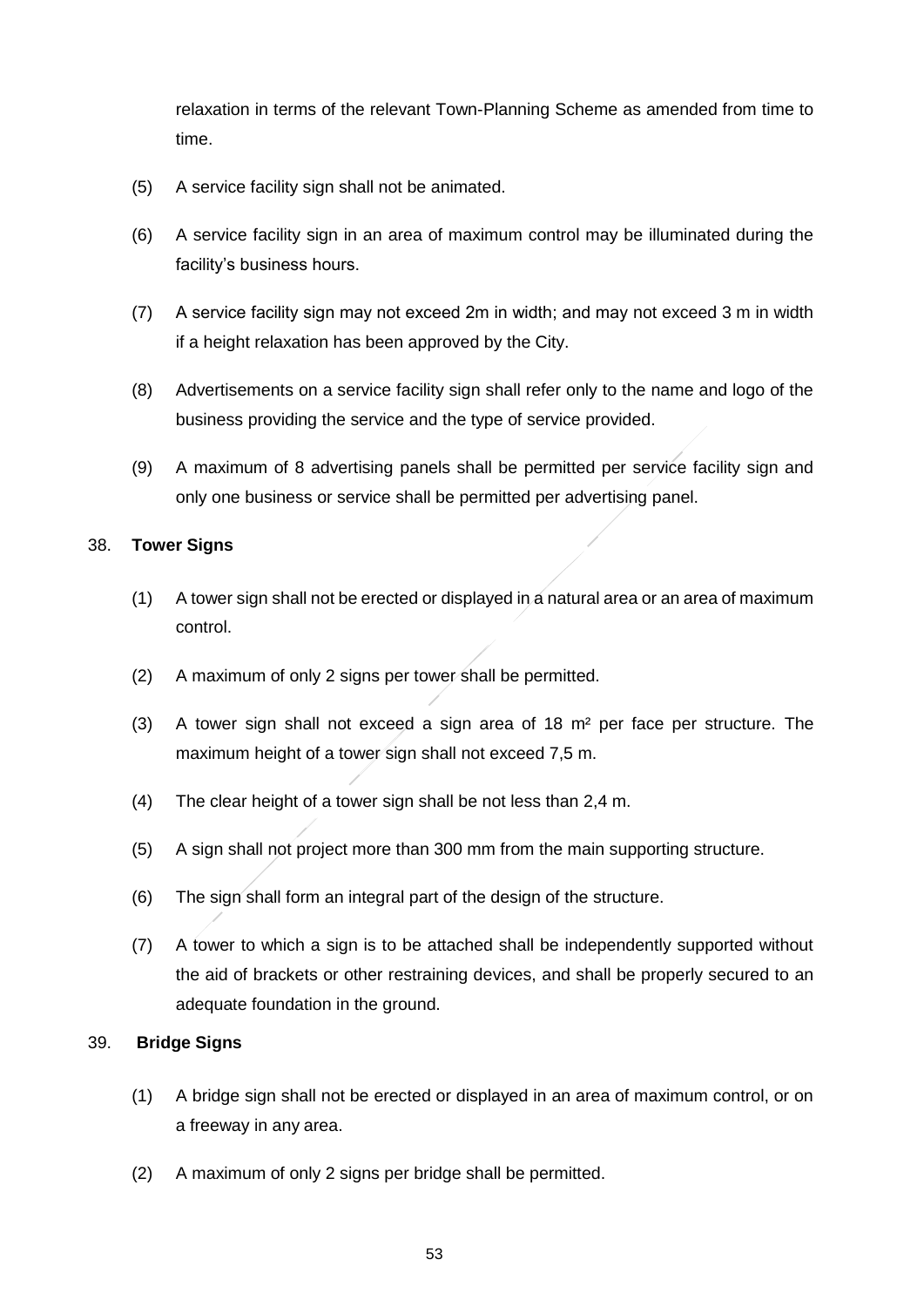relaxation in terms of the relevant Town-Planning Scheme as amended from time to time.

(5) A service facility sign shall not be animated.

(6) A service facility sign in an area of maximum control may be illuminated during the facility's business hours.

(7) A service facility sign may not exceed 2m in width; and may not exceed 3 m in width if a height relaxation has been approved by the City.

(8) Advertisements on a service facility sign shall refer only to the name and logo of the business providing the service and the type of service provided.

(9) A maximum of 8 advertising panels shall be permitted per service facility sign and only one business or service shall be permitted per advertising panel.

38. **Tower Signs**

(1) A tower sign shall not be erected or displayed in a natural area or an area of maximum control.

(2) A maximum of only 2 signs per tower shall be permitted.

(3) A tower sign shall not exceed a sign area of 18 m² per face per structure. The maximum height of a tower sign shall not exceed 7,5 m.

(4) The clear height of a tower sign shall be not less than 2,4 m.

(5) A sign shall not project more than 300 mm from the main supporting structure.

(6) The sign shall form an integral part of the design of the structure.

(7) A tower to which a sign is to be attached shall be independently supported without the aid of brackets or other restraining devices, and shall be properly secured to an adequate foundation in the ground.

39. **Bridge Signs**

(1) A bridge sign shall not be erected or displayed in an area of maximum control, or on a freeway in any area.

(2) A maximum of only 2 signs per bridge shall be permitted.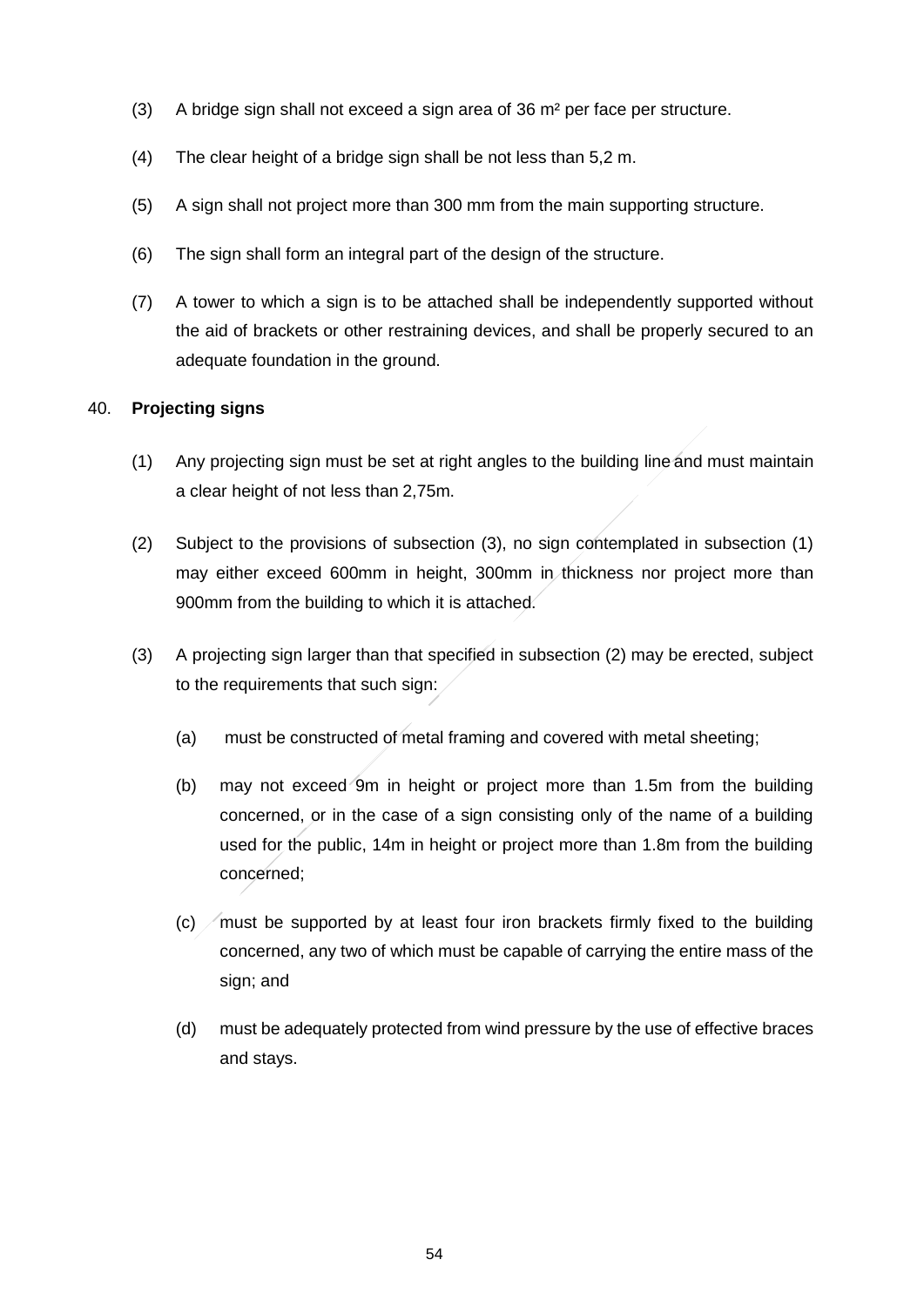(3) A bridge sign shall not exceed a sign area of 36 m² per face per structure.

(4) The clear height of a bridge sign shall be not less than 5,2 m.

(5) A sign shall not project more than 300 mm from the main supporting structure.

(6) The sign shall form an integral part of the design of the structure.

(7) A tower to which a sign is to be attached shall be independently supported without the aid of brackets or other restraining devices, and shall be properly secured to an adequate foundation in the ground.

40. **Projecting signs**

(1) Any projecting sign must be set at right angles to the building line and must maintain a clear height of not less than 2,75m.

(2) Subject to the provisions of subsection (3), no sign contemplated in subsection (1) may either exceed 600mm in height, 300mm in thickness nor project more than 900mm from the building to which it is attached.

(3) A projecting sign larger than that specified in subsection (2) may be erected, subject to the requirements that such sign:

(a) must be constructed of metal framing and covered with metal sheeting;

(b) may not exceed 9m in height or project more than 1.5m from the building concerned, or in the case of a sign consisting only of the name of a building used for the public, 14m in height or project more than 1.8m from the building concerned;

(c) must be supported by at least four iron brackets firmly fixed to the building concerned, any two of which must be capable of carrying the entire mass of the sign; and

(d) must be adequately protected from wind pressure by the use of effective braces and stays.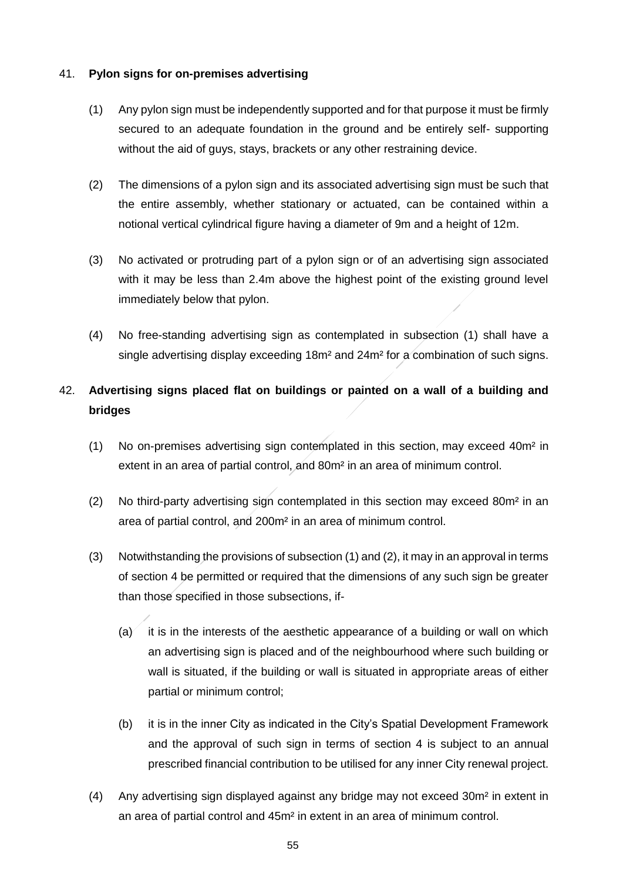41. **Pylon signs for on-premises advertising**

(1) Any pylon sign must be independently supported and for that purpose it must be firmly secured to an adequate foundation in the ground and be entirely self- supporting without the aid of guys, stays, brackets or any other restraining device.

(2) The dimensions of a pylon sign and its associated advertising sign must be such that the entire assembly, whether stationary or actuated, can be contained within a notional vertical cylindrical figure having a diameter of 9m and a height of 12m.

(3) No activated or protruding part of a pylon sign or of an advertising sign associated with it may be less than 2.4m above the highest point of the existing ground level immediately below that pylon.

(4) No free-standing advertising sign as contemplated in subsection (1) shall have a single advertising display exceeding 18m² and 24m² for a combination of such signs.

42. **Advertising signs placed flat on buildings or painted on a wall of a building and bridges**

(1) No on-premises advertising sign contemplated in this section, may exceed 40m² in extent in an area of partial control, and 80m² in an area of minimum control.

(2) No third-party advertising sign contemplated in this section may exceed 80m² in an area of partial control, and 200m² in an area of minimum control.

(3) Notwithstanding the provisions of subsection (1) and (2), it may in an approval in terms of section 4 be permitted or required that the dimensions of any such sign be greater than those specified in those subsections, if-

(a) it is in the interests of the aesthetic appearance of a building or wall on which an advertising sign is placed and of the neighbourhood where such building or wall is situated, if the building or wall is situated in appropriate areas of either partial or minimum control;

(b) it is in the inner City as indicated in the City's Spatial Development Framework and the approval of such sign in terms of section 4 is subject to an annual prescribed financial contribution to be utilised for any inner City renewal project.

(4) Any advertising sign displayed against any bridge may not exceed 30m² in extent in an area of partial control and 45m² in extent in an area of minimum control.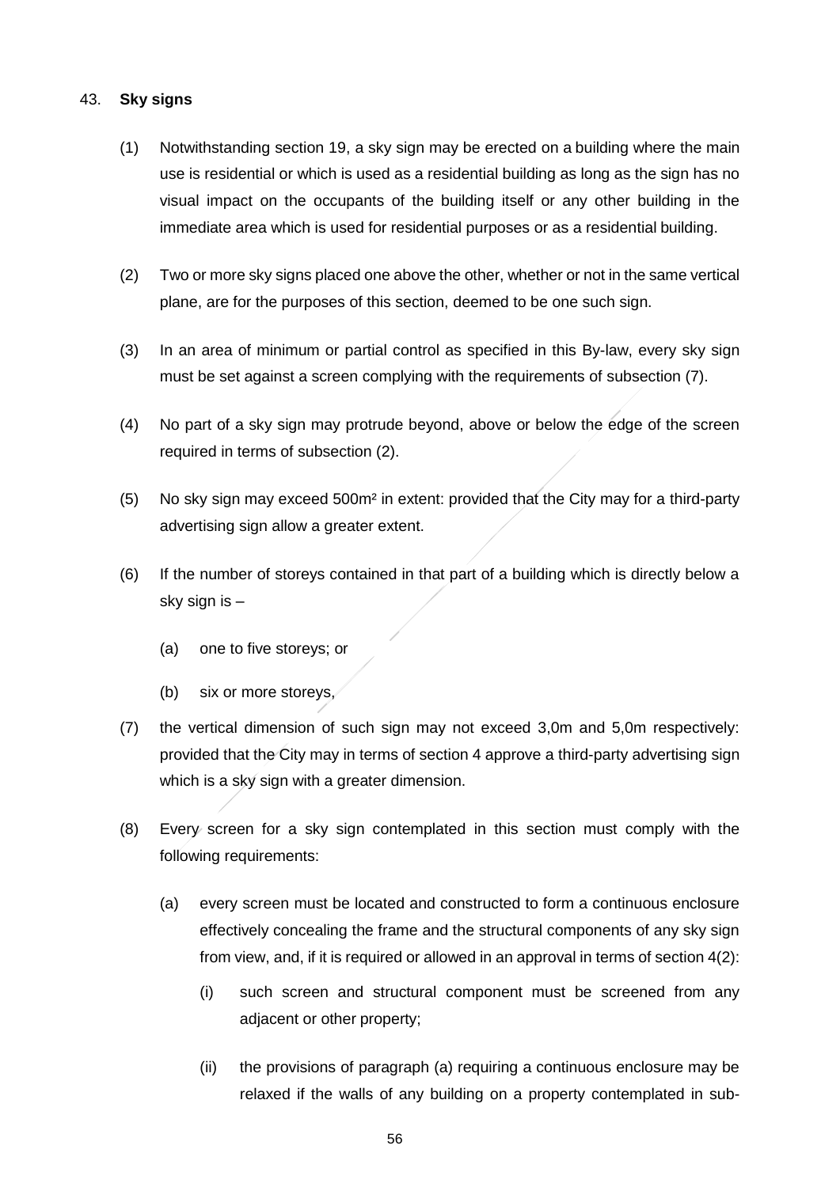43. **Sky signs**

(1) Notwithstanding section 19, a sky sign may be erected on a building where the main use is residential or which is used as a residential building as long as the sign has no visual impact on the occupants of the building itself or any other building in the immediate area which is used for residential purposes or as a residential building.

(2) Two or more sky signs placed one above the other, whether or not in the same vertical plane, are for the purposes of this section, deemed to be one such sign.

(3) In an area of minimum or partial control as specified in this By-law, every sky sign must be set against a screen complying with the requirements of subsection (7).

(4) No part of a sky sign may protrude beyond, above or below the edge of the screen required in terms of subsection (2).

(5) No sky sign may exceed 500m² in extent: provided that the City may for a third-party advertising sign allow a greater extent.

(6) If the number of storeys contained in that part of a building which is directly below a sky sign is –

   (a) one to five storeys; or

   (b) six or more storeys,

(7) the vertical dimension of such sign may not exceed 3,0m and 5,0m respectively: provided that the City may in terms of section 4 approve a third-party advertising sign which is a sky sign with a greater dimension.

(8) Every screen for a sky sign contemplated in this section must comply with the following requirements:

   (a) every screen must be located and constructed to form a continuous enclosure effectively concealing the frame and the structural components of any sky sign from view, and, if it is required or allowed in an approval in terms of section 4(2):

      (i) such screen and structural component must be screened from any adjacent or other property;

      (ii) the provisions of paragraph (a) requiring a continuous enclosure may be relaxed if the walls of any building on a property contemplated in sub-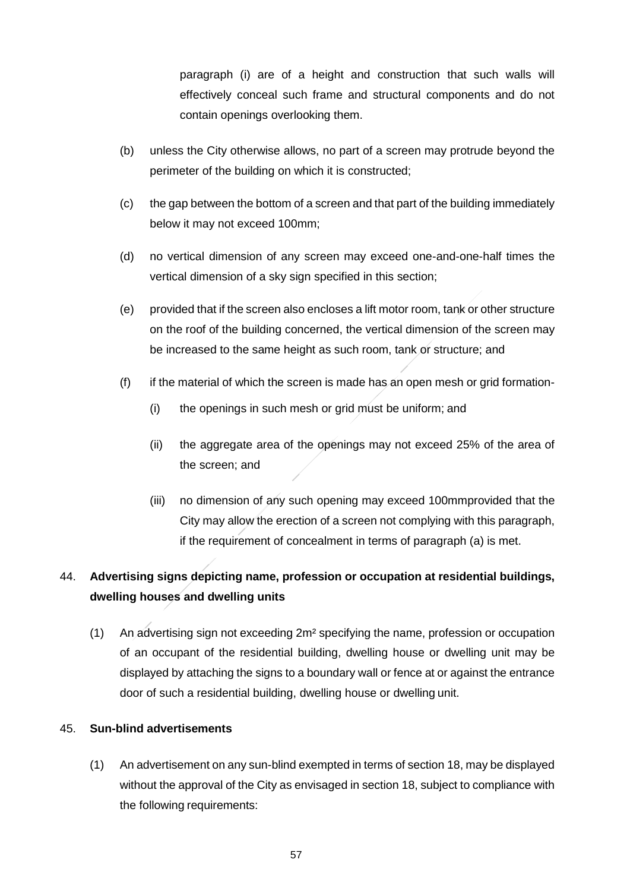paragraph (i) are of a height and construction that such walls will effectively conceal such frame and structural components and do not contain openings overlooking them.

(b) unless the City otherwise allows, no part of a screen may protrude beyond the perimeter of the building on which it is constructed;

(c) the gap between the bottom of a screen and that part of the building immediately below it may not exceed 100mm;

(d) no vertical dimension of any screen may exceed one-and-one-half times the vertical dimension of a sky sign specified in this section;

(e) provided that if the screen also encloses a lift motor room, tank or other structure on the roof of the building concerned, the vertical dimension of the screen may be increased to the same height as such room, tank or structure; and

(f) if the material of which the screen is made has an open mesh or grid formation-

  (i) the openings in such mesh or grid must be uniform; and

  (ii) the aggregate area of the openings may not exceed 25% of the area of the screen; and

  (iii) no dimension of any such opening may exceed 100mmprovided that the City may allow the erection of a screen not complying with this paragraph, if the requirement of concealment in terms of paragraph (a) is met.

44. **Advertising signs depicting name, profession or occupation at residential buildings, dwelling houses and dwelling units**

(1) An advertising sign not exceeding 2m² specifying the name, profession or occupation of an occupant of the residential building, dwelling house or dwelling unit may be displayed by attaching the signs to a boundary wall or fence at or against the entrance door of such a residential building, dwelling house or dwelling unit.

45. **Sun-blind advertisements**

(1) An advertisement on any sun-blind exempted in terms of section 18, may be displayed without the approval of the City as envisaged in section 18, subject to compliance with the following requirements: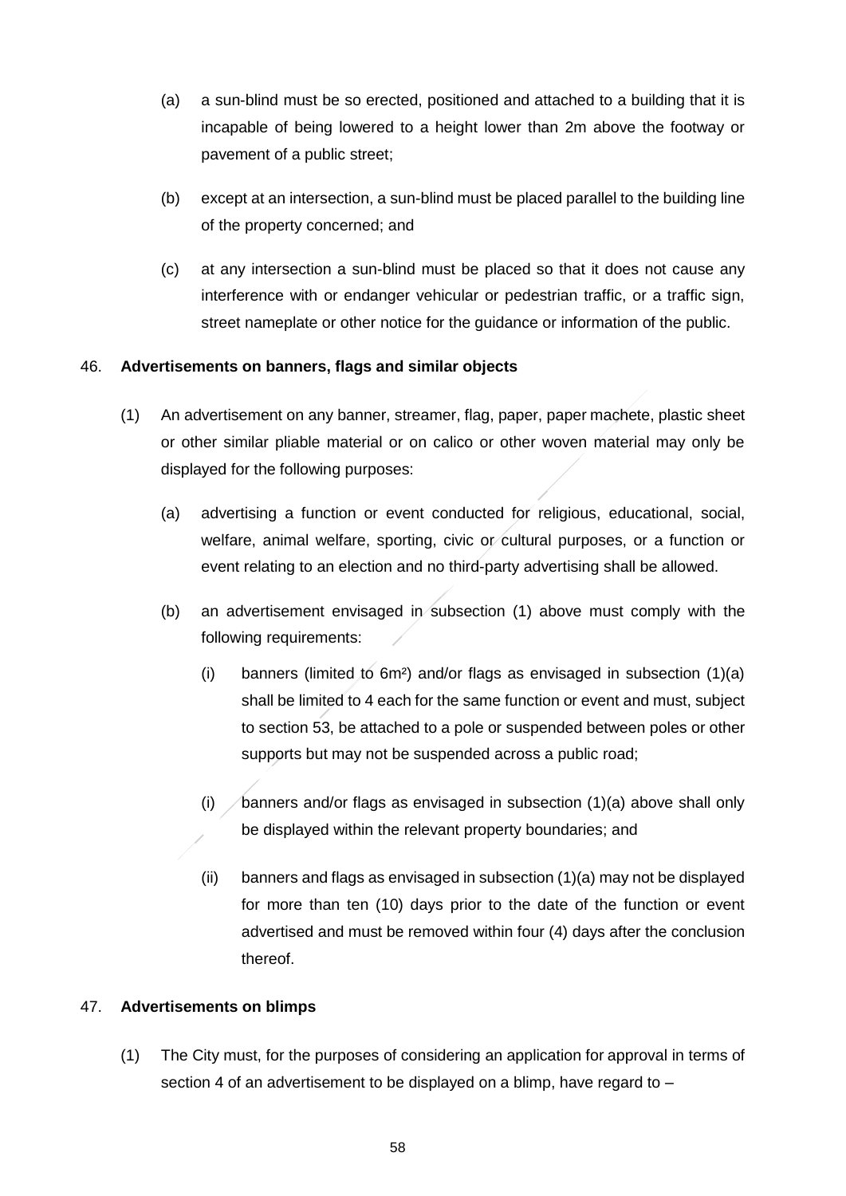(a) a sun-blind must be so erected, positioned and attached to a building that it is incapable of being lowered to a height lower than 2m above the footway or pavement of a public street;

(b) except at an intersection, a sun-blind must be placed parallel to the building line of the property concerned; and

(c) at any intersection a sun-blind must be placed so that it does not cause any interference with or endanger vehicular or pedestrian traffic, or a traffic sign, street nameplate or other notice for the guidance or information of the public.

46. **Advertisements on banners, flags and similar objects**

(1) An advertisement on any banner, streamer, flag, paper, paper machete, plastic sheet or other similar pliable material or on calico or other woven material may only be displayed for the following purposes:

(a) advertising a function or event conducted for religious, educational, social, welfare, animal welfare, sporting, civic or cultural purposes, or a function or event relating to an election and no third-party advertising shall be allowed.

(b) an advertisement envisaged in subsection (1) above must comply with the following requirements:

(i) banners (limited to $6m^2$) and/or flags as envisaged in subsection (1)(a) shall be limited to 4 each for the same function or event and must, subject to section 53, be attached to a pole or suspended between poles or other supports but may not be suspended across a public road;

(i) banners and/or flags as envisaged in subsection (1)(a) above shall only be displayed within the relevant property boundaries; and

(ii) banners and flags as envisaged in subsection (1)(a) may not be displayed for more than ten (10) days prior to the date of the function or event advertised and must be removed within four (4) days after the conclusion thereof.

47. **Advertisements on blimps**

(1) The City must, for the purposes of considering an application for approval in terms of section 4 of an advertisement to be displayed on a blimp, have regard to –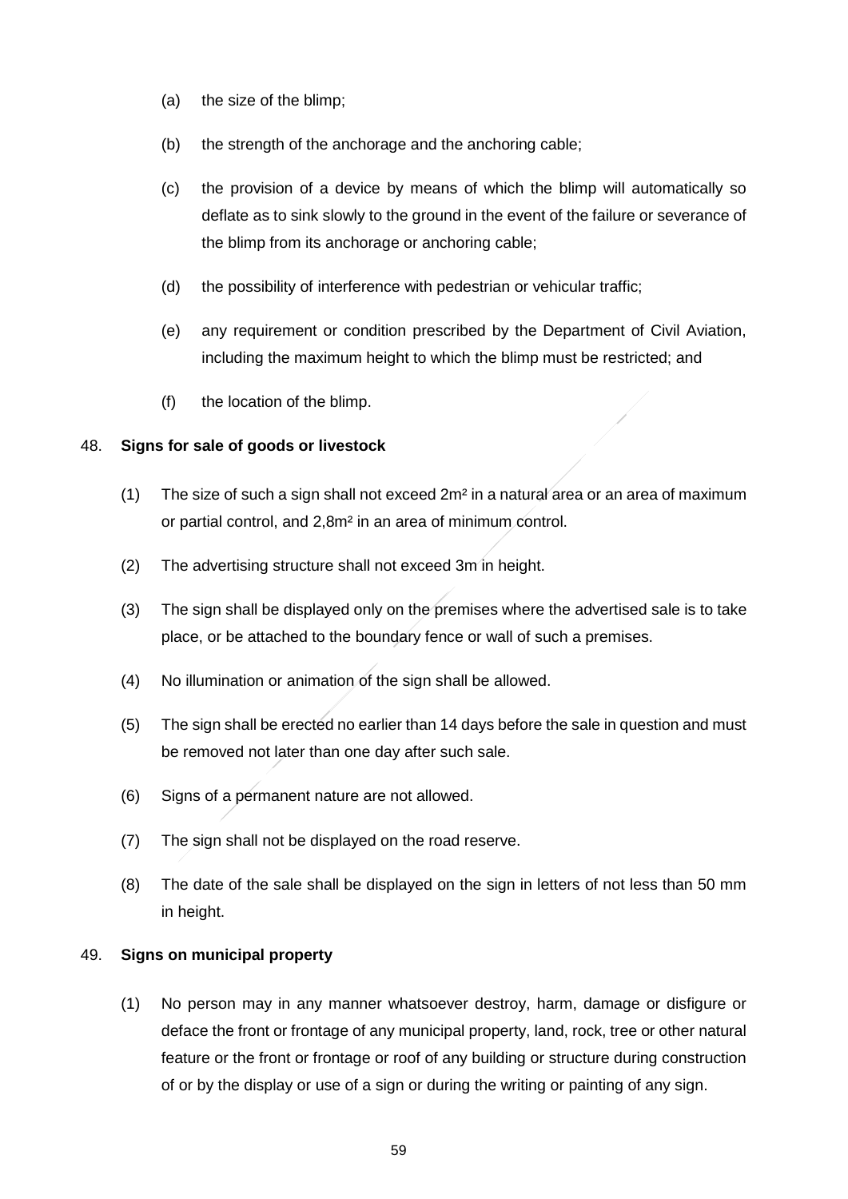(a) the size of the blimp;

(b) the strength of the anchorage and the anchoring cable;

(c) the provision of a device by means of which the blimp will automatically so deflate as to sink slowly to the ground in the event of the failure or severance of the blimp from its anchorage or anchoring cable;

(d) the possibility of interference with pedestrian or vehicular traffic;

(e) any requirement or condition prescribed by the Department of Civil Aviation, including the maximum height to which the blimp must be restricted; and

(f) the location of the blimp.

48. **Signs for sale of goods or livestock**

(1) The size of such a sign shall not exceed $2m^2$ in a natural area or an area of maximum or partial control, and $2,8m^2$ in an area of minimum control.

(2) The advertising structure shall not exceed 3m in height.

(3) The sign shall be displayed only on the premises where the advertised sale is to take place, or be attached to the boundary fence or wall of such a premises.

(4) No illumination or animation of the sign shall be allowed.

(5) The sign shall be erected no earlier than 14 days before the sale in question and must be removed not later than one day after such sale.

(6) Signs of a permanent nature are not allowed.

(7) The sign shall not be displayed on the road reserve.

(8) The date of the sale shall be displayed on the sign in letters of not less than 50 mm in height.

49. **Signs on municipal property**

(1) No person may in any manner whatsoever destroy, harm, damage or disfigure or deface the front or frontage of any municipal property, land, rock, tree or other natural feature or the front or frontage or roof of any building or structure during construction of or by the display or use of a sign or during the writing or painting of any sign.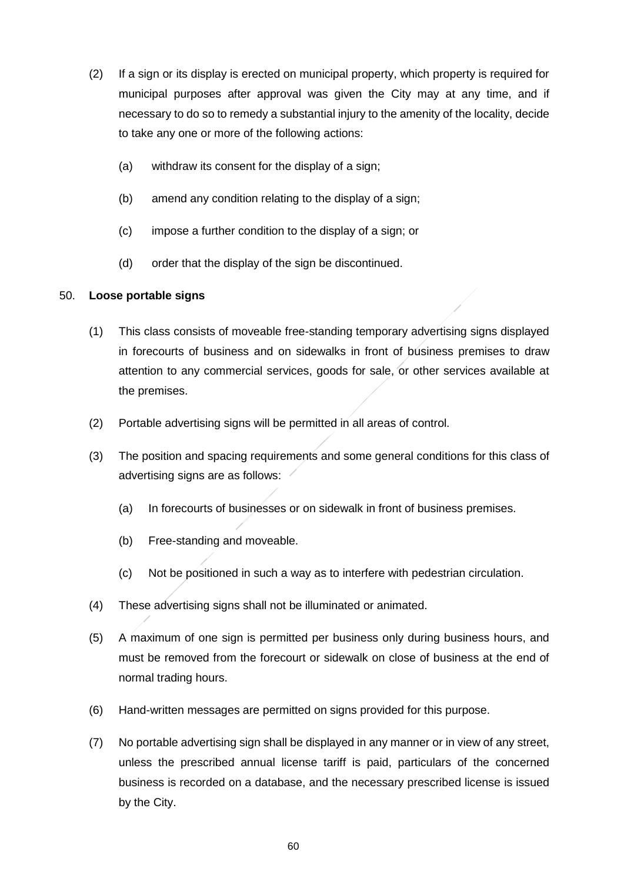(2) If a sign or its display is erected on municipal property, which property is required for municipal purposes after approval was given the City may at any time, and if necessary to do so to remedy a substantial injury to the amenity of the locality, decide to take any one or more of the following actions:

   (a) withdraw its consent for the display of a sign;

   (b) amend any condition relating to the display of a sign;

   (c) impose a further condition to the display of a sign; or

   (d) order that the display of the sign be discontinued.

50. **Loose portable signs**

(1) This class consists of moveable free-standing temporary advertising signs displayed in forecourts of business and on sidewalks in front of business premises to draw attention to any commercial services, goods for sale, or other services available at the premises.

(2) Portable advertising signs will be permitted in all areas of control.

(3) The position and spacing requirements and some general conditions for this class of advertising signs are as follows:

   (a) In forecourts of businesses or on sidewalk in front of business premises.

   (b) Free-standing and moveable.

   (c) Not be positioned in such a way as to interfere with pedestrian circulation.

(4) These advertising signs shall not be illuminated or animated.

(5) A maximum of one sign is permitted per business only during business hours, and must be removed from the forecourt or sidewalk on close of business at the end of normal trading hours.

(6) Hand-written messages are permitted on signs provided for this purpose.

(7) No portable advertising sign shall be displayed in any manner or in view of any street, unless the prescribed annual license tariff is paid, particulars of the concerned business is recorded on a database, and the necessary prescribed license is issued by the City.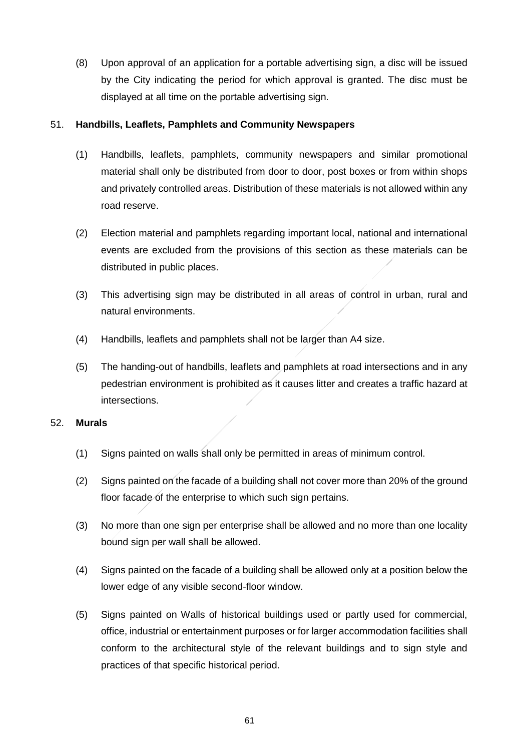(8) Upon approval of an application for a portable advertising sign, a disc will be issued by the City indicating the period for which approval is granted. The disc must be displayed at all time on the portable advertising sign.

51. **Handbills, Leaflets, Pamphlets and Community Newspapers**

(1) Handbills, leaflets, pamphlets, community newspapers and similar promotional material shall only be distributed from door to door, post boxes or from within shops and privately controlled areas. Distribution of these materials is not allowed within any road reserve.

(2) Election material and pamphlets regarding important local, national and international events are excluded from the provisions of this section as these materials can be distributed in public places.

(3) This advertising sign may be distributed in all areas of control in urban, rural and natural environments.

(4) Handbills, leaflets and pamphlets shall not be larger than A4 size.

(5) The handing-out of handbills, leaflets and pamphlets at road intersections and in any pedestrian environment is prohibited as it causes litter and creates a traffic hazard at intersections.

52. **Murals**

(1) Signs painted on walls shall only be permitted in areas of minimum control.

(2) Signs painted on the facade of a building shall not cover more than 20% of the ground floor facade of the enterprise to which such sign pertains.

(3) No more than one sign per enterprise shall be allowed and no more than one locality bound sign per wall shall be allowed.

(4) Signs painted on the facade of a building shall be allowed only at a position below the lower edge of any visible second-floor window.

(5) Signs painted on Walls of historical buildings used or partly used for commercial, office, industrial or entertainment purposes or for larger accommodation facilities shall conform to the architectural style of the relevant buildings and to sign style and practices of that specific historical period.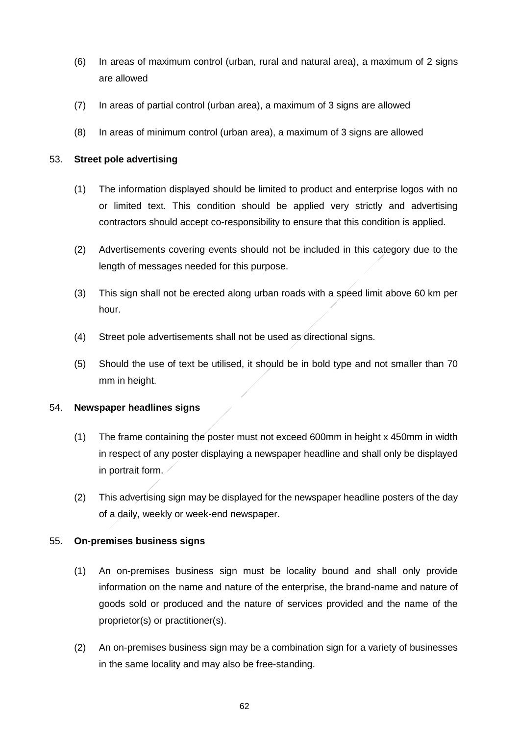(6) In areas of maximum control (urban, rural and natural area), a maximum of 2 signs are allowed

(7) In areas of partial control (urban area), a maximum of 3 signs are allowed

(8) In areas of minimum control (urban area), a maximum of 3 signs are allowed

53. **Street pole advertising**

(1) The information displayed should be limited to product and enterprise logos with no or limited text. This condition should be applied very strictly and advertising contractors should accept co-responsibility to ensure that this condition is applied.

(2) Advertisements covering events should not be included in this category due to the length of messages needed for this purpose.

(3) This sign shall not be erected along urban roads with a speed limit above 60 km per hour.

(4) Street pole advertisements shall not be used as directional signs.

(5) Should the use of text be utilised, it should be in bold type and not smaller than 70 mm in height.

54. **Newspaper headlines signs**

(1) The frame containing the poster must not exceed 600mm in height x 450mm in width in respect of any poster displaying a newspaper headline and shall only be displayed in portrait form.

(2) This advertising sign may be displayed for the newspaper headline posters of the day of a daily, weekly or week-end newspaper.

55. **On-premises business signs**

(1) An on-premises business sign must be locality bound and shall only provide information on the name and nature of the enterprise, the brand-name and nature of goods sold or produced and the nature of services provided and the name of the proprietor(s) or practitioner(s).

(2) An on-premises business sign may be a combination sign for a variety of businesses in the same locality and may also be free-standing.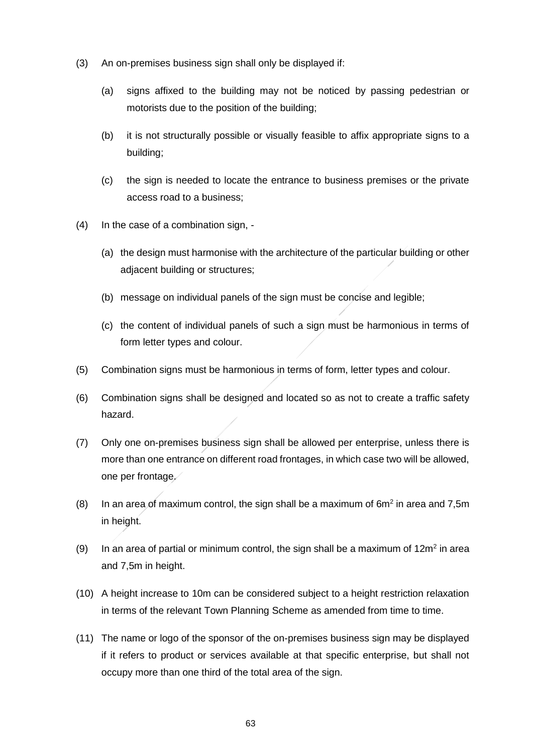(3) An on-premises business sign shall only be displayed if:

   (a) signs affixed to the building may not be noticed by passing pedestrian or motorists due to the position of the building;

   (b) it is not structurally possible or visually feasible to affix appropriate signs to a building;

   (c) the sign is needed to locate the entrance to business premises or the private access road to a business;

(4) In the case of a combination sign, -

   (a) the design must harmonise with the architecture of the particular building or other adjacent building or structures;

   (b) message on individual panels of the sign must be concise and legible;

   (c) the content of individual panels of such a sign must be harmonious in terms of form letter types and colour.

(5) Combination signs must be harmonious in terms of form, letter types and colour.

(6) Combination signs shall be designed and located so as not to create a traffic safety hazard.

(7) Only one on-premises business sign shall be allowed per enterprise, unless there is more than one entrance on different road frontages, in which case two will be allowed, one per frontage.

(8) In an area of maximum control, the sign shall be a maximum of 6m$^2$ in area and 7,5m in height.

(9) In an area of partial or minimum control, the sign shall be a maximum of 12m$^2$ in area and 7,5m in height.

(10) A height increase to 10m can be considered subject to a height restriction relaxation in terms of the relevant Town Planning Scheme as amended from time to time.

(11) The name or logo of the sponsor of the on-premises business sign may be displayed if it refers to product or services available at that specific enterprise, but shall not occupy more than one third of the total area of the sign.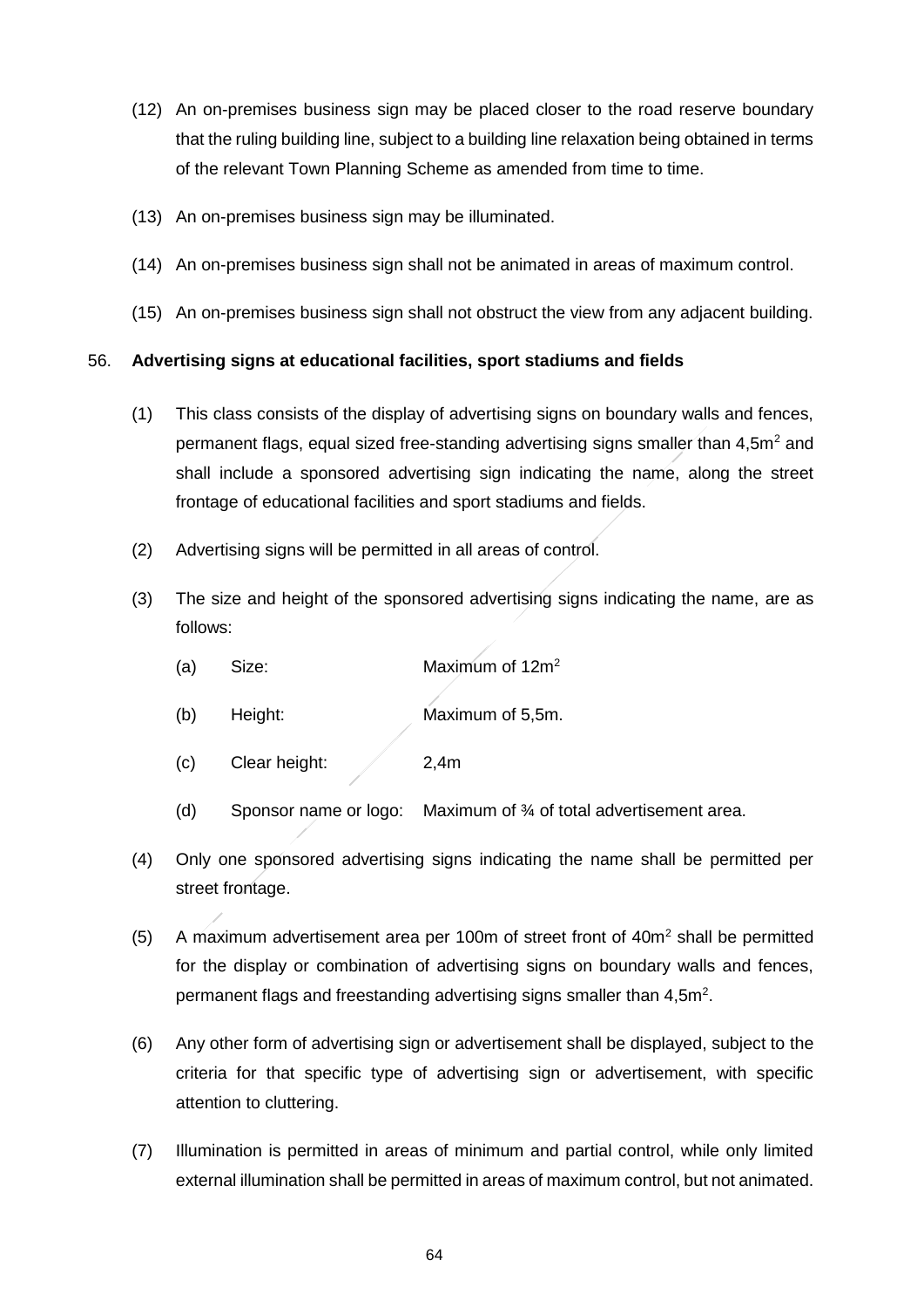(12) An on-premises business sign may be placed closer to the road reserve boundary that the ruling building line, subject to a building line relaxation being obtained in terms of the relevant Town Planning Scheme as amended from time to time.

(13) An on-premises business sign may be illuminated.

(14) An on-premises business sign shall not be animated in areas of maximum control.

(15) An on-premises business sign shall not obstruct the view from any adjacent building.

56. **Advertising signs at educational facilities, sport stadiums and fields**

(1) This class consists of the display of advertising signs on boundary walls and fences, permanent flags, equal sized free-standing advertising signs smaller than 4,5m$^2$ and shall include a sponsored advertising sign indicating the name, along the street frontage of educational facilities and sport stadiums and fields.

(2) Advertising signs will be permitted in all areas of control.

(3) The size and height of the sponsored advertising signs indicating the name, are as follows:

(a) Size: Maximum of 12m$^2$

(b) Height: Maximum of 5,5m.

(c) Clear height: 2,4m

(d) Sponsor name or logo: Maximum of ¾ of total advertisement area.

(4) Only one sponsored advertising signs indicating the name shall be permitted per street frontage.

(5) A maximum advertisement area per 100m of street front of 40m$^2$ shall be permitted for the display or combination of advertising signs on boundary walls and fences, permanent flags and freestanding advertising signs smaller than 4,5m$^2$.

(6) Any other form of advertising sign or advertisement shall be displayed, subject to the criteria for that specific type of advertising sign or advertisement, with specific attention to cluttering.

(7) Illumination is permitted in areas of minimum and partial control, while only limited external illumination shall be permitted in areas of maximum control, but not animated.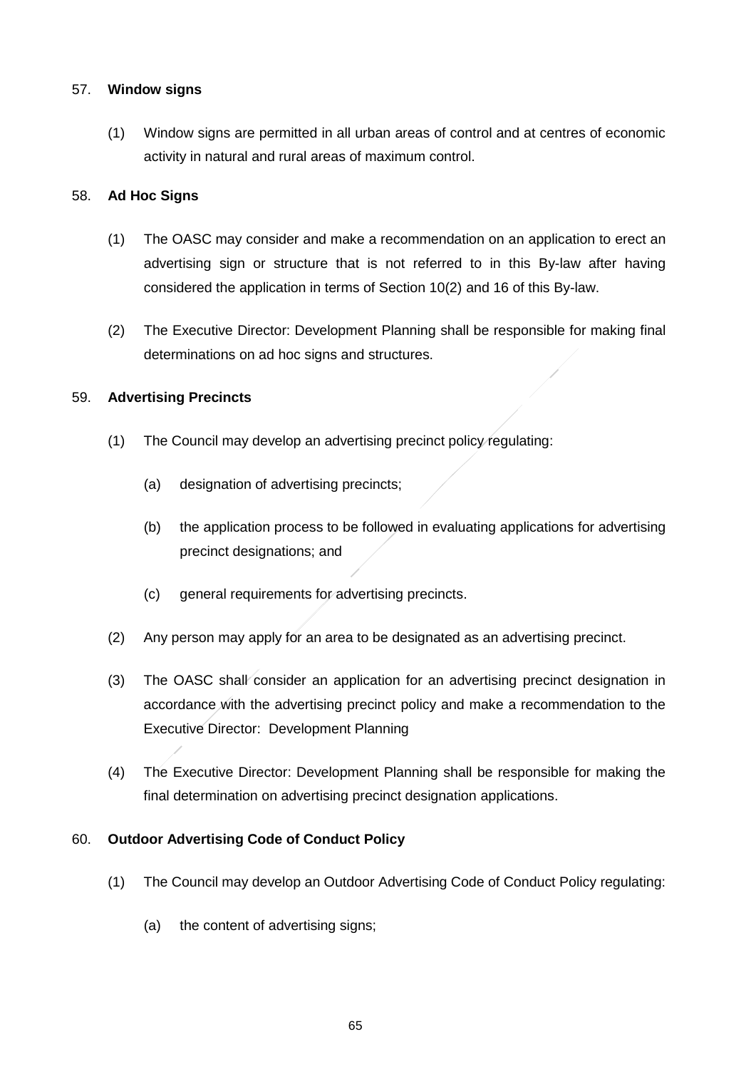57. **Window signs**

(1) Window signs are permitted in all urban areas of control and at centres of economic activity in natural and rural areas of maximum control.

58. **Ad Hoc Signs**

(1) The OASC may consider and make a recommendation on an application to erect an advertising sign or structure that is not referred to in this By-law after having considered the application in terms of Section 10(2) and 16 of this By-law.

(2) The Executive Director: Development Planning shall be responsible for making final determinations on ad hoc signs and structures.

59. **Advertising Precincts**

(1) The Council may develop an advertising precinct policy regulating:

(a) designation of advertising precincts;

(b) the application process to be followed in evaluating applications for advertising precinct designations; and

(c) general requirements for advertising precincts.

(2) Any person may apply for an area to be designated as an advertising precinct.

(3) The OASC shall consider an application for an advertising precinct designation in accordance with the advertising precinct policy and make a recommendation to the Executive Director: Development Planning

(4) The Executive Director: Development Planning shall be responsible for making the final determination on advertising precinct designation applications.

60. **Outdoor Advertising Code of Conduct Policy**

(1) The Council may develop an Outdoor Advertising Code of Conduct Policy regulating:

(a) the content of advertising signs;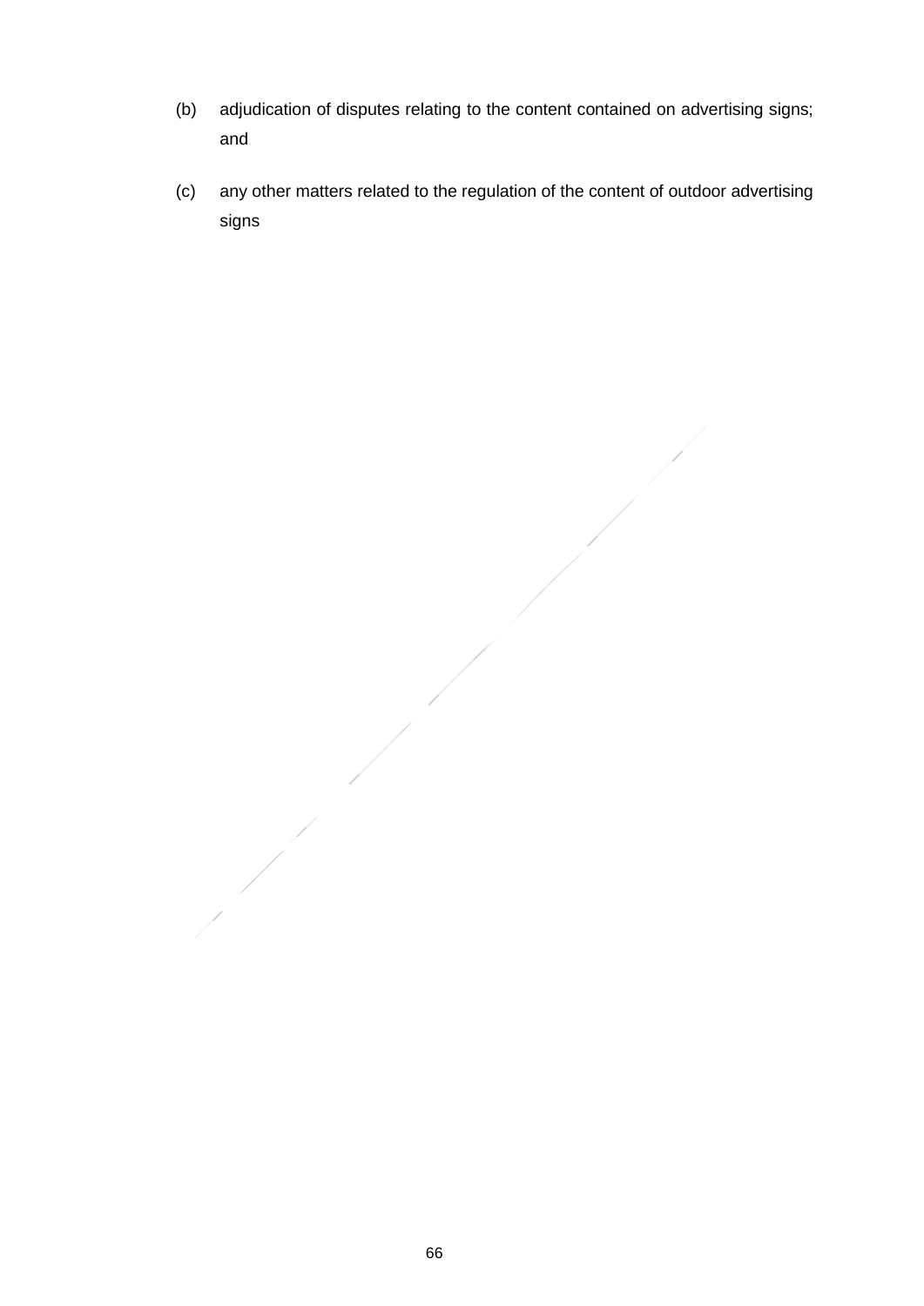(b) adjudication of disputes relating to the content contained on advertising signs; and

(c) any other matters related to the regulation of the content of outdoor advertising signs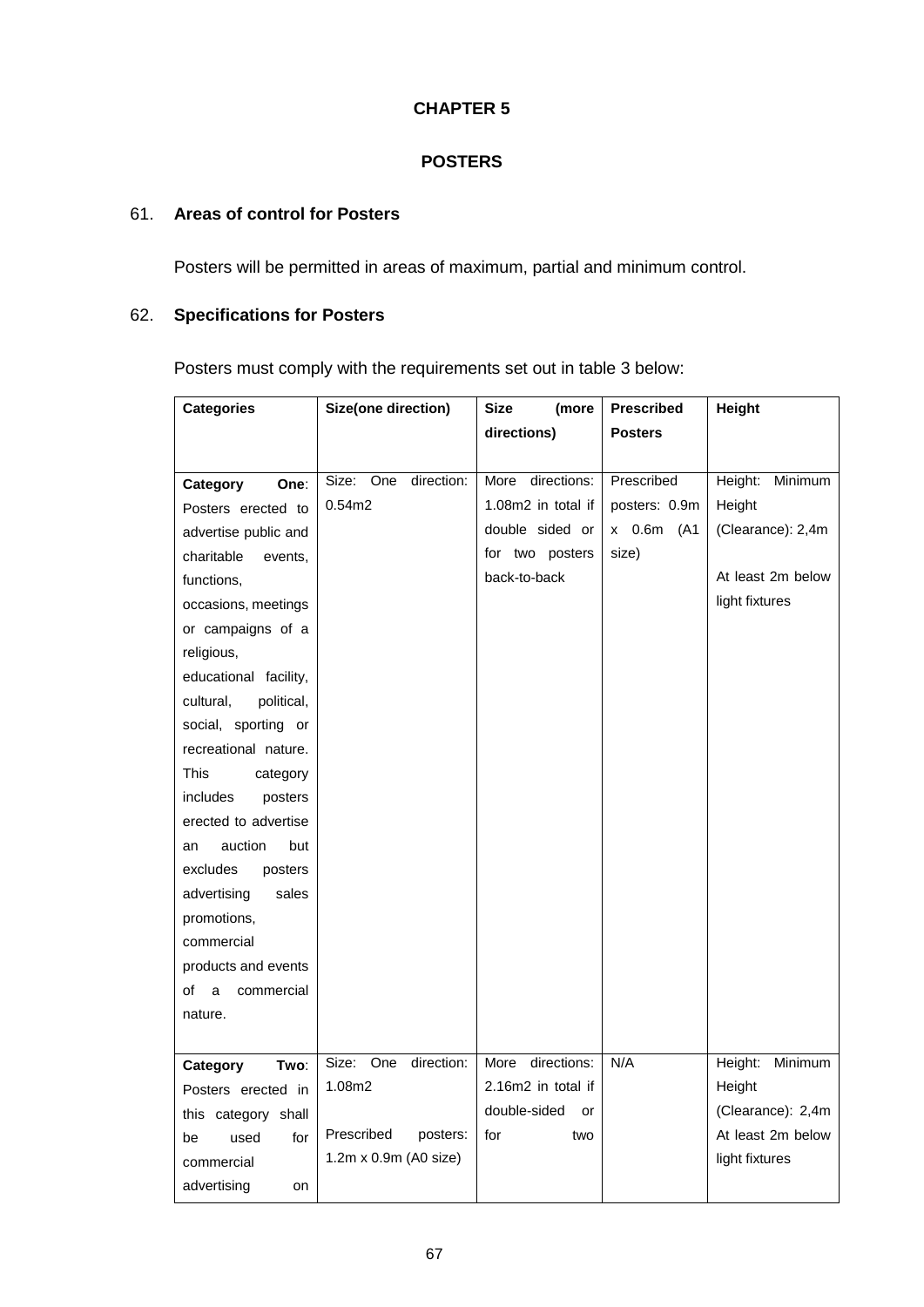# CHAPTER 5

## POSTERS

### 61. Areas of control for Posters

Posters will be permitted in areas of maximum, partial and minimum control.

### 62. Specifications for Posters

Posters must comply with the requirements set out in table 3 below:

| Categories | Size(one direction) | Size (more directions) | Prescribed Posters | Height |
|---|---|---|---|---|
| **Category One**: Posters erected to advertise public and charitable events, functions, occasions, meetings or campaigns of a religious, educational facility, cultural, political, social, sporting or recreational nature. This category includes posters erected to advertise an auction but excludes posters advertising sales promotions, commercial products and events of a commercial nature. | Size: One direction: 0.54m2 | More directions: 1.08m2 in total if double sided or for two posters back-to-back | Prescribed posters: 0.9m x 0.6m (A1 size) | Height: Minimum Height (Clearance): 2,4m<br><br>At least 2m below light fixtures |
| **Category Two**: Posters erected in this category shall be used for commercial advertising on | Size: One direction: 1.08m2<br><br>Prescribed posters: 1.2m x 0.9m (A0 size) | More directions: 2.16m2 in total if double-sided or for two | N/A | Height: Minimum Height (Clearance): 2,4m At least 2m below light fixtures |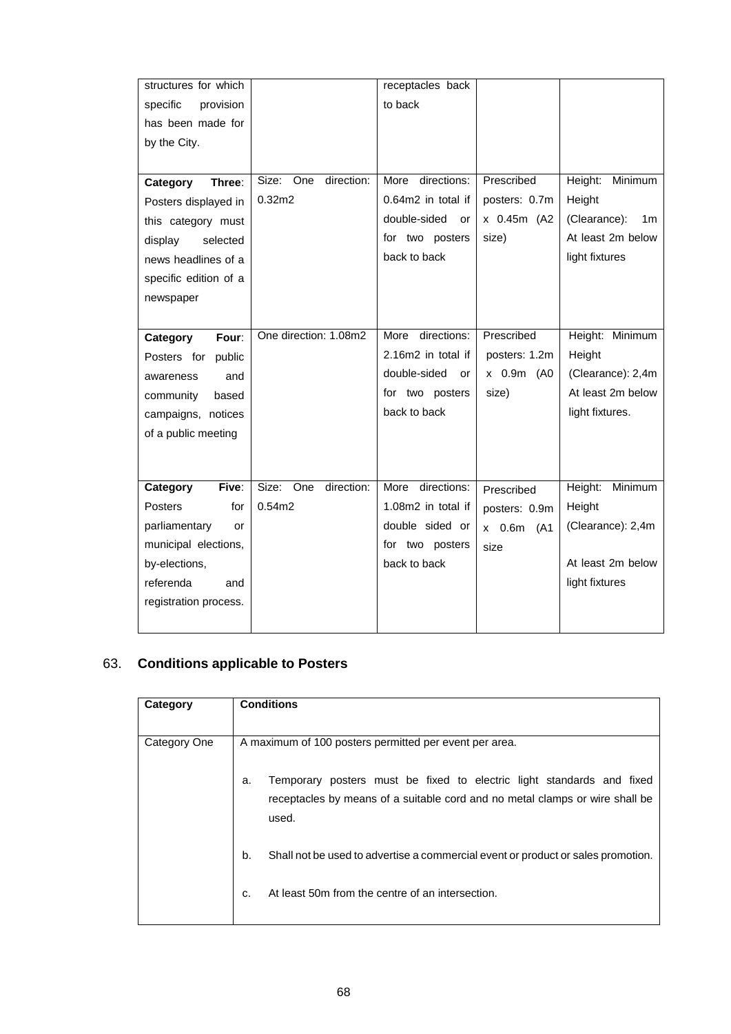| | | | | |
|---|---|---|---|---|
| structures for which specific provision has been made for by the City. | | receptacles back to back | | |
| **Category Three**: Posters displayed in this category must display selected news headlines of a specific edition of a newspaper | Size: One direction: 0.32m2 | More directions: 0.64m2 in total if double-sided or for two posters back to back | Prescribed posters: 0.7m x 0.45m (A2 size) | Height: Minimum Height (Clearance): 1m At least 2m below light fixtures |
| **Category Four**: Posters for public awareness and community based campaigns, notices of a public meeting | One direction: 1.08m2 | More directions: 2.16m2 in total if double-sided or for two posters back to back | Prescribed posters: 1.2m x 0.9m (A0 size) | Height: Minimum Height (Clearance): 2,4m At least 2m below light fixtures. |
| **Category Five**: Posters for parliamentary or municipal elections, by-elections, referenda and registration process. | Size: One direction: 0.54m2 | More directions: 1.08m2 in total if double sided or for two posters back to back | Prescribed posters: 0.9m x 0.6m (A1 size | Height: Minimum Height (Clearance): 2,4m At least 2m below light fixtures |

## 63. Conditions applicable to Posters

| Category | Conditions |
|---|---|
| Category One | A maximum of 100 posters permitted per event per area.<br><br>a. Temporary posters must be fixed to electric light standards and fixed receptacles by means of a suitable cord and no metal clamps or wire shall be used.<br><br>b. Shall not be used to advertise a commercial event or product or sales promotion.<br><br>c. At least 50m from the centre of an intersection. |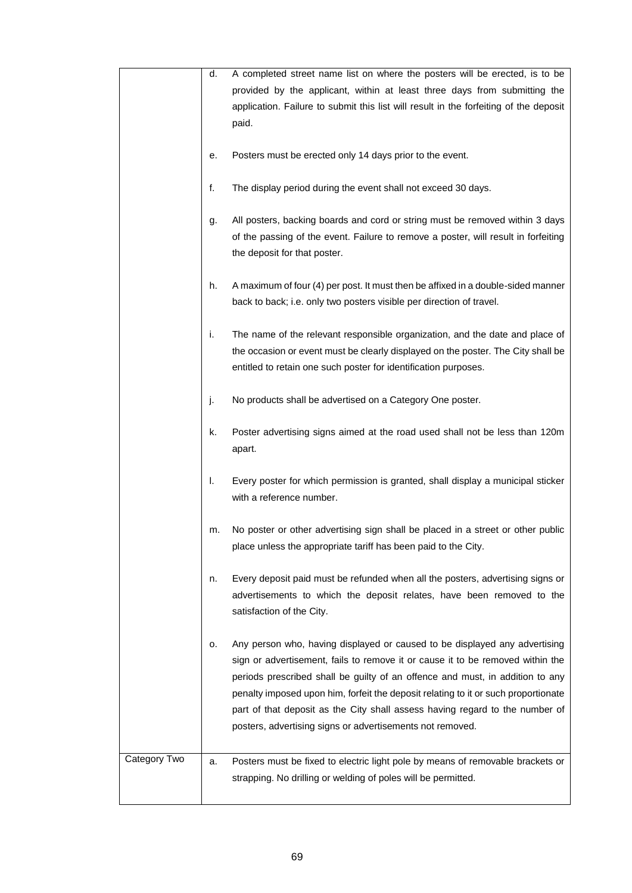| | |
|---|---|
| | d. A completed street name list on where the posters will be erected, is to be provided by the applicant, within at least three days from submitting the application. Failure to submit this list will result in the forfeiting of the deposit paid.<br><br>e. Posters must be erected only 14 days prior to the event.<br><br>f. The display period during the event shall not exceed 30 days.<br><br>g. All posters, backing boards and cord or string must be removed within 3 days of the passing of the event. Failure to remove a poster, will result in forfeiting the deposit for that poster.<br><br>h. A maximum of four (4) per post. It must then be affixed in a double-sided manner back to back; i.e. only two posters visible per direction of travel.<br><br>i. The name of the relevant responsible organization, and the date and place of the occasion or event must be clearly displayed on the poster. The City shall be entitled to retain one such poster for identification purposes.<br><br>j. No products shall be advertised on a Category One poster.<br><br>k. Poster advertising signs aimed at the road used shall not be less than 120m apart.<br><br>l. Every poster for which permission is granted, shall display a municipal sticker with a reference number.<br><br>m. No poster or other advertising sign shall be placed in a street or other public place unless the appropriate tariff has been paid to the City.<br><br>n. Every deposit paid must be refunded when all the posters, advertising signs or advertisements to which the deposit relates, have been removed to the satisfaction of the City.<br><br>o. Any person who, having displayed or caused to be displayed any advertising sign or advertisement, fails to remove it or cause it to be removed within the periods prescribed shall be guilty of an offence and must, in addition to any penalty imposed upon him, forfeit the deposit relating to it or such proportionate part of that deposit as the City shall assess having regard to the number of posters, advertising signs or advertisements not removed. |
| Category Two | a. Posters must be fixed to electric light pole by means of removable brackets or strapping. No drilling or welding of poles will be permitted. |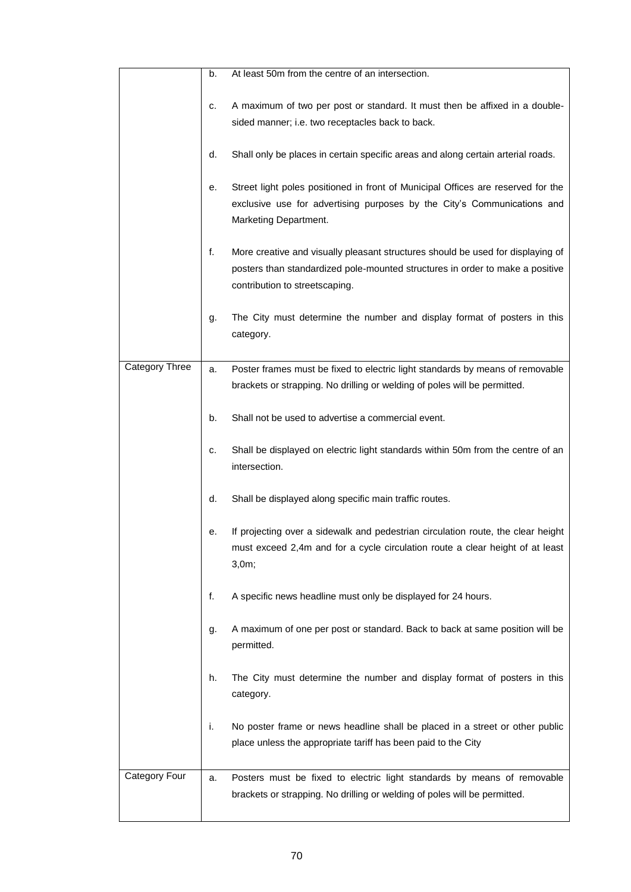| | | |
|---|---|---|
| | b. | At least 50m from the centre of an intersection. |
| | c. | A maximum of two per post or standard. It must then be affixed in a double-sided manner; i.e. two receptacles back to back. |
| | d. | Shall only be places in certain specific areas and along certain arterial roads. |
| | e. | Street light poles positioned in front of Municipal Offices are reserved for the exclusive use for advertising purposes by the City's Communications and Marketing Department. |
| | f. | More creative and visually pleasant structures should be used for displaying of posters than standardized pole-mounted structures in order to make a positive contribution to streetscaping. |
| | g. | The City must determine the number and display format of posters in this category. |
| Category Three | a. | Poster frames must be fixed to electric light standards by means of removable brackets or strapping. No drilling or welding of poles will be permitted. |
| | b. | Shall not be used to advertise a commercial event. |
| | c. | Shall be displayed on electric light standards within 50m from the centre of an intersection. |
| | d. | Shall be displayed along specific main traffic routes. |
| | e. | If projecting over a sidewalk and pedestrian circulation route, the clear height must exceed 2,4m and for a cycle circulation route a clear height of at least 3,0m; |
| | f. | A specific news headline must only be displayed for 24 hours. |
| | g. | A maximum of one per post or standard. Back to back at same position will be permitted. |
| | h. | The City must determine the number and display format of posters in this category. |
| | i. | No poster frame or news headline shall be placed in a street or other public place unless the appropriate tariff has been paid to the City |
| Category Four | a. | Posters must be fixed to electric light standards by means of removable brackets or strapping. No drilling or welding of poles will be permitted. |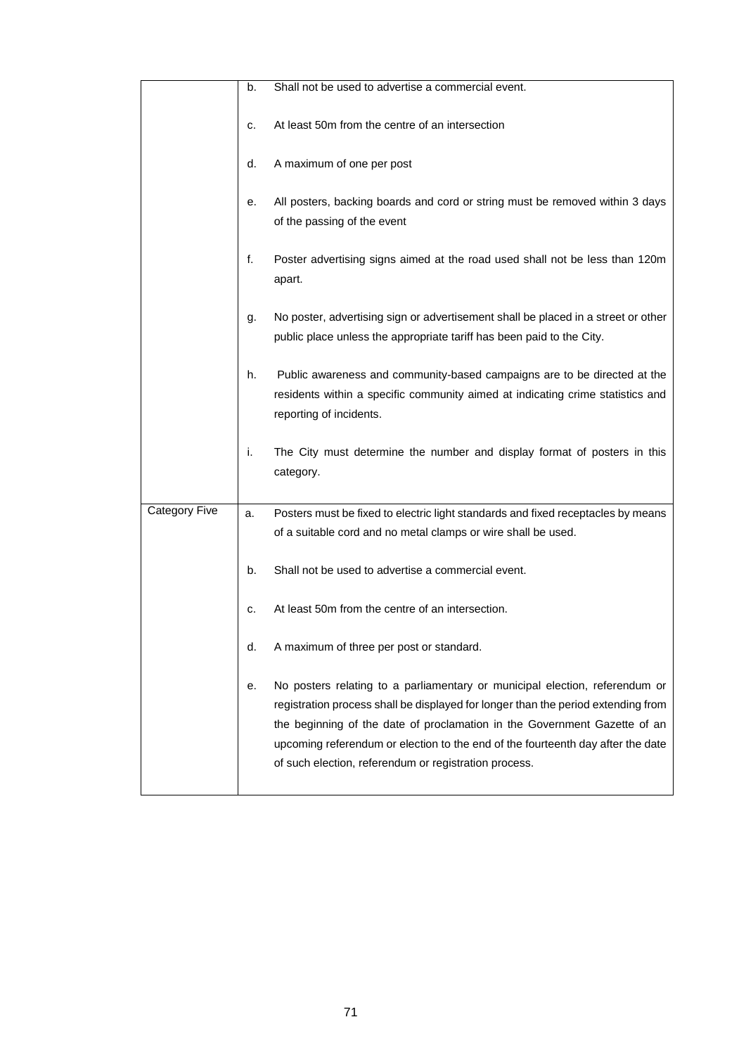| | | |
|---|---|---|
| | b. | Shall not be used to advertise a commercial event. |
| | c. | At least 50m from the centre of an intersection |
| | d. | A maximum of one per post |
| | e. | All posters, backing boards and cord or string must be removed within 3 days of the passing of the event |
| | f. | Poster advertising signs aimed at the road used shall not be less than 120m apart. |
| | g. | No poster, advertising sign or advertisement shall be placed in a street or other public place unless the appropriate tariff has been paid to the City. |
| | h. | Public awareness and community-based campaigns are to be directed at the residents within a specific community aimed at indicating crime statistics and reporting of incidents. |
| | i. | The City must determine the number and display format of posters in this category. |
| Category Five | a. | Posters must be fixed to electric light standards and fixed receptacles by means of a suitable cord and no metal clamps or wire shall be used. |
| | b. | Shall not be used to advertise a commercial event. |
| | c. | At least 50m from the centre of an intersection. |
| | d. | A maximum of three per post or standard. |
| | e. | No posters relating to a parliamentary or municipal election, referendum or registration process shall be displayed for longer than the period extending from the beginning of the date of proclamation in the Government Gazette of an upcoming referendum or election to the end of the fourteenth day after the date of such election, referendum or registration process. |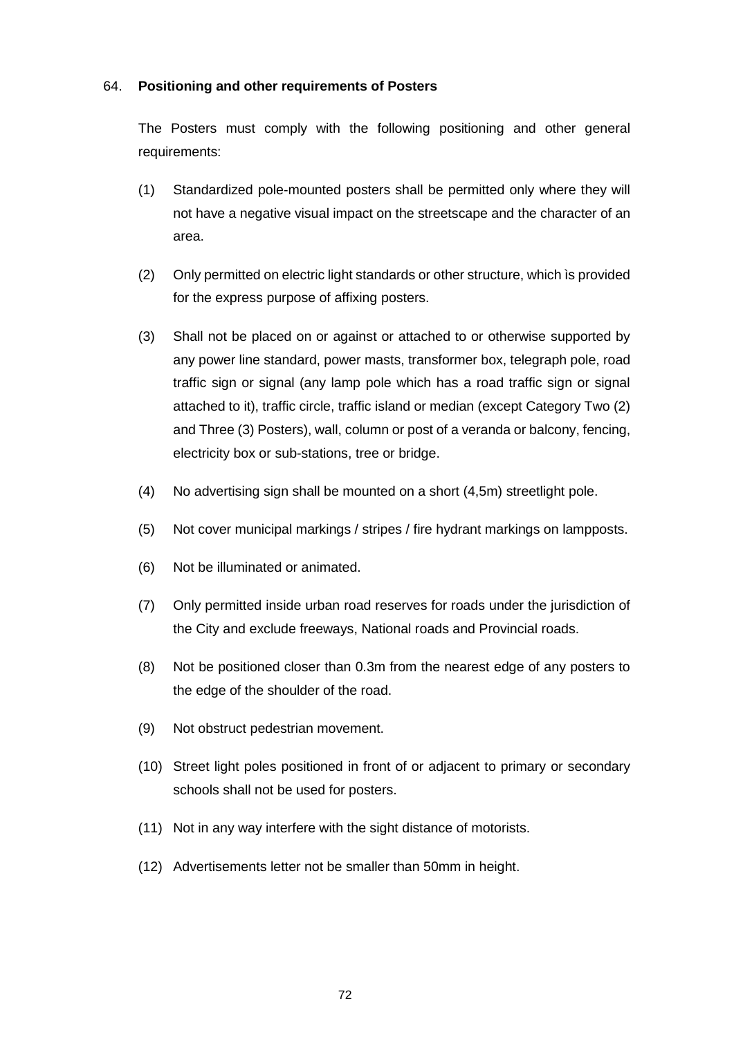64. **Positioning and other requirements of Posters**

The Posters must comply with the following positioning and other general requirements:

(1) Standardized pole-mounted posters shall be permitted only where they will not have a negative visual impact on the streetscape and the character of an area.

(2) Only permitted on electric light standards or other structure, which ìs provided for the express purpose of affixing posters.

(3) Shall not be placed on or against or attached to or otherwise supported by any power line standard, power masts, transformer box, telegraph pole, road traffic sign or signal (any lamp pole which has a road traffic sign or signal attached to it), traffic circle, traffic island or median (except Category Two (2) and Three (3) Posters), wall, column or post of a veranda or balcony, fencing, electricity box or sub-stations, tree or bridge.

(4) No advertising sign shall be mounted on a short (4,5m) streetlight pole.

(5) Not cover municipal markings / stripes / fire hydrant markings on lampposts.

(6) Not be illuminated or animated.

(7) Only permitted inside urban road reserves for roads under the jurisdiction of the City and exclude freeways, National roads and Provincial roads.

(8) Not be positioned closer than 0.3m from the nearest edge of any posters to the edge of the shoulder of the road.

(9) Not obstruct pedestrian movement.

(10) Street light poles positioned in front of or adjacent to primary or secondary schools shall not be used for posters.

(11) Not in any way interfere with the sight distance of motorists.

(12) Advertisements letter not be smaller than 50mm in height.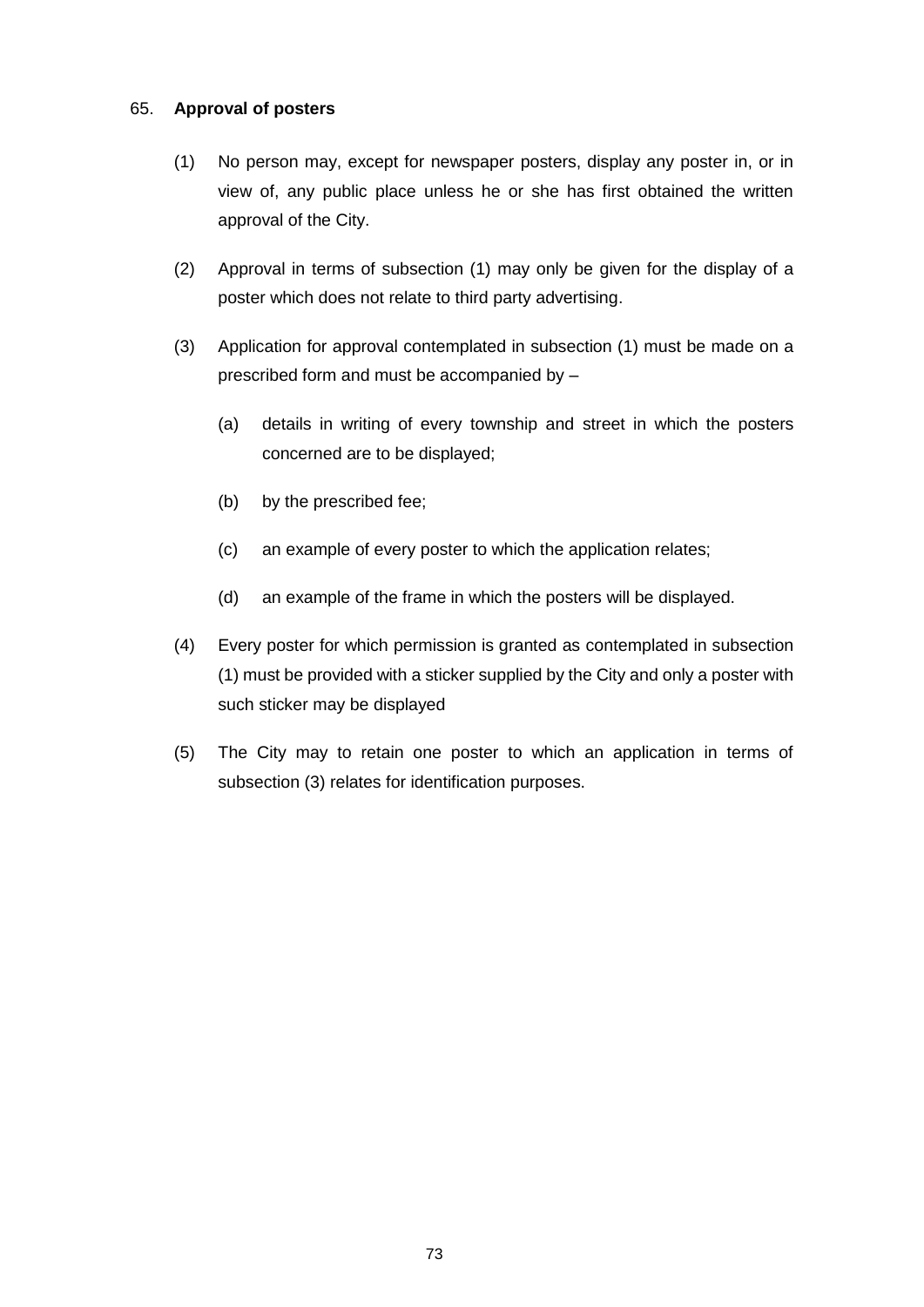65. **Approval of posters**

(1) No person may, except for newspaper posters, display any poster in, or in view of, any public place unless he or she has first obtained the written approval of the City.

(2) Approval in terms of subsection (1) may only be given for the display of a poster which does not relate to third party advertising.

(3) Application for approval contemplated in subsection (1) must be made on a prescribed form and must be accompanied by –

  (a) details in writing of every township and street in which the posters concerned are to be displayed;

  (b) by the prescribed fee;

  (c) an example of every poster to which the application relates;

  (d) an example of the frame in which the posters will be displayed.

(4) Every poster for which permission is granted as contemplated in subsection (1) must be provided with a sticker supplied by the City and only a poster with such sticker may be displayed

(5) The City may to retain one poster to which an application in terms of subsection (3) relates for identification purposes.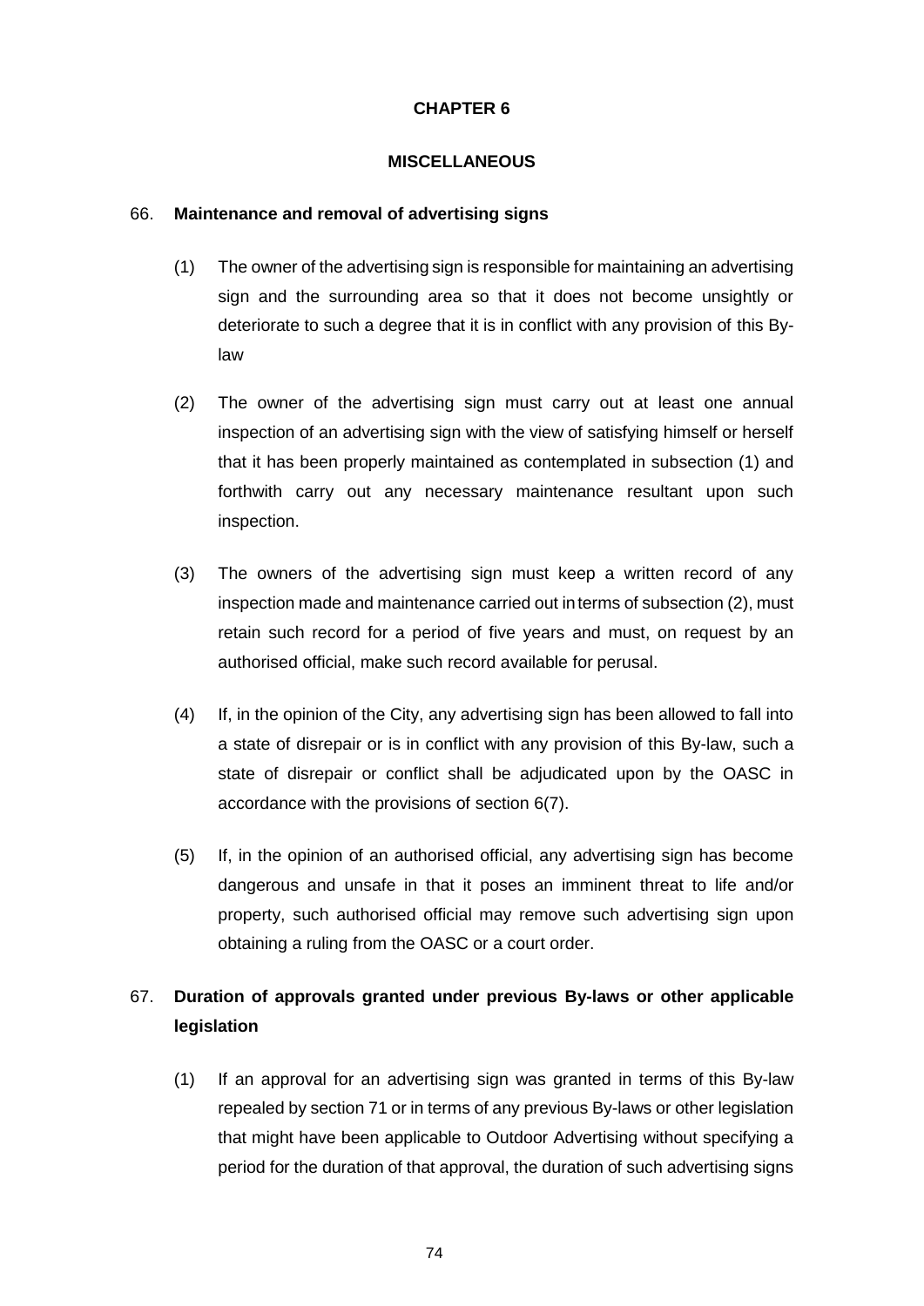# CHAPTER 6

## MISCELLANEOUS

66. **Maintenance and removal of advertising signs**

(1) The owner of the advertising sign is responsible for maintaining an advertising sign and the surrounding area so that it does not become unsightly or deteriorate to such a degree that it is in conflict with any provision of this By-law

(2) The owner of the advertising sign must carry out at least one annual inspection of an advertising sign with the view of satisfying himself or herself that it has been properly maintained as contemplated in subsection (1) and forthwith carry out any necessary maintenance resultant upon such inspection.

(3) The owners of the advertising sign must keep a written record of any inspection made and maintenance carried out in terms of subsection (2), must retain such record for a period of five years and must, on request by an authorised official, make such record available for perusal.

(4) If, in the opinion of the City, any advertising sign has been allowed to fall into a state of disrepair or is in conflict with any provision of this By-law, such a state of disrepair or conflict shall be adjudicated upon by the OASC in accordance with the provisions of section 6(7).

(5) If, in the opinion of an authorised official, any advertising sign has become dangerous and unsafe in that it poses an imminent threat to life and/or property, such authorised official may remove such advertising sign upon obtaining a ruling from the OASC or a court order.

67. **Duration of approvals granted under previous By-laws or other applicable legislation**

(1) If an approval for an advertising sign was granted in terms of this By-law repealed by section 71 or in terms of any previous By-laws or other legislation that might have been applicable to Outdoor Advertising without specifying a period for the duration of that approval, the duration of such advertising signs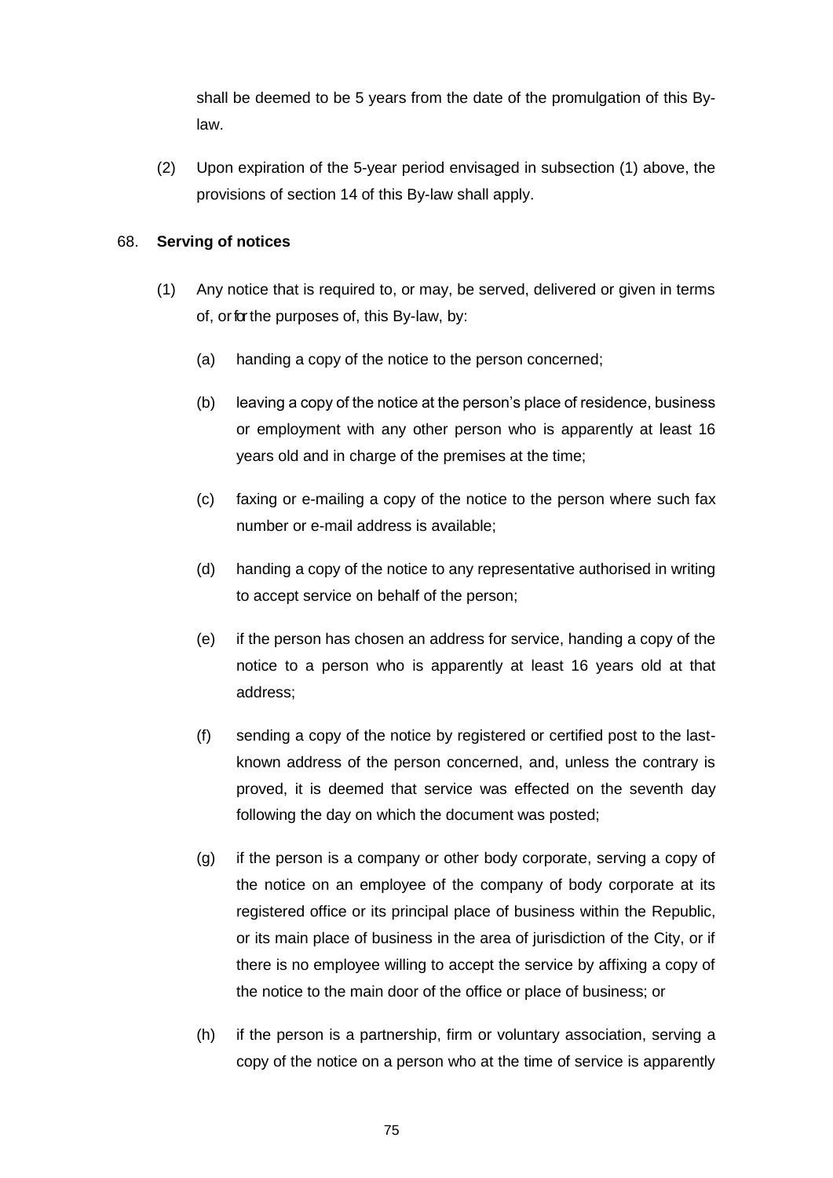shall be deemed to be 5 years from the date of the promulgation of this By-law.

(2) Upon expiration of the 5-year period envisaged in subsection (1) above, the provisions of section 14 of this By-law shall apply.

68. **Serving of notices**

(1) Any notice that is required to, or may, be served, delivered or given in terms of, or for the purposes of, this By-law, by:

(a) handing a copy of the notice to the person concerned;

(b) leaving a copy of the notice at the person's place of residence, business or employment with any other person who is apparently at least 16 years old and in charge of the premises at the time;

(c) faxing or e-mailing a copy of the notice to the person where such fax number or e-mail address is available;

(d) handing a copy of the notice to any representative authorised in writing to accept service on behalf of the person;

(e) if the person has chosen an address for service, handing a copy of the notice to a person who is apparently at least 16 years old at that address;

(f) sending a copy of the notice by registered or certified post to the last-known address of the person concerned, and, unless the contrary is proved, it is deemed that service was effected on the seventh day following the day on which the document was posted;

(g) if the person is a company or other body corporate, serving a copy of the notice on an employee of the company of body corporate at its registered office or its principal place of business within the Republic, or its main place of business in the area of jurisdiction of the City, or if there is no employee willing to accept the service by affixing a copy of the notice to the main door of the office or place of business; or

(h) if the person is a partnership, firm or voluntary association, serving a copy of the notice on a person who at the time of service is apparently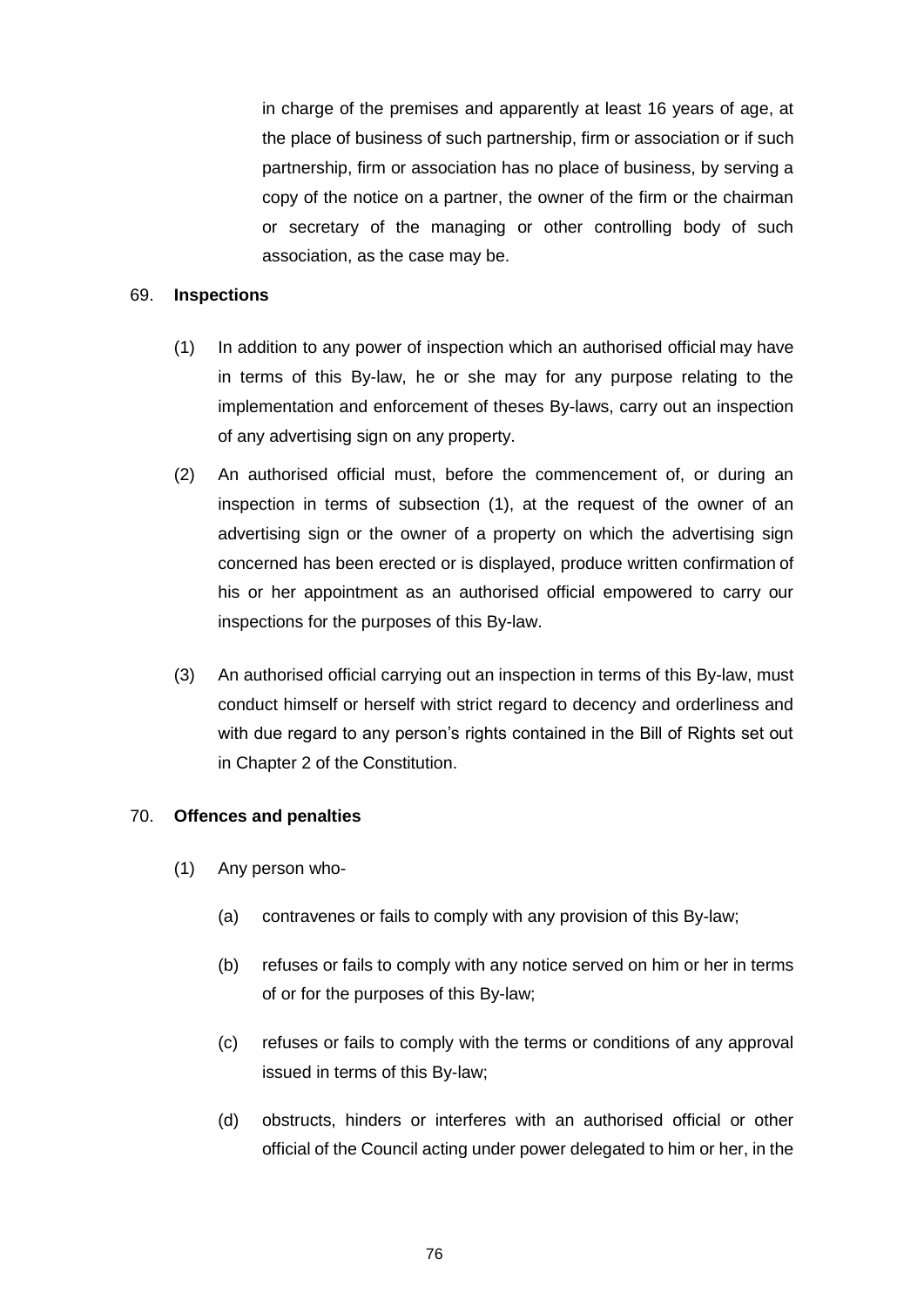in charge of the premises and apparently at least 16 years of age, at the place of business of such partnership, firm or association or if such partnership, firm or association has no place of business, by serving a copy of the notice on a partner, the owner of the firm or the chairman or secretary of the managing or other controlling body of such association, as the case may be.

69. **Inspections**

(1) In addition to any power of inspection which an authorised official may have in terms of this By-law, he or she may for any purpose relating to the implementation and enforcement of theses By-laws, carry out an inspection of any advertising sign on any property.

(2) An authorised official must, before the commencement of, or during an inspection in terms of subsection (1), at the request of the owner of an advertising sign or the owner of a property on which the advertising sign concerned has been erected or is displayed, produce written confirmation of his or her appointment as an authorised official empowered to carry our inspections for the purposes of this By-law.

(3) An authorised official carrying out an inspection in terms of this By-law, must conduct himself or herself with strict regard to decency and orderliness and with due regard to any person's rights contained in the Bill of Rights set out in Chapter 2 of the Constitution.

70. **Offences and penalties**

(1) Any person who-

(a) contravenes or fails to comply with any provision of this By-law;

(b) refuses or fails to comply with any notice served on him or her in terms of or for the purposes of this By-law;

(c) refuses or fails to comply with the terms or conditions of any approval issued in terms of this By-law;

(d) obstructs, hinders or interferes with an authorised official or other official of the Council acting under power delegated to him or her, in the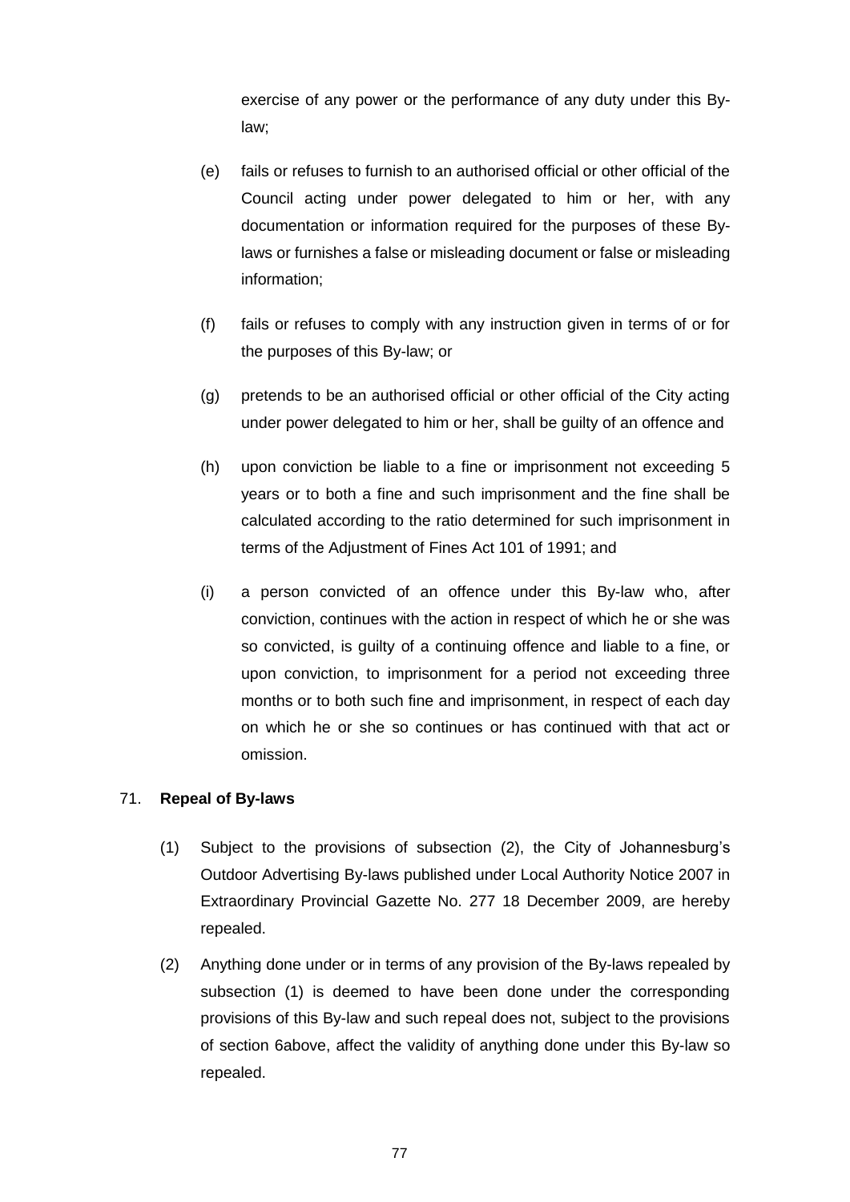exercise of any power or the performance of any duty under this By-law;

(e) fails or refuses to furnish to an authorised official or other official of the Council acting under power delegated to him or her, with any documentation or information required for the purposes of these By-laws or furnishes a false or misleading document or false or misleading information;

(f) fails or refuses to comply with any instruction given in terms of or for the purposes of this By-law; or

(g) pretends to be an authorised official or other official of the City acting under power delegated to him or her, shall be guilty of an offence and

(h) upon conviction be liable to a fine or imprisonment not exceeding 5 years or to both a fine and such imprisonment and the fine shall be calculated according to the ratio determined for such imprisonment in terms of the Adjustment of Fines Act 101 of 1991; and

(i) a person convicted of an offence under this By-law who, after conviction, continues with the action in respect of which he or she was so convicted, is guilty of a continuing offence and liable to a fine, or upon conviction, to imprisonment for a period not exceeding three months or to both such fine and imprisonment, in respect of each day on which he or she so continues or has continued with that act or omission.

71. **Repeal of By-laws**

(1) Subject to the provisions of subsection (2), the City of Johannesburg's Outdoor Advertising By-laws published under Local Authority Notice 2007 in Extraordinary Provincial Gazette No. 277 18 December 2009, are hereby repealed.

(2) Anything done under or in terms of any provision of the By-laws repealed by subsection (1) is deemed to have been done under the corresponding provisions of this By-law and such repeal does not, subject to the provisions of section 6above, affect the validity of anything done under this By-law so repealed.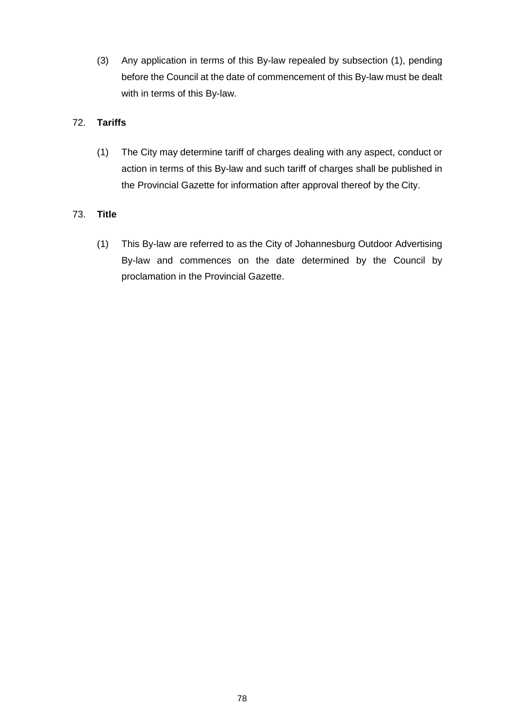(3) Any application in terms of this By-law repealed by subsection (1), pending before the Council at the date of commencement of this By-law must be dealt with in terms of this By-law.

72. **Tariffs**

(1) The City may determine tariff of charges dealing with any aspect, conduct or action in terms of this By-law and such tariff of charges shall be published in the Provincial Gazette for information after approval thereof by the City.

73. **Title**

(1) This By-law are referred to as the City of Johannesburg Outdoor Advertising By-law and commences on the date determined by the Council by proclamation in the Provincial Gazette.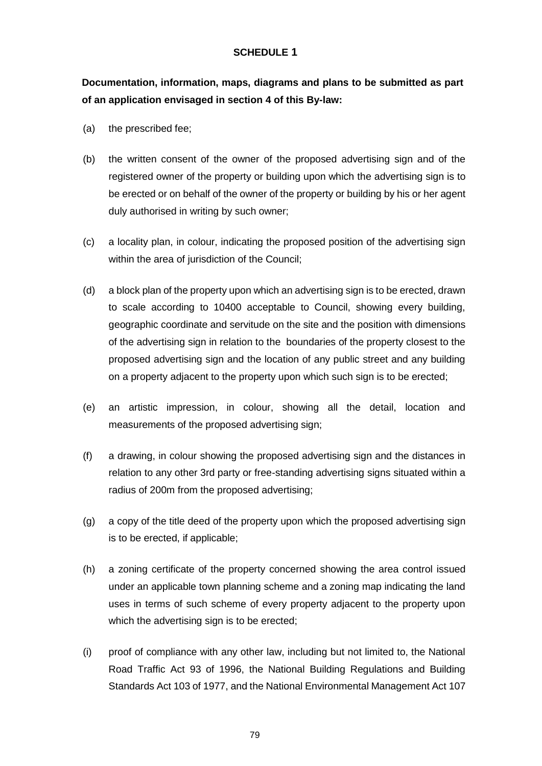## SCHEDULE 1

**Documentation, information, maps, diagrams and plans to be submitted as part of an application envisaged in section 4 of this By-law:**

(a) the prescribed fee;

(b) the written consent of the owner of the proposed advertising sign and of the registered owner of the property or building upon which the advertising sign is to be erected or on behalf of the owner of the property or building by his or her agent duly authorised in writing by such owner;

(c) a locality plan, in colour, indicating the proposed position of the advertising sign within the area of jurisdiction of the Council;

(d) a block plan of the property upon which an advertising sign is to be erected, drawn to scale according to 10400 acceptable to Council, showing every building, geographic coordinate and servitude on the site and the position with dimensions of the advertising sign in relation to the boundaries of the property closest to the proposed advertising sign and the location of any public street and any building on a property adjacent to the property upon which such sign is to be erected;

(e) an artistic impression, in colour, showing all the detail, location and measurements of the proposed advertising sign;

(f) a drawing, in colour showing the proposed advertising sign and the distances in relation to any other 3rd party or free-standing advertising signs situated within a radius of 200m from the proposed advertising;

(g) a copy of the title deed of the property upon which the proposed advertising sign is to be erected, if applicable;

(h) a zoning certificate of the property concerned showing the area control issued under an applicable town planning scheme and a zoning map indicating the land uses in terms of such scheme of every property adjacent to the property upon which the advertising sign is to be erected;

(i) proof of compliance with any other law, including but not limited to, the National Road Traffic Act 93 of 1996, the National Building Regulations and Building Standards Act 103 of 1977, and the National Environmental Management Act 107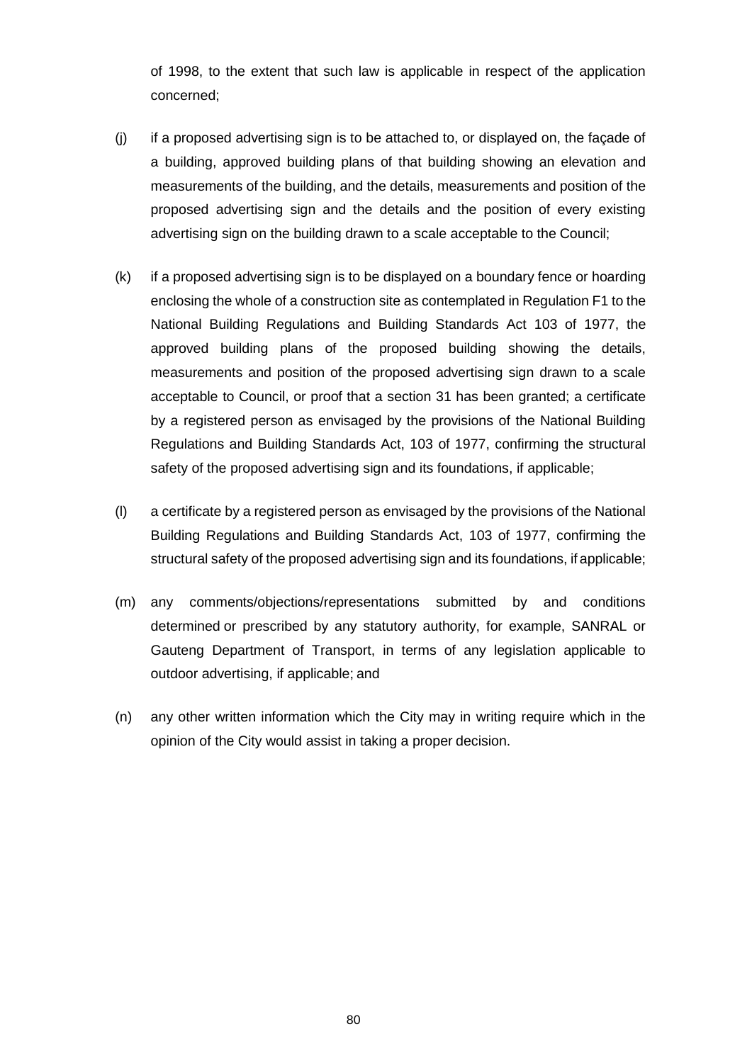of 1998, to the extent that such law is applicable in respect of the application concerned;

(j) if a proposed advertising sign is to be attached to, or displayed on, the façade of a building, approved building plans of that building showing an elevation and measurements of the building, and the details, measurements and position of the proposed advertising sign and the details and the position of every existing advertising sign on the building drawn to a scale acceptable to the Council;

(k) if a proposed advertising sign is to be displayed on a boundary fence or hoarding enclosing the whole of a construction site as contemplated in Regulation F1 to the National Building Regulations and Building Standards Act 103 of 1977, the approved building plans of the proposed building showing the details, measurements and position of the proposed advertising sign drawn to a scale acceptable to Council, or proof that a section 31 has been granted; a certificate by a registered person as envisaged by the provisions of the National Building Regulations and Building Standards Act, 103 of 1977, confirming the structural safety of the proposed advertising sign and its foundations, if applicable;

(l) a certificate by a registered person as envisaged by the provisions of the National Building Regulations and Building Standards Act, 103 of 1977, confirming the structural safety of the proposed advertising sign and its foundations, if applicable;

(m) any comments/objections/representations submitted by and conditions determined or prescribed by any statutory authority, for example, SANRAL or Gauteng Department of Transport, in terms of any legislation applicable to outdoor advertising, if applicable; and

(n) any other written information which the City may in writing require which in the opinion of the City would assist in taking a proper decision.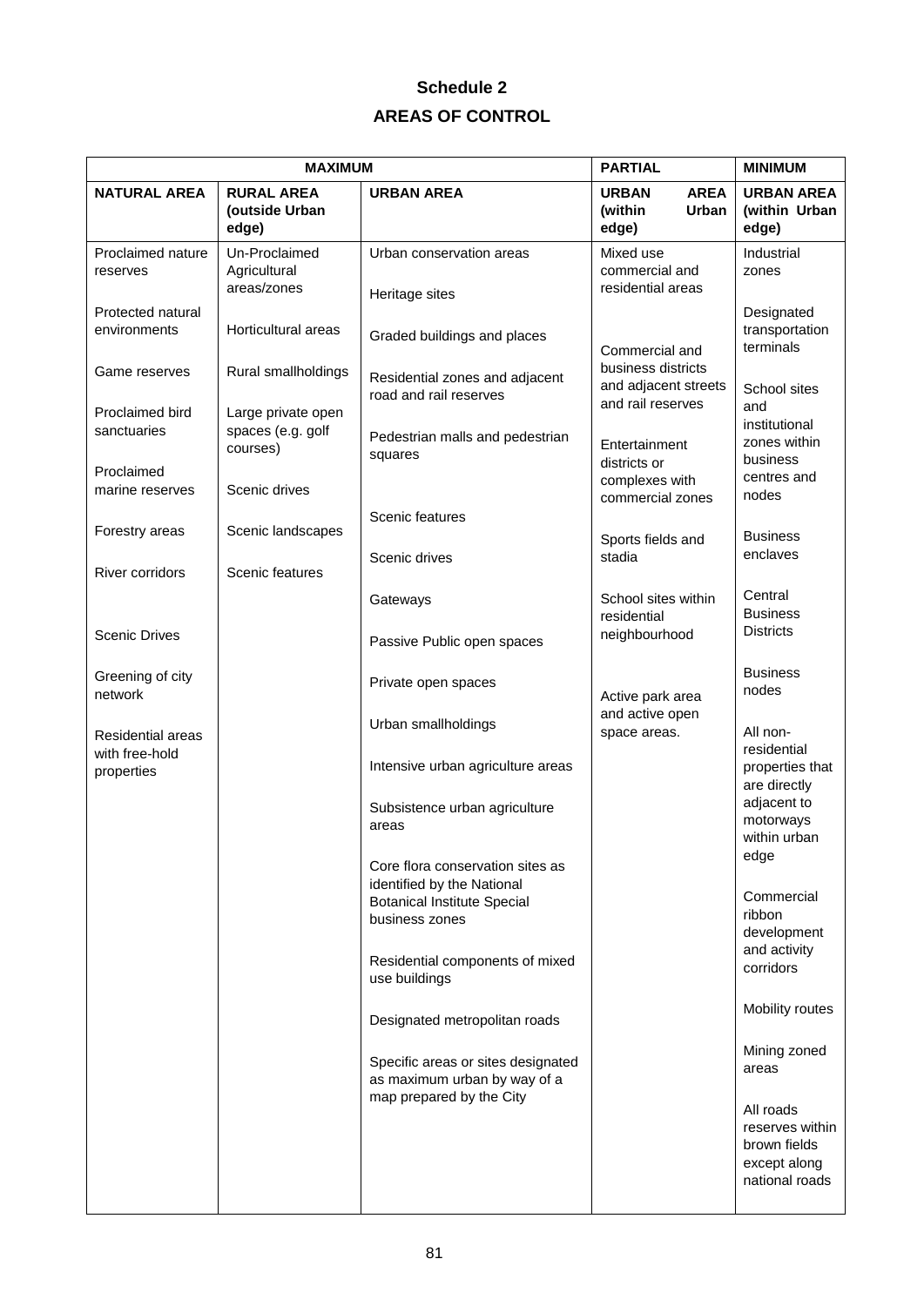# Schedule 2

## AREAS OF CONTROL

| MAXIMUM | | | PARTIAL | MINIMUM |
|---|---|---|---|---|
| **NATURAL AREA** | **RURAL AREA (outside Urban edge)** | **URBAN AREA** | **URBAN AREA (within Urban edge)** | **URBAN AREA (within Urban edge)** |
| Proclaimed nature reserves | Un-Proclaimed Agricultural areas/zones | Urban conservation areas | Mixed use commercial and residential areas | Industrial zones |
| Protected natural environments | Horticultural areas | Heritage sites | Commercial and business districts and adjacent streets and rail reserves | Designated transportation terminals |
| Game reserves | Rural smallholdings | Graded buildings and places | Entertainment districts or complexes with commercial zones | School sites and institutional zones within business centres and nodes |
| Proclaimed bird sanctuaries | Large private open spaces (e.g. golf courses) | Residential zones and adjacent road and rail reserves | Sports fields and stadia | Business enclaves |
| Proclaimed marine reserves | Scenic drives | Pedestrian malls and pedestrian squares | School sites within residential neighbourhood | Central Business Districts |
| Forestry areas | Scenic landscapes | Scenic features | Active park area and active open space areas. | Business nodes |
| River corridors | Scenic features | Scenic drives | | All non-residential properties that are directly adjacent to motorways within urban edge |
| Scenic Drives | | Gateways | | Commercial ribbon development and activity corridors |
| Greening of city network | | Passive Public open spaces | | Mobility routes |
| Residential areas with free-hold properties | | Private open spaces | | Mining zoned areas |
| | | Urban smallholdings | | All roads reserves within brown fields except along national roads |
| | | Intensive urban agriculture areas | | |
| | | Subsistence urban agriculture areas | | |
| | | Core flora conservation sites as identified by the National Botanical Institute Special business zones | | |
| | | Residential components of mixed use buildings | | |
| | | Designated metropolitan roads | | |
| | | Specific areas or sites designated as maximum urban by way of a map prepared by the City | | |